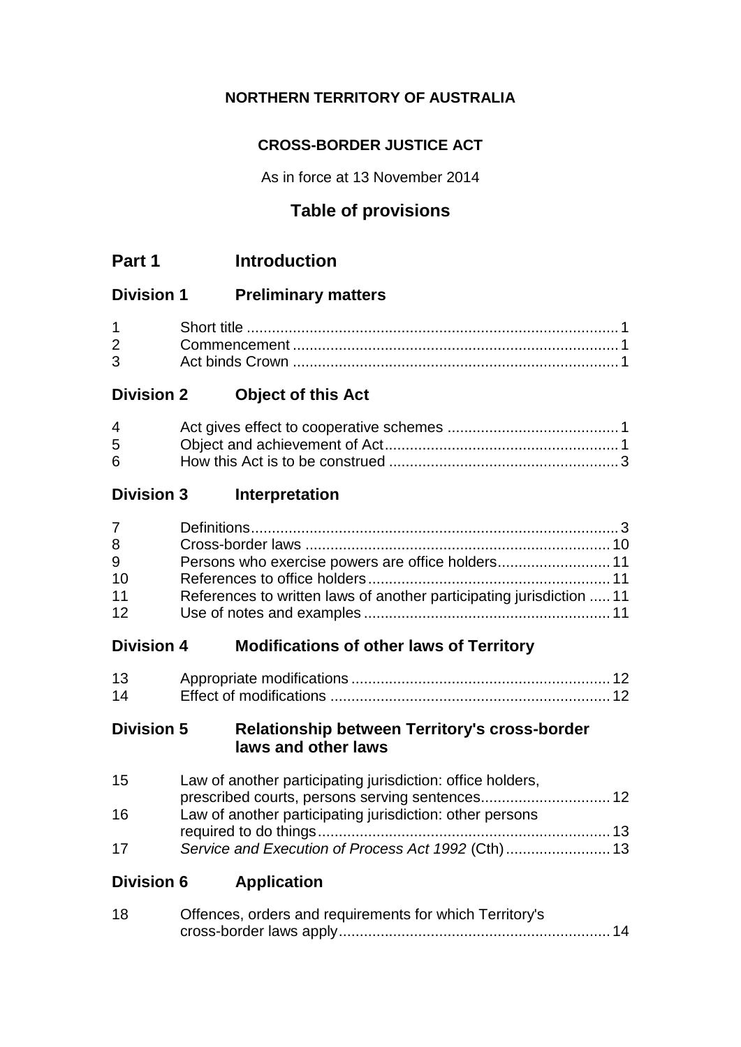**NORTHERN TERRITORY OF AUSTRALIA**

**CROSS-BORDER JUSTICE ACT**

As in force at 13 November 2014

## Table of provisions

## Part 1 Introduction

### Division 1 Preliminary matters

| | | |
|---|---|---|
| 1 | Short title | 1 |
| 2 | Commencement | 1 |
| 3 | Act binds Crown | 1 |

### Division 2 Object of this Act

| | | |
|---|---|---|
| 4 | Act gives effect to cooperative schemes | 1 |
| 5 | Object and achievement of Act | 1 |
| 6 | How this Act is to be construed | 3 |

### Division 3 Interpretation

| | | |
|---|---|---|
| 7 | Definitions | 3 |
| 8 | Cross-border laws | 10 |
| 9 | Persons who exercise powers are office holders | 11 |
| 10 | References to office holders | 11 |
| 11 | References to written laws of another participating jurisdiction | 11 |
| 12 | Use of notes and examples | 11 |

### Division 4 Modifications of other laws of Territory

| | | |
|---|---|---|
| 13 | Appropriate modifications | 12 |
| 14 | Effect of modifications | 12 |

### Division 5 Relationship between Territory's cross-border laws and other laws

| | | |
|---|---|---|
| 15 | Law of another participating jurisdiction: office holders, prescribed courts, persons serving sentences | 12 |
| 16 | Law of another participating jurisdiction: other persons required to do things | 13 |
| 17 | *Service and Execution of Process Act 1992* (Cth) | 13 |

### Division 6 Application

| | | |
|---|---|---|
| 18 | Offences, orders and requirements for which Territory's cross-border laws apply | 14 |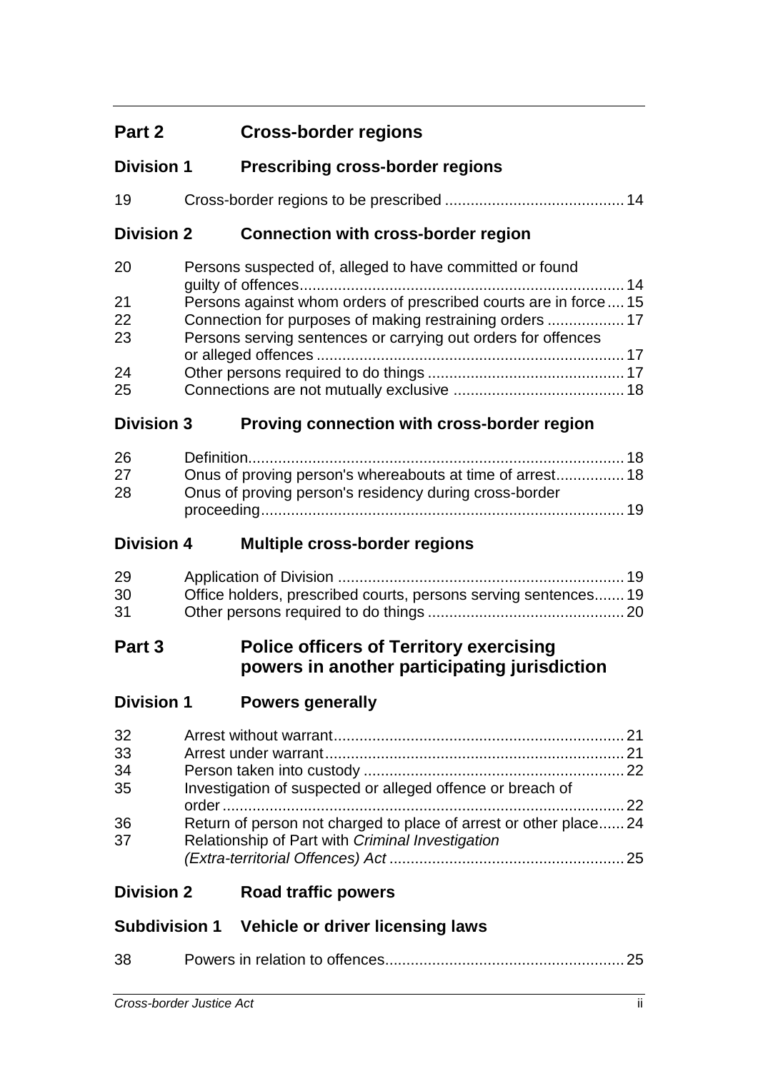## Part 2 Cross-border regions

### Division 1 Prescribing cross-border regions

| | | |
|---|---|---|
| 19 | Cross-border regions to be prescribed | 14 |

### Division 2 Connection with cross-border region

| | | |
|---|---|---|
| 20 | Persons suspected of, alleged to have committed or found guilty of offences | 14 |
| 21 | Persons against whom orders of prescribed courts are in force | 15 |
| 22 | Connection for purposes of making restraining orders | 17 |
| 23 | Persons serving sentences or carrying out orders for offences or alleged offences | 17 |
| 24 | Other persons required to do things | 17 |
| 25 | Connections are not mutually exclusive | 18 |

### Division 3 Proving connection with cross-border region

| | | |
|---|---|---|
| 26 | Definition | 18 |
| 27 | Onus of proving person's whereabouts at time of arrest | 18 |
| 28 | Onus of proving person's residency during cross-border proceeding | 19 |

### Division 4 Multiple cross-border regions

| | | |
|---|---|---|
| 29 | Application of Division | 19 |
| 30 | Office holders, prescribed courts, persons serving sentences | 19 |
| 31 | Other persons required to do things | 20 |

## Part 3 Police officers of Territory exercising powers in another participating jurisdiction

### Division 1 Powers generally

| | | |
|---|---|---|
| 32 | Arrest without warrant | 21 |
| 33 | Arrest under warrant | 21 |
| 34 | Person taken into custody | 22 |
| 35 | Investigation of suspected or alleged offence or breach of order | 22 |
| 36 | Return of person not charged to place of arrest or other place | 24 |
| 37 | Relationship of Part with *Criminal Investigation (Extra-territorial Offences) Act* | 25 |

### Division 2 Road traffic powers

#### Subdivision 1 Vehicle or driver licensing laws

| | | |
|---|---|---|
| 38 | Powers in relation to offences | 25 |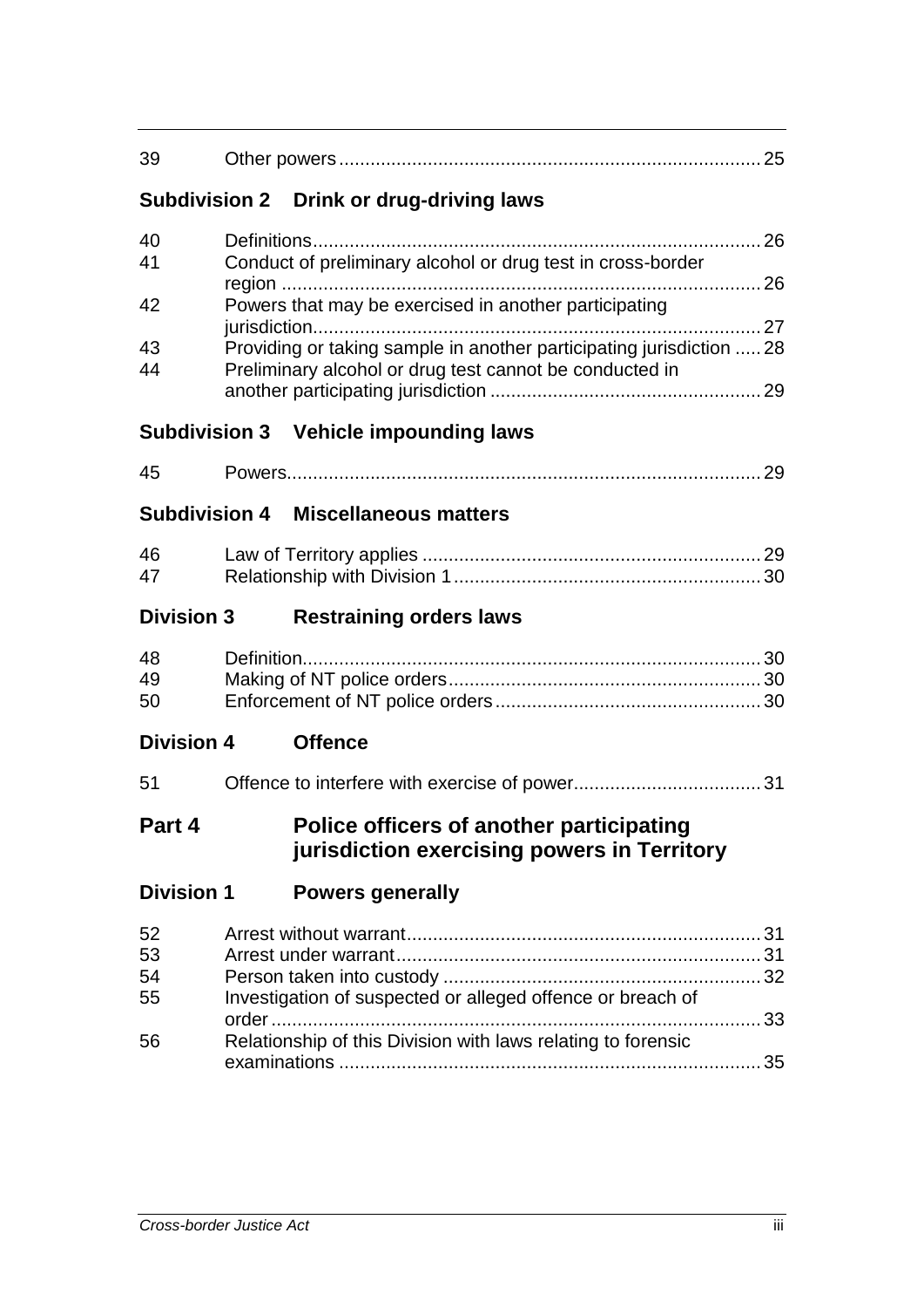39 Other powers ........ 25

### Subdivision 2 Drink or drug-driving laws

40 Definitions ........ 26
41 Conduct of preliminary alcohol or drug test in cross-border region ........ 26
42 Powers that may be exercised in another participating jurisdiction ........ 27
43 Providing or taking sample in another participating jurisdiction ........ 28
44 Preliminary alcohol or drug test cannot be conducted in another participating jurisdiction ........ 29

### Subdivision 3 Vehicle impounding laws

45 Powers ........ 29

### Subdivision 4 Miscellaneous matters

46 Law of Territory applies ........ 29
47 Relationship with Division 1 ........ 30

### Division 3 Restraining orders laws

48 Definition ........ 30
49 Making of NT police orders ........ 30
50 Enforcement of NT police orders ........ 30

### Division 4 Offence

51 Offence to interfere with exercise of power ........ 31

## Part 4 Police officers of another participating jurisdiction exercising powers in Territory

### Division 1 Powers generally

52 Arrest without warrant ........ 31
53 Arrest under warrant ........ 31
54 Person taken into custody ........ 32
55 Investigation of suspected or alleged offence or breach of order ........ 33
56 Relationship of this Division with laws relating to forensic examinations ........ 35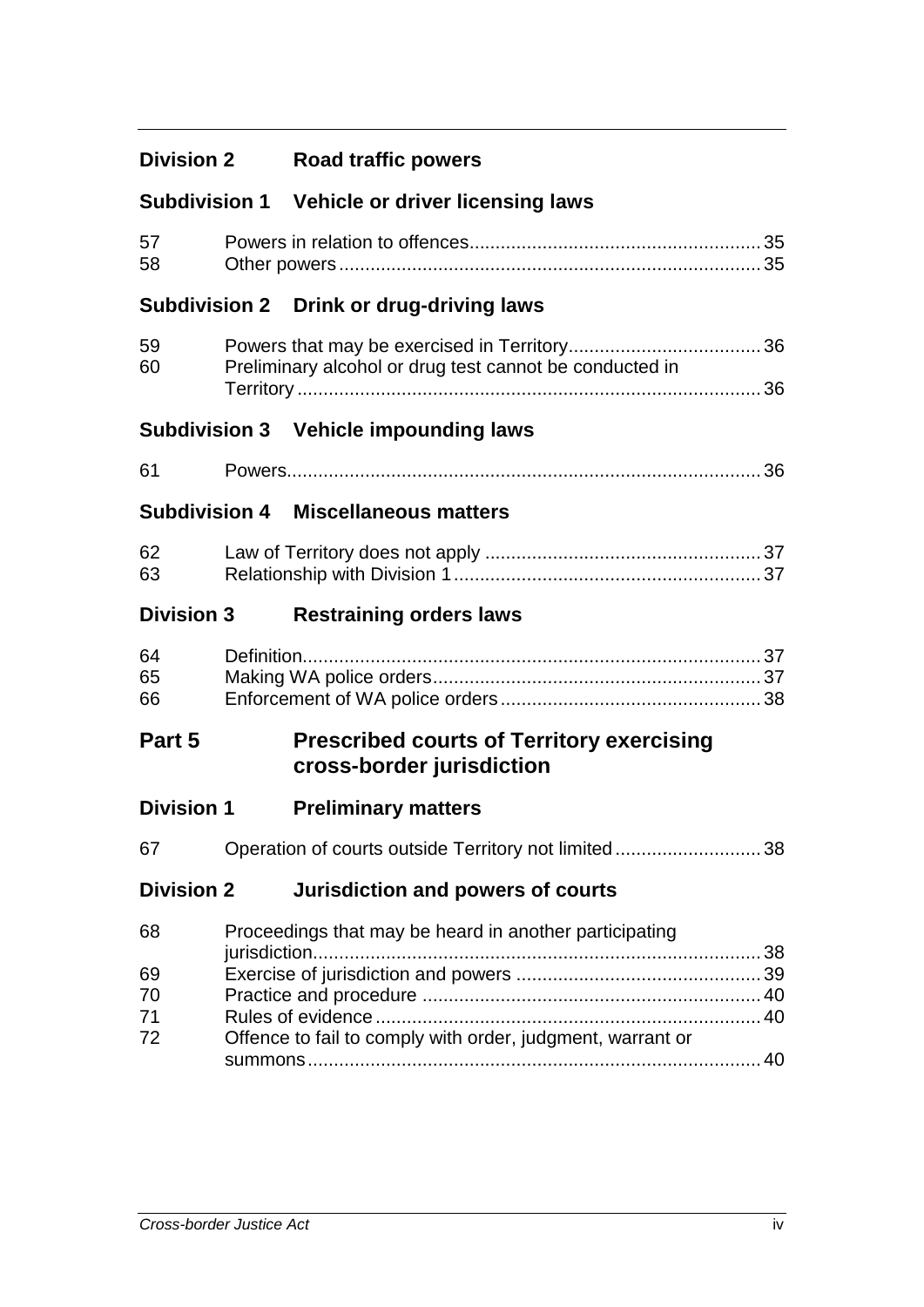## Division 2 Road traffic powers

### Subdivision 1 Vehicle or driver licensing laws

| | | |
|---|---|---|
| 57 | Powers in relation to offences | 35 |
| 58 | Other powers | 35 |

### Subdivision 2 Drink or drug-driving laws

| | | |
|---|---|---|
| 59 | Powers that may be exercised in Territory | 36 |
| 60 | Preliminary alcohol or drug test cannot be conducted in Territory | 36 |

### Subdivision 3 Vehicle impounding laws

| | | |
|---|---|---|
| 61 | Powers | 36 |

### Subdivision 4 Miscellaneous matters

| | | |
|---|---|---|
| 62 | Law of Territory does not apply | 37 |
| 63 | Relationship with Division 1 | 37 |

## Division 3 Restraining orders laws

| | | |
|---|---|---|
| 64 | Definition | 37 |
| 65 | Making WA police orders | 37 |
| 66 | Enforcement of WA police orders | 38 |

# Part 5 Prescribed courts of Territory exercising cross-border jurisdiction

## Division 1 Preliminary matters

| | | |
|---|---|---|
| 67 | Operation of courts outside Territory not limited | 38 |

## Division 2 Jurisdiction and powers of courts

| | | |
|---|---|---|
| 68 | Proceedings that may be heard in another participating jurisdiction | 38 |
| 69 | Exercise of jurisdiction and powers | 39 |
| 70 | Practice and procedure | 40 |
| 71 | Rules of evidence | 40 |
| 72 | Offence to fail to comply with order, judgment, warrant or summons | 40 |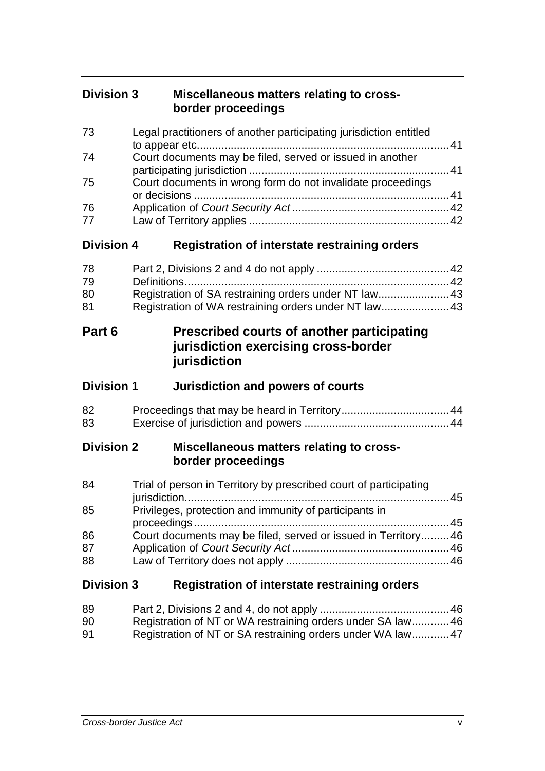### Division 3 Miscellaneous matters relating to cross-border proceedings

73 Legal practitioners of another participating jurisdiction entitled to appear etc. 41
74 Court documents may be filed, served or issued in another participating jurisdiction 41
75 Court documents in wrong form do not invalidate proceedings or decisions 41
76 Application of *Court Security Act* 42
77 Law of Territory applies 42

### Division 4 Registration of interstate restraining orders

78 Part 2, Divisions 2 and 4 do not apply 42
79 Definitions 42
80 Registration of SA restraining orders under NT law 43
81 Registration of WA restraining orders under NT law 43

## Part 6 Prescribed courts of another participating jurisdiction exercising cross-border jurisdiction

### Division 1 Jurisdiction and powers of courts

82 Proceedings that may be heard in Territory 44
83 Exercise of jurisdiction and powers 44

### Division 2 Miscellaneous matters relating to cross-border proceedings

84 Trial of person in Territory by prescribed court of participating jurisdiction 45
85 Privileges, protection and immunity of participants in proceedings 45
86 Court documents may be filed, served or issued in Territory 46
87 Application of *Court Security Act* 46
88 Law of Territory does not apply 46

### Division 3 Registration of interstate restraining orders

89 Part 2, Divisions 2 and 4, do not apply 46
90 Registration of NT or WA restraining orders under SA law 46
91 Registration of NT or SA restraining orders under WA law 47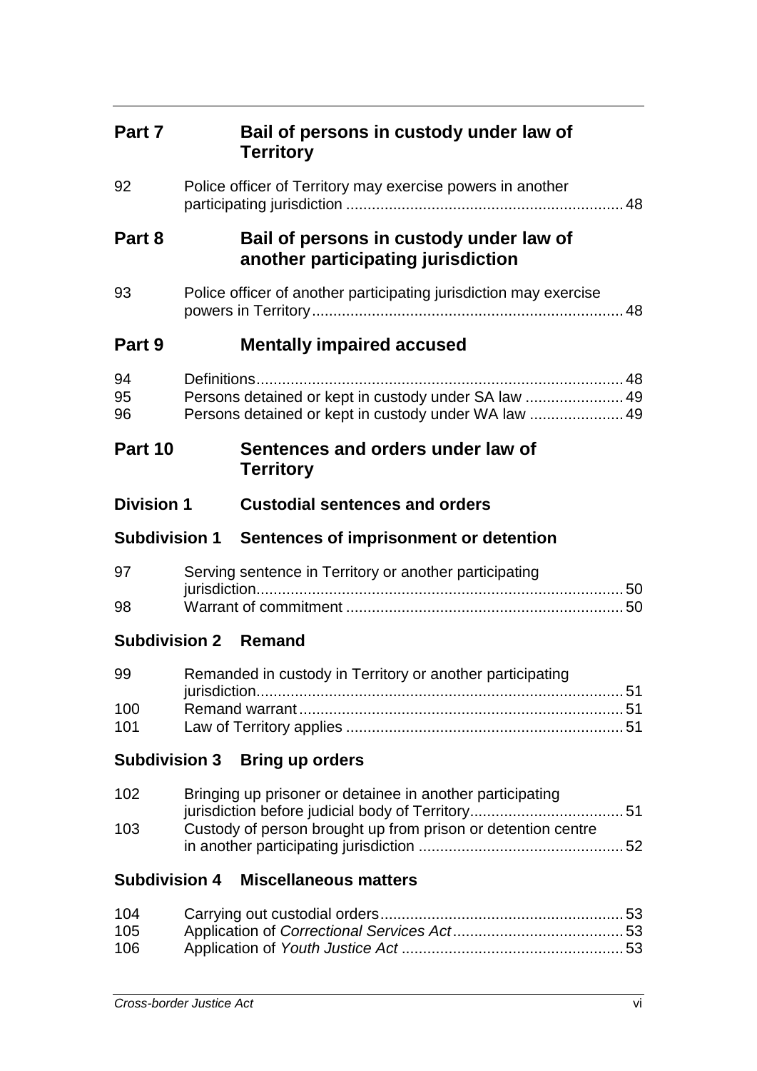## Part 7 Bail of persons in custody under law of Territory

92 Police officer of Territory may exercise powers in another participating jurisdiction ........ 48

## Part 8 Bail of persons in custody under law of another participating jurisdiction

93 Police officer of another participating jurisdiction may exercise powers in Territory ........ 48

## Part 9 Mentally impaired accused

94 Definitions ........ 48
95 Persons detained or kept in custody under SA law ........ 49
96 Persons detained or kept in custody under WA law ........ 49

## Part 10 Sentences and orders under law of Territory

### Division 1 Custodial sentences and orders

#### Subdivision 1 Sentences of imprisonment or detention

97 Serving sentence in Territory or another participating jurisdiction ........ 50
98 Warrant of commitment ........ 50

#### Subdivision 2 Remand

99 Remanded in custody in Territory or another participating jurisdiction ........ 51
100 Remand warrant ........ 51
101 Law of Territory applies ........ 51

#### Subdivision 3 Bring up orders

102 Bringing up prisoner or detainee in another participating jurisdiction before judicial body of Territory ........ 51
103 Custody of person brought up from prison or detention centre in another participating jurisdiction ........ 52

#### Subdivision 4 Miscellaneous matters

104 Carrying out custodial orders ........ 53
105 Application of *Correctional Services Act* ........ 53
106 Application of *Youth Justice Act* ........ 53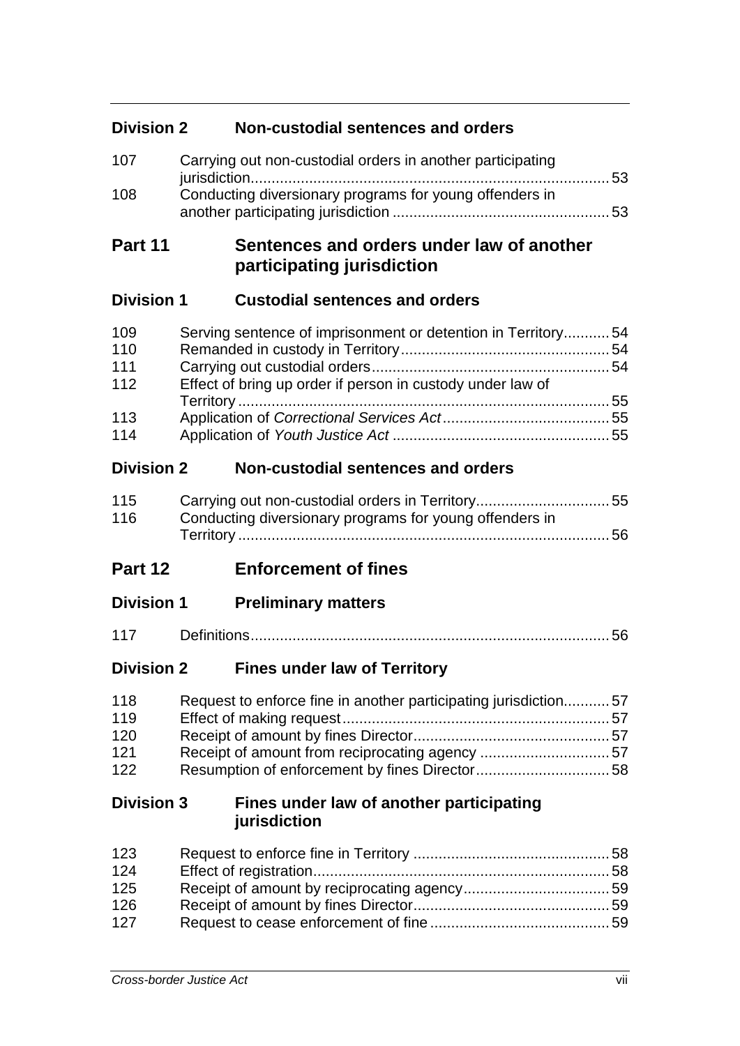## Division 2 Non-custodial sentences and orders

| | | |
|---|---|---|
| 107 | Carrying out non-custodial orders in another participating jurisdiction | 53 |
| 108 | Conducting diversionary programs for young offenders in another participating jurisdiction | 53 |

# Part 11 Sentences and orders under law of another participating jurisdiction

## Division 1 Custodial sentences and orders

| | | |
|---|---|---|
| 109 | Serving sentence of imprisonment or detention in Territory | 54 |
| 110 | Remanded in custody in Territory | 54 |
| 111 | Carrying out custodial orders | 54 |
| 112 | Effect of bring up order if person in custody under law of Territory | 55 |
| 113 | Application of *Correctional Services Act* | 55 |
| 114 | Application of *Youth Justice Act* | 55 |

## Division 2 Non-custodial sentences and orders

| | | |
|---|---|---|
| 115 | Carrying out non-custodial orders in Territory | 55 |
| 116 | Conducting diversionary programs for young offenders in Territory | 56 |

# Part 12 Enforcement of fines

## Division 1 Preliminary matters

| | | |
|---|---|---|
| 117 | Definitions | 56 |

## Division 2 Fines under law of Territory

| | | |
|---|---|---|
| 118 | Request to enforce fine in another participating jurisdiction | 57 |
| 119 | Effect of making request | 57 |
| 120 | Receipt of amount by fines Director | 57 |
| 121 | Receipt of amount from reciprocating agency | 57 |
| 122 | Resumption of enforcement by fines Director | 58 |

## Division 3 Fines under law of another participating jurisdiction

| | | |
|---|---|---|
| 123 | Request to enforce fine in Territory | 58 |
| 124 | Effect of registration | 58 |
| 125 | Receipt of amount by reciprocating agency | 59 |
| 126 | Receipt of amount by fines Director | 59 |
| 127 | Request to cease enforcement of fine | 59 |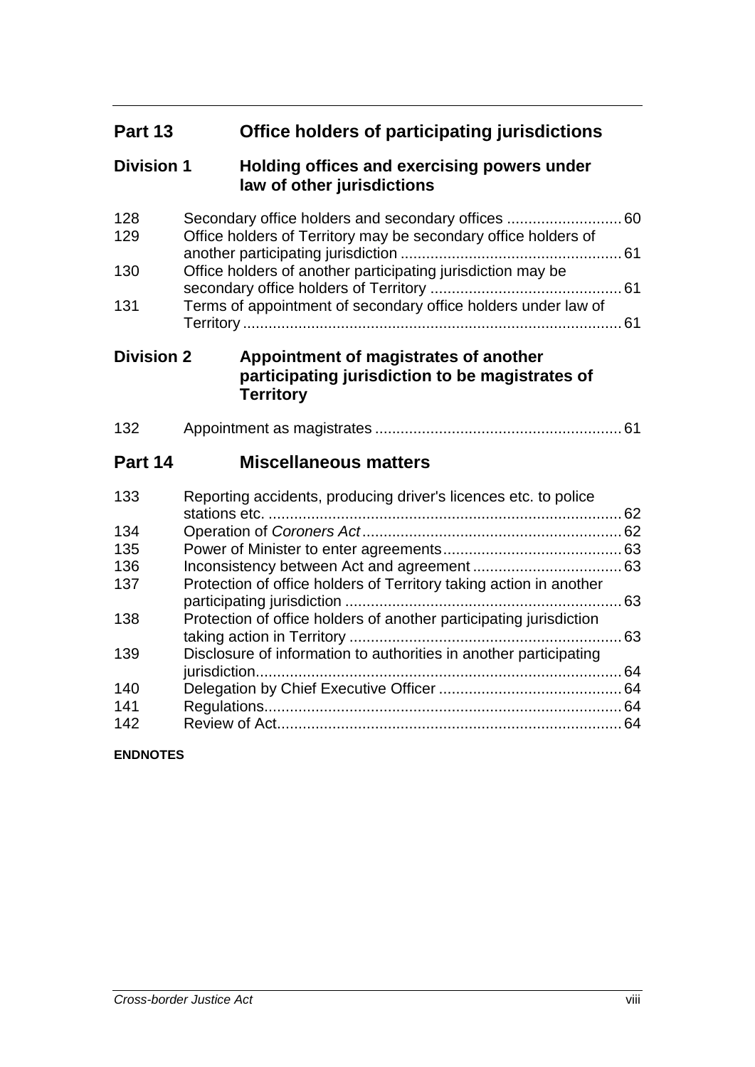## Part 13 Office holders of participating jurisdictions

### Division 1 Holding offices and exercising powers under law of other jurisdictions

| | | |
|---|---|---|
| 128 | Secondary office holders and secondary offices | 60 |
| 129 | Office holders of Territory may be secondary office holders of another participating jurisdiction | 61 |
| 130 | Office holders of another participating jurisdiction may be secondary office holders of Territory | 61 |
| 131 | Terms of appointment of secondary office holders under law of Territory | 61 |

### Division 2 Appointment of magistrates of another participating jurisdiction to be magistrates of Territory

| | | |
|---|---|---|
| 132 | Appointment as magistrates | 61 |

## Part 14 Miscellaneous matters

| | | |
|---|---|---|
| 133 | Reporting accidents, producing driver's licences etc. to police stations etc. | 62 |
| 134 | Operation of *Coroners Act* | 62 |
| 135 | Power of Minister to enter agreements | 63 |
| 136 | Inconsistency between Act and agreement | 63 |
| 137 | Protection of office holders of Territory taking action in another participating jurisdiction | 63 |
| 138 | Protection of office holders of another participating jurisdiction taking action in Territory | 63 |
| 139 | Disclosure of information to authorities in another participating jurisdiction | 64 |
| 140 | Delegation by Chief Executive Officer | 64 |
| 141 | Regulations | 64 |
| 142 | Review of Act | 64 |

**ENDNOTES**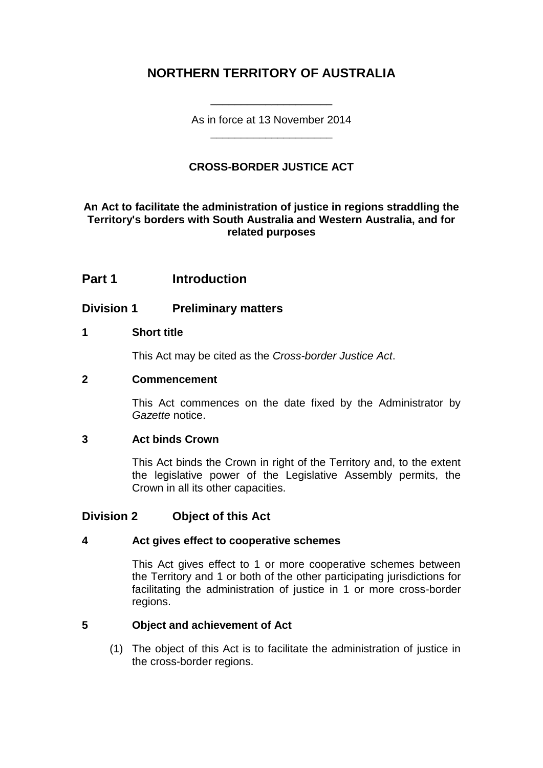# NORTHERN TERRITORY OF AUSTRALIA

As in force at 13 November 2014

## CROSS-BORDER JUSTICE ACT

**An Act to facilitate the administration of justice in regions straddling the Territory's borders with South Australia and Western Australia, and for related purposes**

## Part 1 Introduction

### Division 1 Preliminary matters

**1 Short title**

This Act may be cited as the *Cross-border Justice Act*.

**2 Commencement**

This Act commences on the date fixed by the Administrator by *Gazette* notice.

**3 Act binds Crown**

This Act binds the Crown in right of the Territory and, to the extent the legislative power of the Legislative Assembly permits, the Crown in all its other capacities.

### Division 2 Object of this Act

**4 Act gives effect to cooperative schemes**

This Act gives effect to 1 or more cooperative schemes between the Territory and 1 or both of the other participating jurisdictions for facilitating the administration of justice in 1 or more cross-border regions.

**5 Object and achievement of Act**

(1) The object of this Act is to facilitate the administration of justice in the cross-border regions.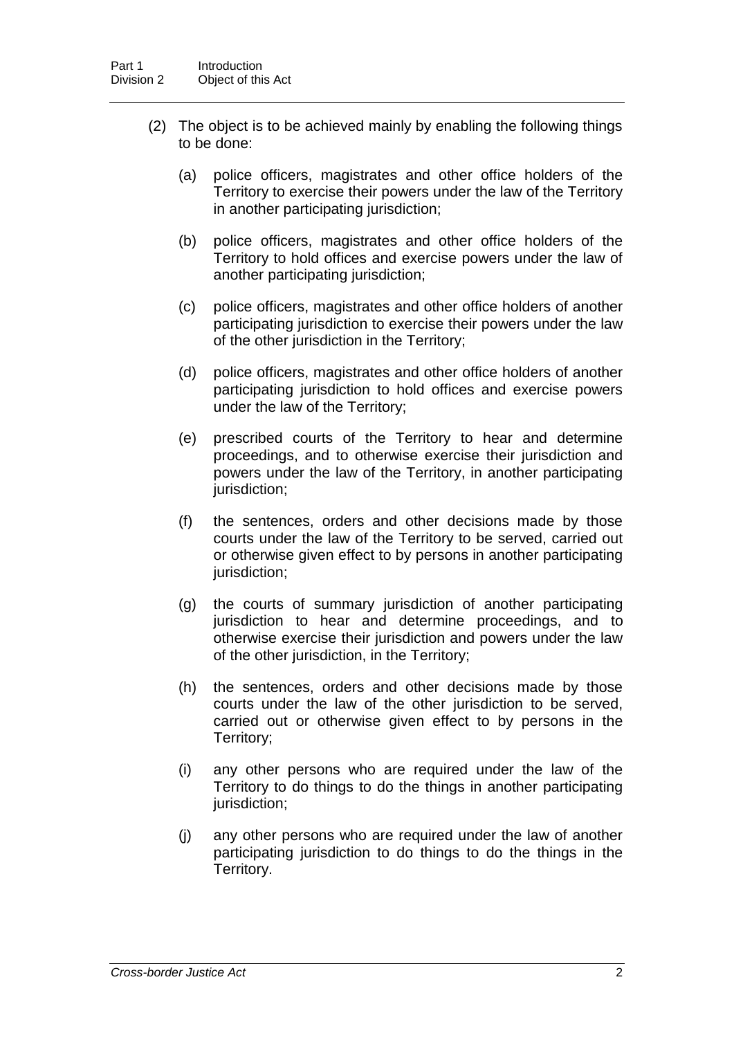(2) The object is to be achieved mainly by enabling the following things to be done:

(a) police officers, magistrates and other office holders of the Territory to exercise their powers under the law of the Territory in another participating jurisdiction;

(b) police officers, magistrates and other office holders of the Territory to hold offices and exercise powers under the law of another participating jurisdiction;

(c) police officers, magistrates and other office holders of another participating jurisdiction to exercise their powers under the law of the other jurisdiction in the Territory;

(d) police officers, magistrates and other office holders of another participating jurisdiction to hold offices and exercise powers under the law of the Territory;

(e) prescribed courts of the Territory to hear and determine proceedings, and to otherwise exercise their jurisdiction and powers under the law of the Territory, in another participating jurisdiction;

(f) the sentences, orders and other decisions made by those courts under the law of the Territory to be served, carried out or otherwise given effect to by persons in another participating jurisdiction;

(g) the courts of summary jurisdiction of another participating jurisdiction to hear and determine proceedings, and to otherwise exercise their jurisdiction and powers under the law of the other jurisdiction, in the Territory;

(h) the sentences, orders and other decisions made by those courts under the law of the other jurisdiction to be served, carried out or otherwise given effect to by persons in the Territory;

(i) any other persons who are required under the law of the Territory to do things to do the things in another participating jurisdiction;

(j) any other persons who are required under the law of another participating jurisdiction to do things to do the things in the Territory.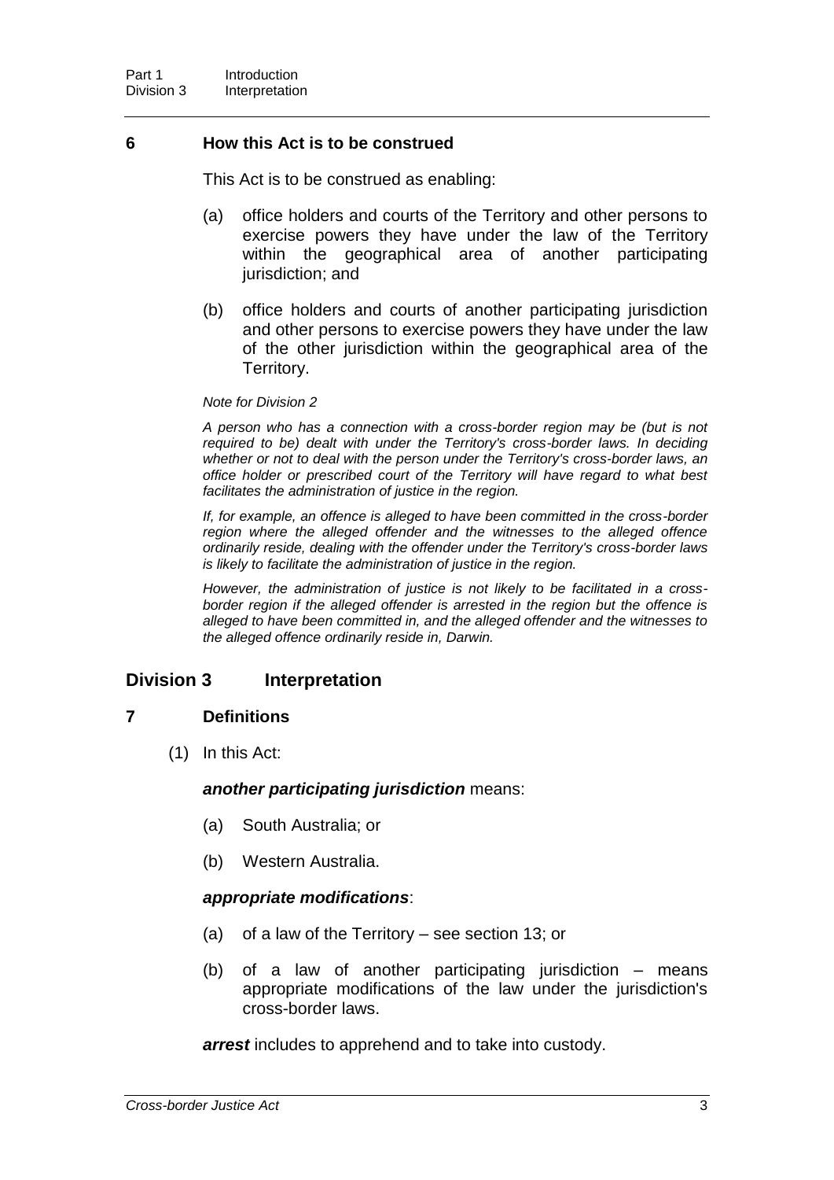## 6 How this Act is to be construed

This Act is to be construed as enabling:

(a) office holders and courts of the Territory and other persons to exercise powers they have under the law of the Territory within the geographical area of another participating jurisdiction; and

(b) office holders and courts of another participating jurisdiction and other persons to exercise powers they have under the law of the other jurisdiction within the geographical area of the Territory.

*Note for Division 2*

*A person who has a connection with a cross-border region may be (but is not required to be) dealt with under the Territory's cross-border laws. In deciding whether or not to deal with the person under the Territory's cross-border laws, an office holder or prescribed court of the Territory will have regard to what best facilitates the administration of justice in the region.*

*If, for example, an offence is alleged to have been committed in the cross-border region where the alleged offender and the witnesses to the alleged offence ordinarily reside, dealing with the offender under the Territory's cross-border laws is likely to facilitate the administration of justice in the region.*

*However, the administration of justice is not likely to be facilitated in a cross-border region if the alleged offender is arrested in the region but the offence is alleged to have been committed in, and the alleged offender and the witnesses to the alleged offence ordinarily reside in, Darwin.*

# Division 3 Interpretation

## 7 Definitions

(1) In this Act:

***another participating jurisdiction*** means:

(a) South Australia; or

(b) Western Australia.

***appropriate modifications***:

(a) of a law of the Territory – see section 13; or

(b) of a law of another participating jurisdiction – means appropriate modifications of the law under the jurisdiction's cross-border laws.

***arrest*** includes to apprehend and to take into custody.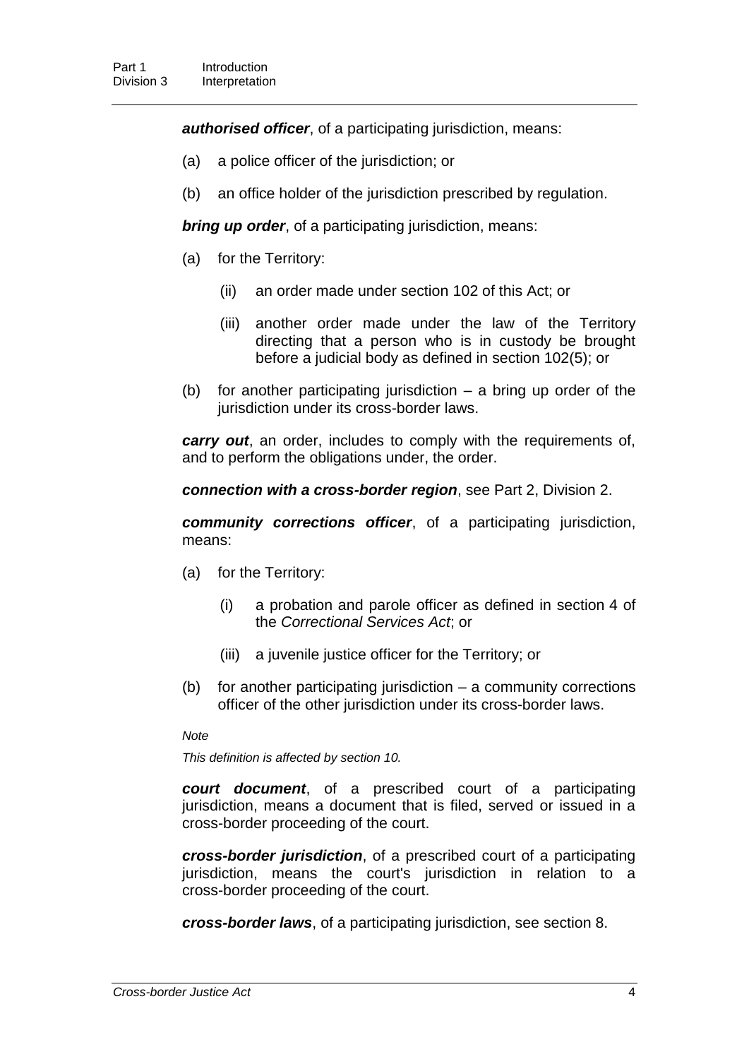***authorised officer***, of a participating jurisdiction, means:

(a) a police officer of the jurisdiction; or

(b) an office holder of the jurisdiction prescribed by regulation.

***bring up order***, of a participating jurisdiction, means:

(a) for the Territory:

   (ii) an order made under section 102 of this Act; or

   (iii) another order made under the law of the Territory directing that a person who is in custody be brought before a judicial body as defined in section 102(5); or

(b) for another participating jurisdiction – a bring up order of the jurisdiction under its cross-border laws.

***carry out***, an order, includes to comply with the requirements of, and to perform the obligations under, the order.

***connection with a cross-border region***, see Part 2, Division 2.

***community corrections officer***, of a participating jurisdiction, means:

(a) for the Territory:

   (i) a probation and parole officer as defined in section 4 of the *Correctional Services Act*; or

   (iii) a juvenile justice officer for the Territory; or

(b) for another participating jurisdiction – a community corrections officer of the other jurisdiction under its cross-border laws.

*Note*

*This definition is affected by section 10.*

***court document***, of a prescribed court of a participating jurisdiction, means a document that is filed, served or issued in a cross-border proceeding of the court.

***cross-border jurisdiction***, of a prescribed court of a participating jurisdiction, means the court's jurisdiction in relation to a cross-border proceeding of the court.

***cross-border laws***, of a participating jurisdiction, see section 8.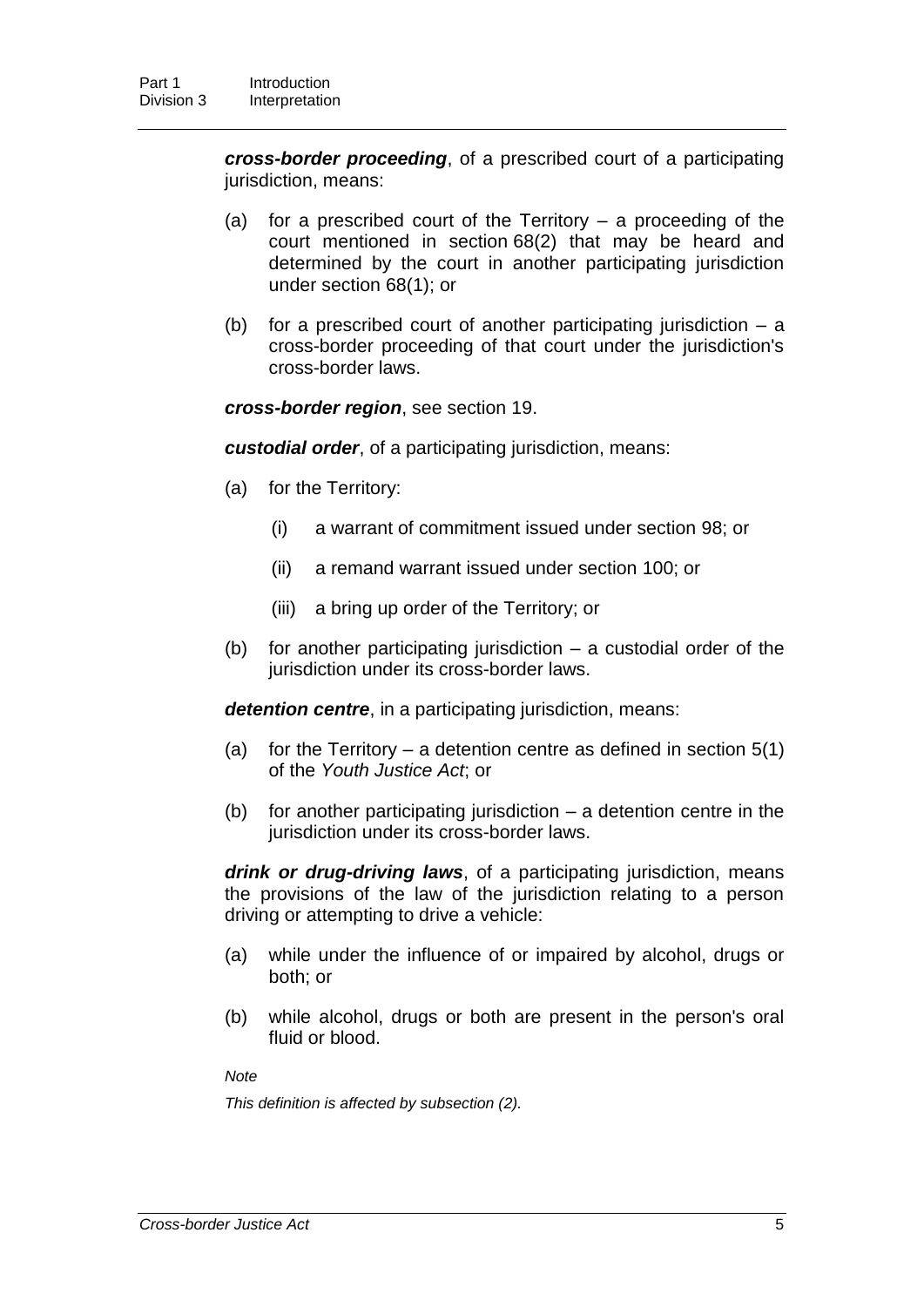***cross-border proceeding***, of a prescribed court of a participating jurisdiction, means:

(a) for a prescribed court of the Territory – a proceeding of the court mentioned in section 68(2) that may be heard and determined by the court in another participating jurisdiction under section 68(1); or

(b) for a prescribed court of another participating jurisdiction – a cross-border proceeding of that court under the jurisdiction's cross-border laws.

***cross-border region***, see section 19.

***custodial order***, of a participating jurisdiction, means:

(a) for the Territory:

    (i) a warrant of commitment issued under section 98; or

    (ii) a remand warrant issued under section 100; or

    (iii) a bring up order of the Territory; or

(b) for another participating jurisdiction – a custodial order of the jurisdiction under its cross-border laws.

***detention centre***, in a participating jurisdiction, means:

(a) for the Territory – a detention centre as defined in section 5(1) of the *Youth Justice Act*; or

(b) for another participating jurisdiction – a detention centre in the jurisdiction under its cross-border laws.

***drink or drug-driving laws***, of a participating jurisdiction, means the provisions of the law of the jurisdiction relating to a person driving or attempting to drive a vehicle:

(a) while under the influence of or impaired by alcohol, drugs or both; or

(b) while alcohol, drugs or both are present in the person's oral fluid or blood.

*Note*

*This definition is affected by subsection (2).*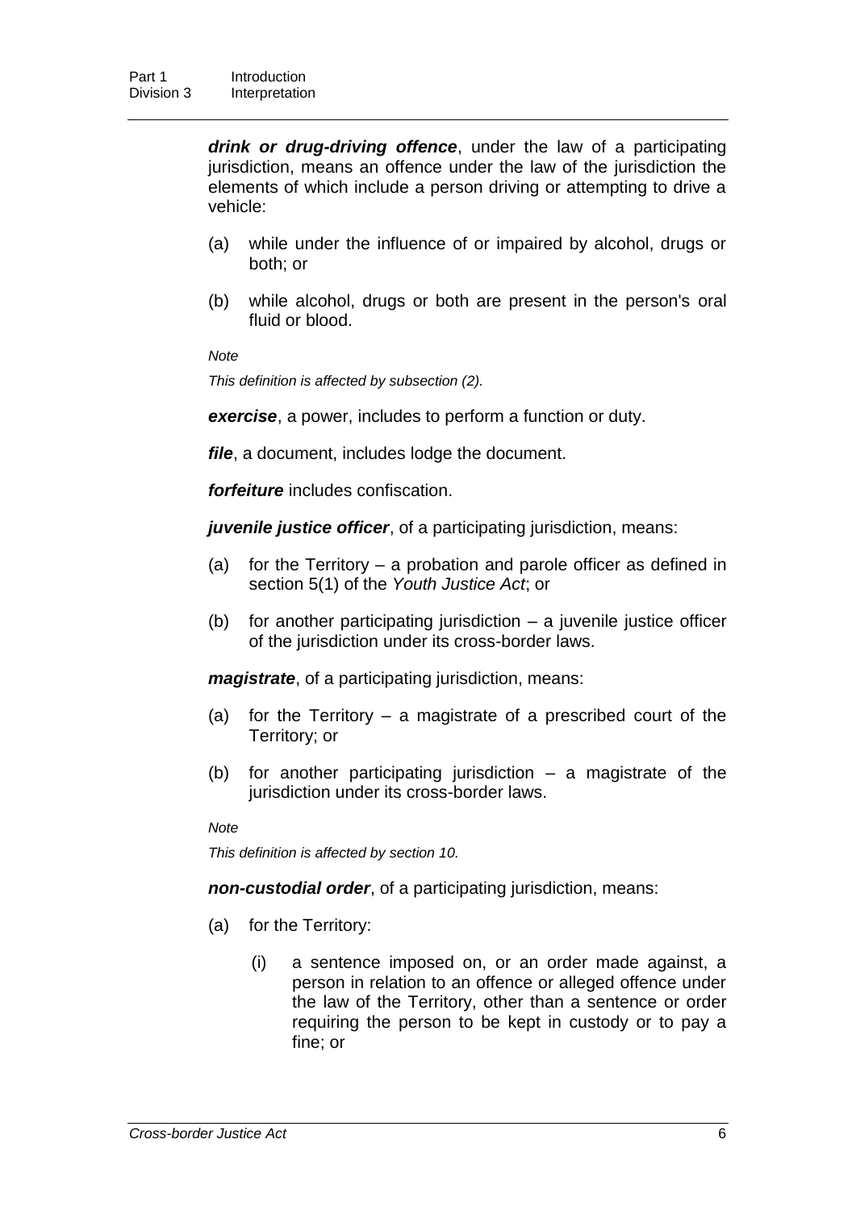***drink or drug-driving offence***, under the law of a participating jurisdiction, means an offence under the law of the jurisdiction the elements of which include a person driving or attempting to drive a vehicle:

(a) while under the influence of or impaired by alcohol, drugs or both; or

(b) while alcohol, drugs or both are present in the person's oral fluid or blood.

*Note*

*This definition is affected by subsection (2).*

***exercise***, a power, includes to perform a function or duty.

***file***, a document, includes lodge the document.

***forfeiture*** includes confiscation.

***juvenile justice officer***, of a participating jurisdiction, means:

(a) for the Territory – a probation and parole officer as defined in section 5(1) of the *Youth Justice Act*; or

(b) for another participating jurisdiction – a juvenile justice officer of the jurisdiction under its cross-border laws.

***magistrate***, of a participating jurisdiction, means:

(a) for the Territory – a magistrate of a prescribed court of the Territory; or

(b) for another participating jurisdiction – a magistrate of the jurisdiction under its cross-border laws.

*Note*

*This definition is affected by section 10.*

***non-custodial order***, of a participating jurisdiction, means:

(a) for the Territory:

   (i) a sentence imposed on, or an order made against, a person in relation to an offence or alleged offence under the law of the Territory, other than a sentence or order requiring the person to be kept in custody or to pay a fine; or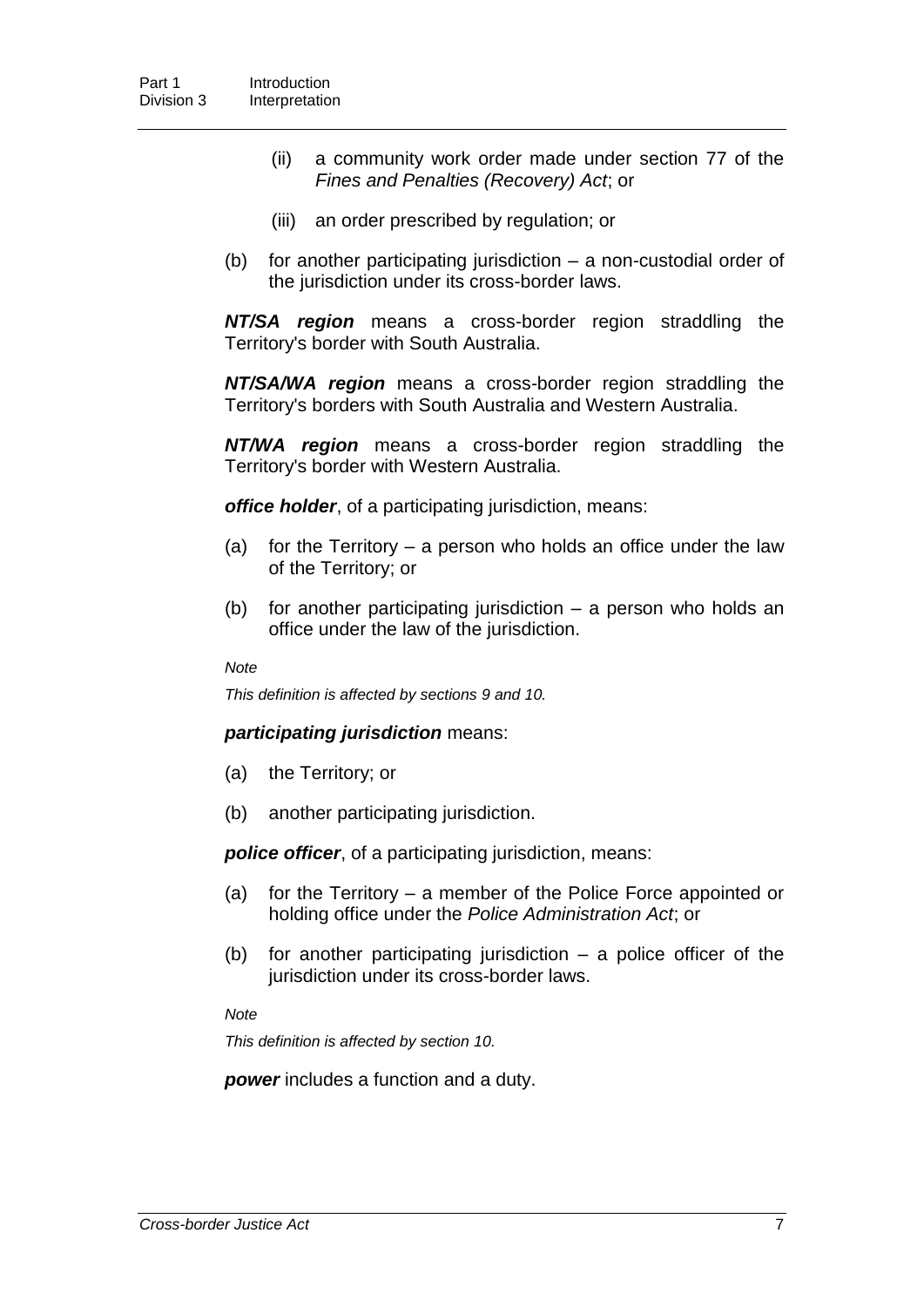(ii) a community work order made under section 77 of the *Fines and Penalties (Recovery) Act*; or

(iii) an order prescribed by regulation; or

(b) for another participating jurisdiction – a non-custodial order of the jurisdiction under its cross-border laws.

***NT/SA region*** means a cross-border region straddling the Territory's border with South Australia.

***NT/SA/WA region*** means a cross-border region straddling the Territory's borders with South Australia and Western Australia.

***NT/WA region*** means a cross-border region straddling the Territory's border with Western Australia.

***office holder***, of a participating jurisdiction, means:

(a) for the Territory – a person who holds an office under the law of the Territory; or

(b) for another participating jurisdiction – a person who holds an office under the law of the jurisdiction.

*Note*

*This definition is affected by sections 9 and 10.*

***participating jurisdiction*** means:

(a) the Territory; or

(b) another participating jurisdiction.

***police officer***, of a participating jurisdiction, means:

(a) for the Territory – a member of the Police Force appointed or holding office under the *Police Administration Act*; or

(b) for another participating jurisdiction – a police officer of the jurisdiction under its cross-border laws.

*Note*

*This definition is affected by section 10.*

***power*** includes a function and a duty.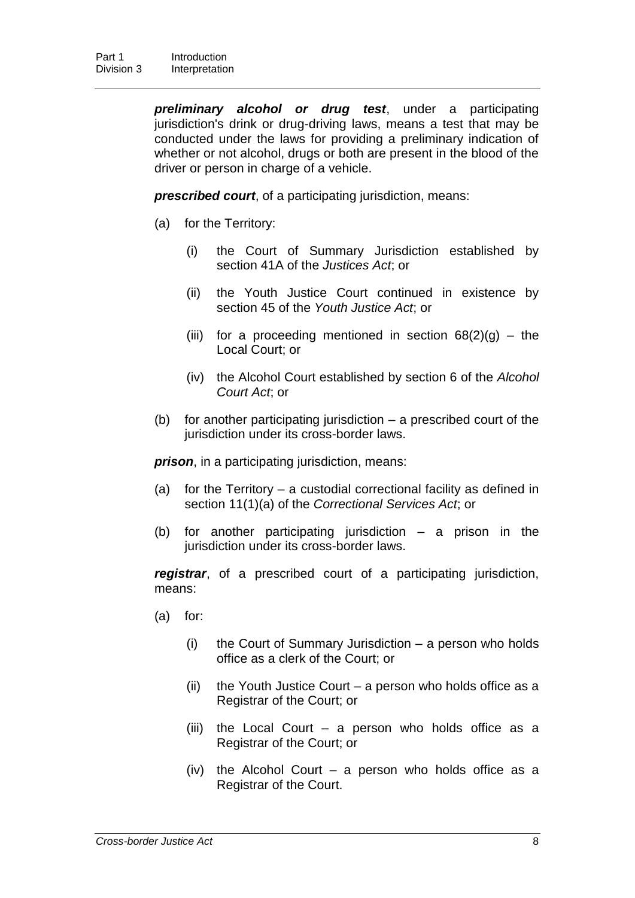***preliminary alcohol or drug test***, under a participating jurisdiction's drink or drug-driving laws, means a test that may be conducted under the laws for providing a preliminary indication of whether or not alcohol, drugs or both are present in the blood of the driver or person in charge of a vehicle.

***prescribed court***, of a participating jurisdiction, means:

(a) for the Territory:

(i) the Court of Summary Jurisdiction established by section 41A of the *Justices Act*; or

(ii) the Youth Justice Court continued in existence by section 45 of the *Youth Justice Act*; or

(iii) for a proceeding mentioned in section 68(2)(g) – the Local Court; or

(iv) the Alcohol Court established by section 6 of the *Alcohol Court Act*; or

(b) for another participating jurisdiction – a prescribed court of the jurisdiction under its cross-border laws.

***prison***, in a participating jurisdiction, means:

(a) for the Territory – a custodial correctional facility as defined in section 11(1)(a) of the *Correctional Services Act*; or

(b) for another participating jurisdiction – a prison in the jurisdiction under its cross-border laws.

***registrar***, of a prescribed court of a participating jurisdiction, means:

(a) for:

(i) the Court of Summary Jurisdiction – a person who holds office as a clerk of the Court; or

(ii) the Youth Justice Court – a person who holds office as a Registrar of the Court; or

(iii) the Local Court – a person who holds office as a Registrar of the Court; or

(iv) the Alcohol Court – a person who holds office as a Registrar of the Court.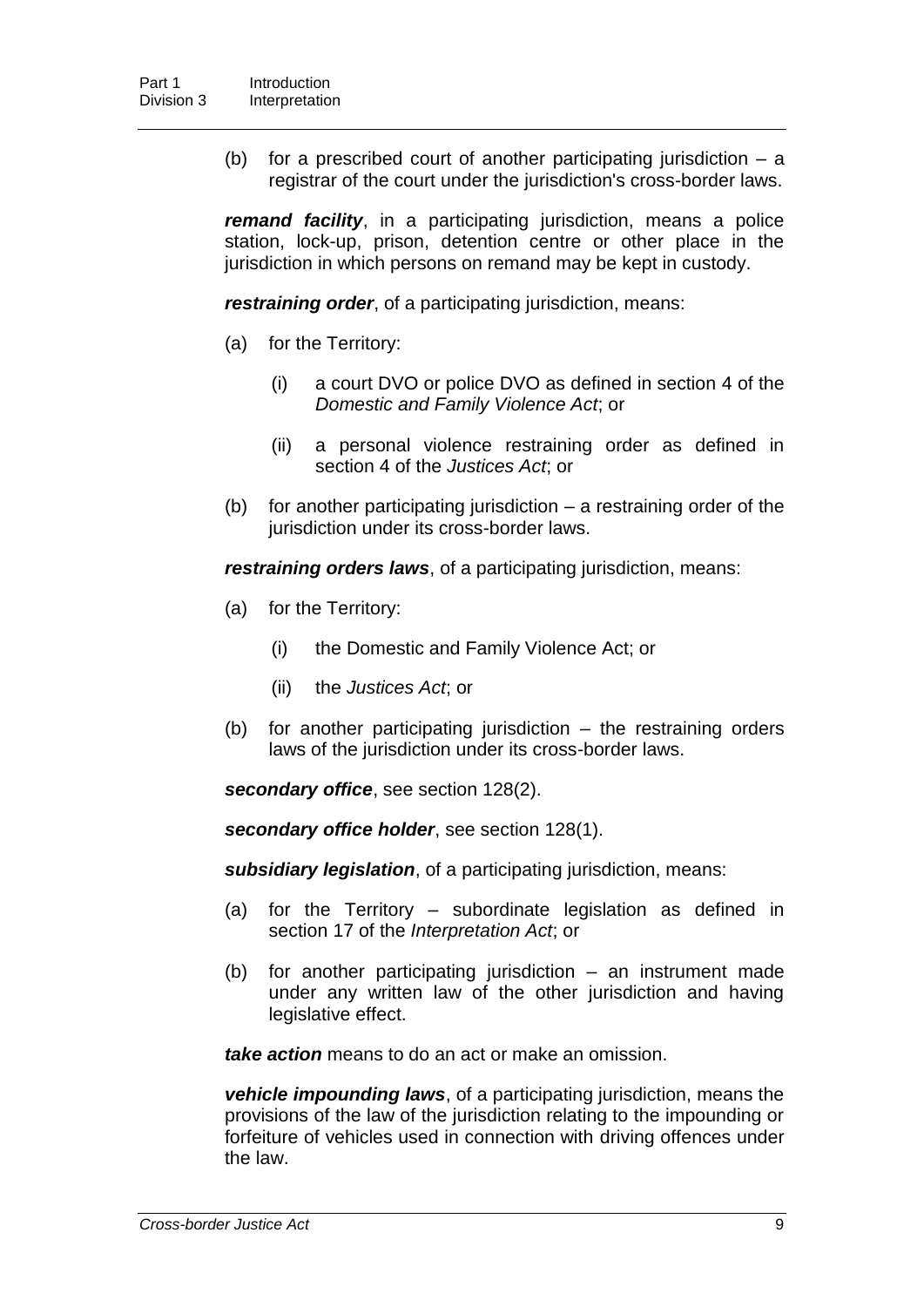(b) for a prescribed court of another participating jurisdiction – a registrar of the court under the jurisdiction's cross-border laws.

***remand facility***, in a participating jurisdiction, means a police station, lock-up, prison, detention centre or other place in the jurisdiction in which persons on remand may be kept in custody.

***restraining order***, of a participating jurisdiction, means:

(a) for the Territory:

(i) a court DVO or police DVO as defined in section 4 of the *Domestic and Family Violence Act*; or

(ii) a personal violence restraining order as defined in section 4 of the *Justices Act*; or

(b) for another participating jurisdiction – a restraining order of the jurisdiction under its cross-border laws.

***restraining orders laws***, of a participating jurisdiction, means:

(a) for the Territory:

(i) the Domestic and Family Violence Act; or

(ii) the *Justices Act*; or

(b) for another participating jurisdiction – the restraining orders laws of the jurisdiction under its cross-border laws.

***secondary office***, see section 128(2).

***secondary office holder***, see section 128(1).

***subsidiary legislation***, of a participating jurisdiction, means:

(a) for the Territory – subordinate legislation as defined in section 17 of the *Interpretation Act*; or

(b) for another participating jurisdiction – an instrument made under any written law of the other jurisdiction and having legislative effect.

***take action*** means to do an act or make an omission.

***vehicle impounding laws***, of a participating jurisdiction, means the provisions of the law of the jurisdiction relating to the impounding or forfeiture of vehicles used in connection with driving offences under the law.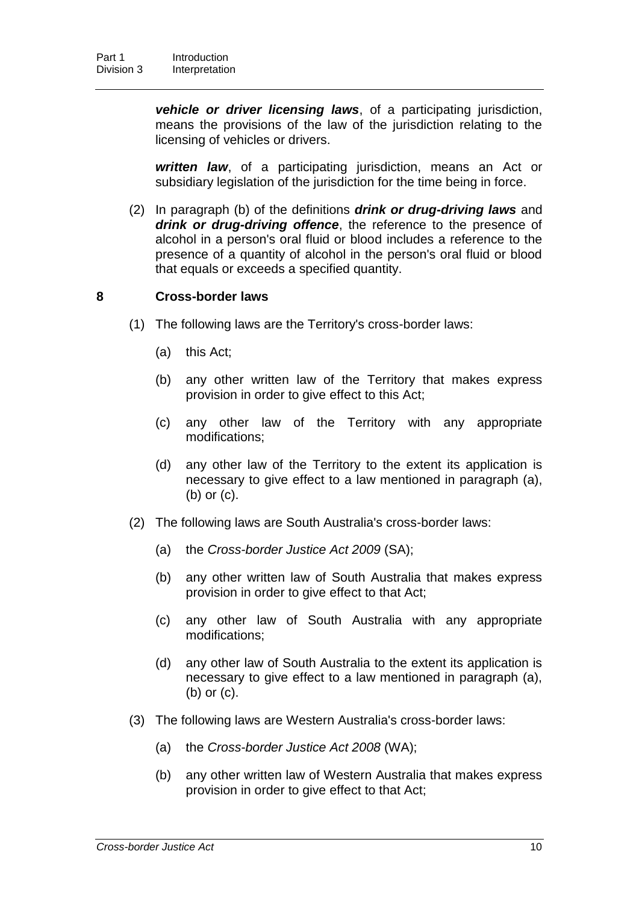***vehicle or driver licensing laws***, of a participating jurisdiction, means the provisions of the law of the jurisdiction relating to the licensing of vehicles or drivers.

***written law***, of a participating jurisdiction, means an Act or subsidiary legislation of the jurisdiction for the time being in force.

(2) In paragraph (b) of the definitions ***drink or drug-driving laws*** and ***drink or drug-driving offence***, the reference to the presence of alcohol in a person's oral fluid or blood includes a reference to the presence of a quantity of alcohol in the person's oral fluid or blood that equals or exceeds a specified quantity.

### 8 Cross-border laws

(1) The following laws are the Territory's cross-border laws:

(a) this Act;

(b) any other written law of the Territory that makes express provision in order to give effect to this Act;

(c) any other law of the Territory with any appropriate modifications;

(d) any other law of the Territory to the extent its application is necessary to give effect to a law mentioned in paragraph (a), (b) or (c).

(2) The following laws are South Australia's cross-border laws:

(a) the *Cross-border Justice Act 2009* (SA);

(b) any other written law of South Australia that makes express provision in order to give effect to that Act;

(c) any other law of South Australia with any appropriate modifications;

(d) any other law of South Australia to the extent its application is necessary to give effect to a law mentioned in paragraph (a), (b) or (c).

(3) The following laws are Western Australia's cross-border laws:

(a) the *Cross-border Justice Act 2008* (WA);

(b) any other written law of Western Australia that makes express provision in order to give effect to that Act;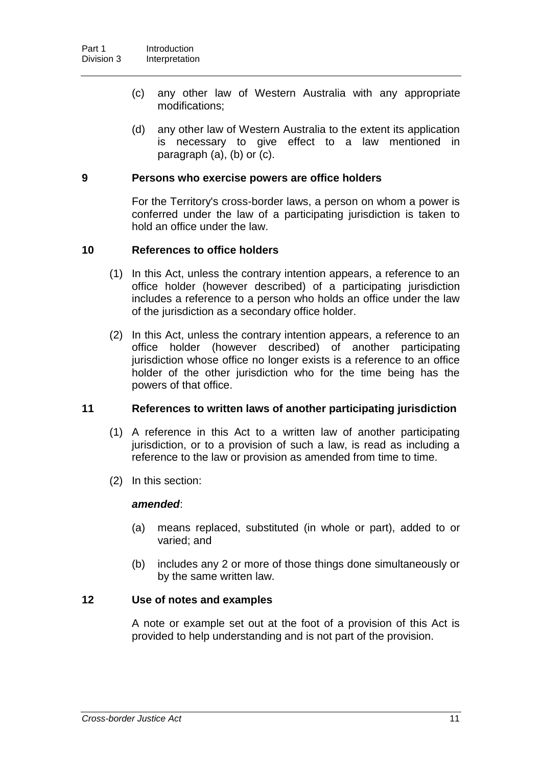(c) any other law of Western Australia with any appropriate modifications;

(d) any other law of Western Australia to the extent its application is necessary to give effect to a law mentioned in paragraph (a), (b) or (c).

## 9 Persons who exercise powers are office holders

For the Territory's cross-border laws, a person on whom a power is conferred under the law of a participating jurisdiction is taken to hold an office under the law.

## 10 References to office holders

(1) In this Act, unless the contrary intention appears, a reference to an office holder (however described) of a participating jurisdiction includes a reference to a person who holds an office under the law of the jurisdiction as a secondary office holder.

(2) In this Act, unless the contrary intention appears, a reference to an office holder (however described) of another participating jurisdiction whose office no longer exists is a reference to an office holder of the other jurisdiction who for the time being has the powers of that office.

## 11 References to written laws of another participating jurisdiction

(1) A reference in this Act to a written law of another participating jurisdiction, or to a provision of such a law, is read as including a reference to the law or provision as amended from time to time.

(2) In this section:

***amended***:

(a) means replaced, substituted (in whole or part), added to or varied; and

(b) includes any 2 or more of those things done simultaneously or by the same written law.

## 12 Use of notes and examples

A note or example set out at the foot of a provision of this Act is provided to help understanding and is not part of the provision.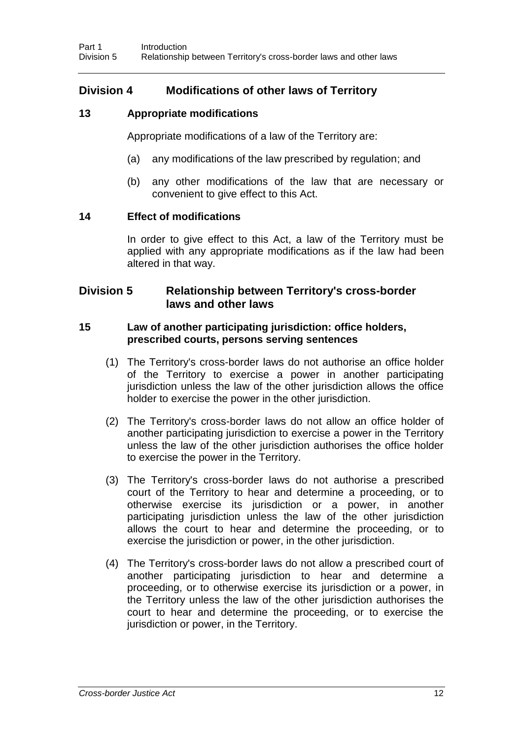## Division 4 Modifications of other laws of Territory

### 13 Appropriate modifications

Appropriate modifications of a law of the Territory are:

(a) any modifications of the law prescribed by regulation; and

(b) any other modifications of the law that are necessary or convenient to give effect to this Act.

### 14 Effect of modifications

In order to give effect to this Act, a law of the Territory must be applied with any appropriate modifications as if the law had been altered in that way.

## Division 5 Relationship between Territory's cross-border laws and other laws

### 15 Law of another participating jurisdiction: office holders, prescribed courts, persons serving sentences

(1) The Territory's cross-border laws do not authorise an office holder of the Territory to exercise a power in another participating jurisdiction unless the law of the other jurisdiction allows the office holder to exercise the power in the other jurisdiction.

(2) The Territory's cross-border laws do not allow an office holder of another participating jurisdiction to exercise a power in the Territory unless the law of the other jurisdiction authorises the office holder to exercise the power in the Territory.

(3) The Territory's cross-border laws do not authorise a prescribed court of the Territory to hear and determine a proceeding, or to otherwise exercise its jurisdiction or a power, in another participating jurisdiction unless the law of the other jurisdiction allows the court to hear and determine the proceeding, or to exercise the jurisdiction or power, in the other jurisdiction.

(4) The Territory's cross-border laws do not allow a prescribed court of another participating jurisdiction to hear and determine a proceeding, or to otherwise exercise its jurisdiction or a power, in the Territory unless the law of the other jurisdiction authorises the court to hear and determine the proceeding, or to exercise the jurisdiction or power, in the Territory.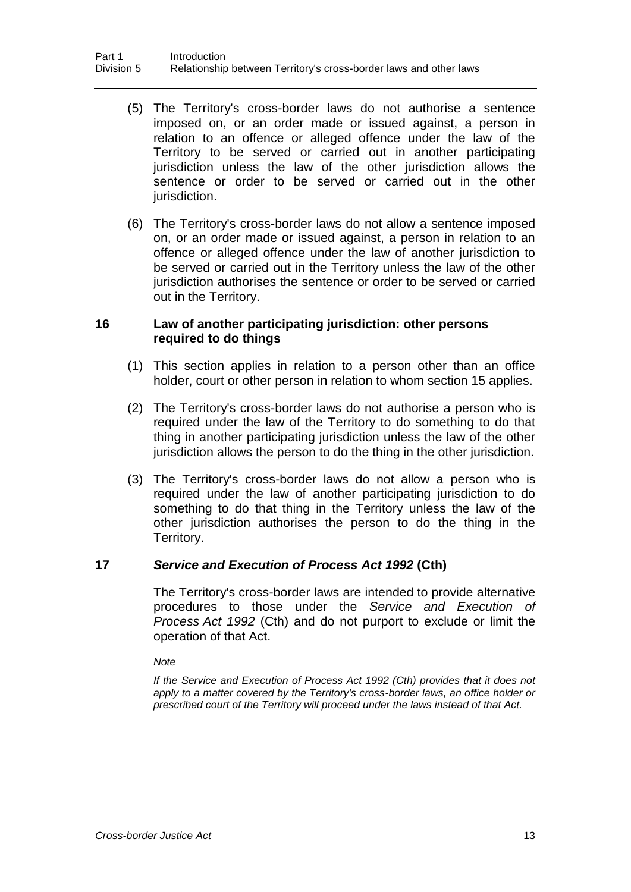(5) The Territory's cross-border laws do not authorise a sentence imposed on, or an order made or issued against, a person in relation to an offence or alleged offence under the law of the Territory to be served or carried out in another participating jurisdiction unless the law of the other jurisdiction allows the sentence or order to be served or carried out in the other jurisdiction.

(6) The Territory's cross-border laws do not allow a sentence imposed on, or an order made or issued against, a person in relation to an offence or alleged offence under the law of another jurisdiction to be served or carried out in the Territory unless the law of the other jurisdiction authorises the sentence or order to be served or carried out in the Territory.

### 16 Law of another participating jurisdiction: other persons required to do things

(1) This section applies in relation to a person other than an office holder, court or other person in relation to whom section 15 applies.

(2) The Territory's cross-border laws do not authorise a person who is required under the law of the Territory to do something to do that thing in another participating jurisdiction unless the law of the other jurisdiction allows the person to do the thing in the other jurisdiction.

(3) The Territory's cross-border laws do not allow a person who is required under the law of another participating jurisdiction to do something to do that thing in the Territory unless the law of the other jurisdiction authorises the person to do the thing in the Territory.

### 17 *Service and Execution of Process Act 1992* (Cth)

The Territory's cross-border laws are intended to provide alternative procedures to those under the *Service and Execution of Process Act 1992* (Cth) and do not purport to exclude or limit the operation of that Act.

*Note*

*If the Service and Execution of Process Act 1992 (Cth) provides that it does not apply to a matter covered by the Territory's cross-border laws, an office holder or prescribed court of the Territory will proceed under the laws instead of that Act.*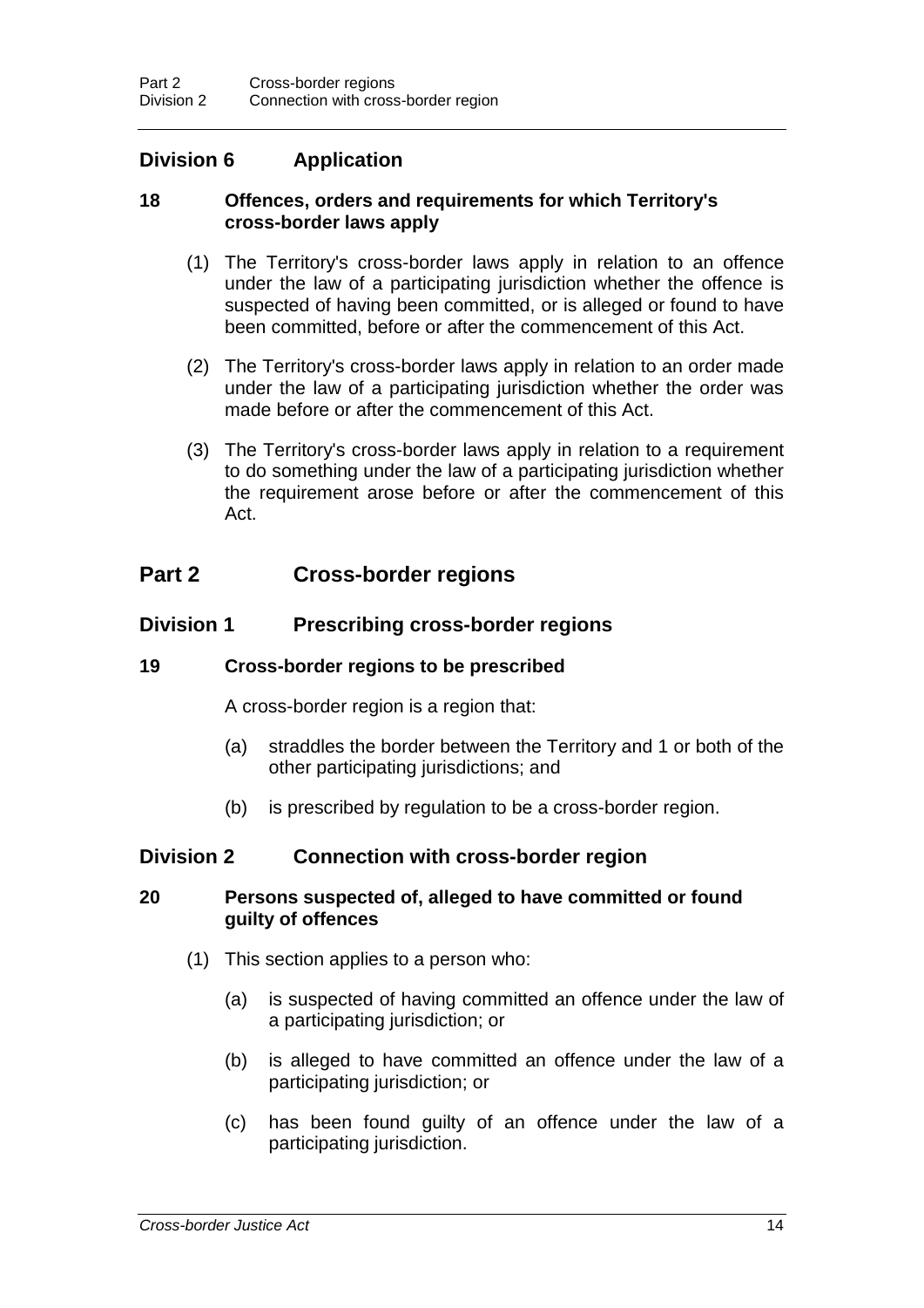## Division 6 Application

### 18 Offences, orders and requirements for which Territory's cross-border laws apply

(1) The Territory's cross-border laws apply in relation to an offence under the law of a participating jurisdiction whether the offence is suspected of having been committed, or is alleged or found to have been committed, before or after the commencement of this Act.

(2) The Territory's cross-border laws apply in relation to an order made under the law of a participating jurisdiction whether the order was made before or after the commencement of this Act.

(3) The Territory's cross-border laws apply in relation to a requirement to do something under the law of a participating jurisdiction whether the requirement arose before or after the commencement of this Act.

# Part 2 Cross-border regions

## Division 1 Prescribing cross-border regions

### 19 Cross-border regions to be prescribed

A cross-border region is a region that:

(a) straddles the border between the Territory and 1 or both of the other participating jurisdictions; and

(b) is prescribed by regulation to be a cross-border region.

## Division 2 Connection with cross-border region

### 20 Persons suspected of, alleged to have committed or found guilty of offences

(1) This section applies to a person who:

(a) is suspected of having committed an offence under the law of a participating jurisdiction; or

(b) is alleged to have committed an offence under the law of a participating jurisdiction; or

(c) has been found guilty of an offence under the law of a participating jurisdiction.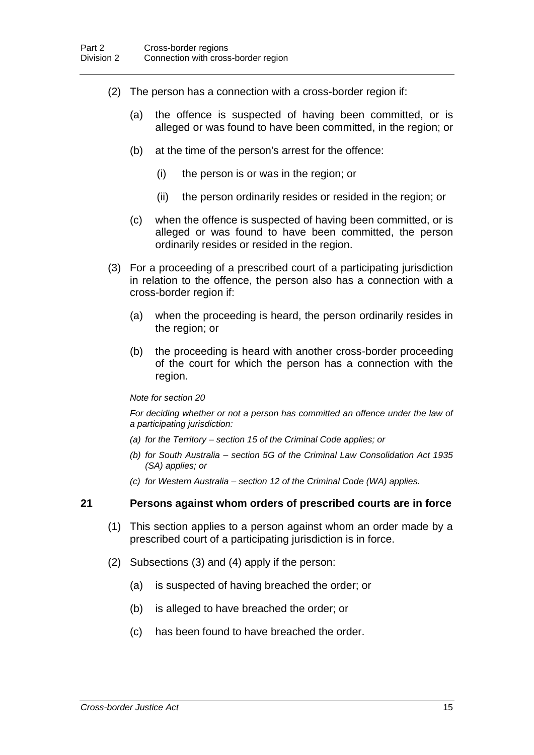(2) The person has a connection with a cross-border region if:

(a) the offence is suspected of having been committed, or is alleged or was found to have been committed, in the region; or

(b) at the time of the person's arrest for the offence:

(i) the person is or was in the region; or

(ii) the person ordinarily resides or resided in the region; or

(c) when the offence is suspected of having been committed, or is alleged or was found to have been committed, the person ordinarily resides or resided in the region.

(3) For a proceeding of a prescribed court of a participating jurisdiction in relation to the offence, the person also has a connection with a cross-border region if:

(a) when the proceeding is heard, the person ordinarily resides in the region; or

(b) the proceeding is heard with another cross-border proceeding of the court for which the person has a connection with the region.

*Note for section 20*

*For deciding whether or not a person has committed an offence under the law of a participating jurisdiction:*

*(a) for the Territory – section 15 of the Criminal Code applies; or*

*(b) for South Australia – section 5G of the Criminal Law Consolidation Act 1935 (SA) applies; or*

*(c) for Western Australia – section 12 of the Criminal Code (WA) applies.*

### 21 Persons against whom orders of prescribed courts are in force

(1) This section applies to a person against whom an order made by a prescribed court of a participating jurisdiction is in force.

(2) Subsections (3) and (4) apply if the person:

(a) is suspected of having breached the order; or

(b) is alleged to have breached the order; or

(c) has been found to have breached the order.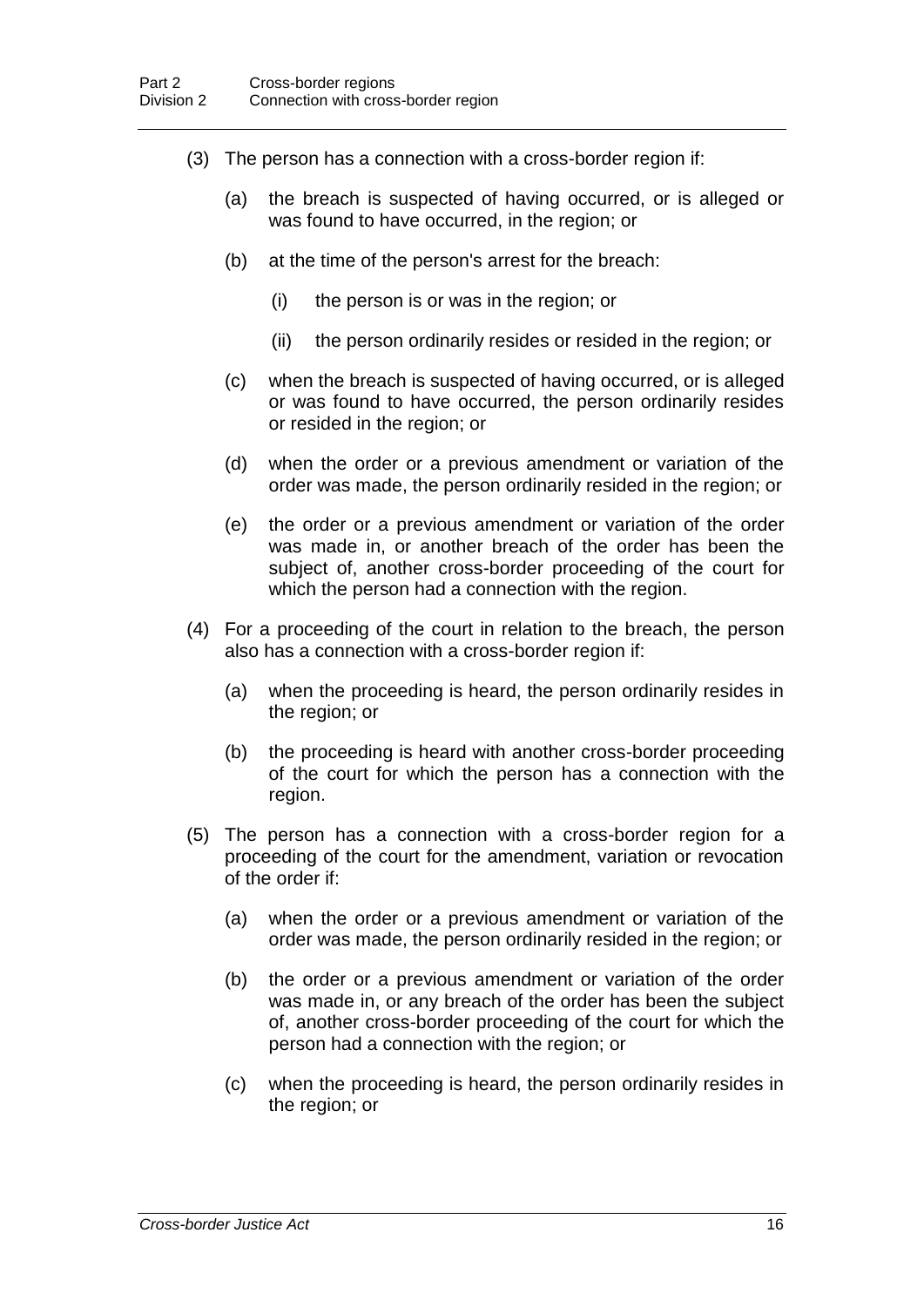(3) The person has a connection with a cross-border region if:

 (a) the breach is suspected of having occurred, or is alleged or was found to have occurred, in the region; or

 (b) at the time of the person's arrest for the breach:

  (i) the person is or was in the region; or

  (ii) the person ordinarily resides or resided in the region; or

 (c) when the breach is suspected of having occurred, or is alleged or was found to have occurred, the person ordinarily resides or resided in the region; or

 (d) when the order or a previous amendment or variation of the order was made, the person ordinarily resided in the region; or

 (e) the order or a previous amendment or variation of the order was made in, or another breach of the order has been the subject of, another cross-border proceeding of the court for which the person had a connection with the region.

(4) For a proceeding of the court in relation to the breach, the person also has a connection with a cross-border region if:

 (a) when the proceeding is heard, the person ordinarily resides in the region; or

 (b) the proceeding is heard with another cross-border proceeding of the court for which the person has a connection with the region.

(5) The person has a connection with a cross-border region for a proceeding of the court for the amendment, variation or revocation of the order if:

 (a) when the order or a previous amendment or variation of the order was made, the person ordinarily resided in the region; or

 (b) the order or a previous amendment or variation of the order was made in, or any breach of the order has been the subject of, another cross-border proceeding of the court for which the person had a connection with the region; or

 (c) when the proceeding is heard, the person ordinarily resides in the region; or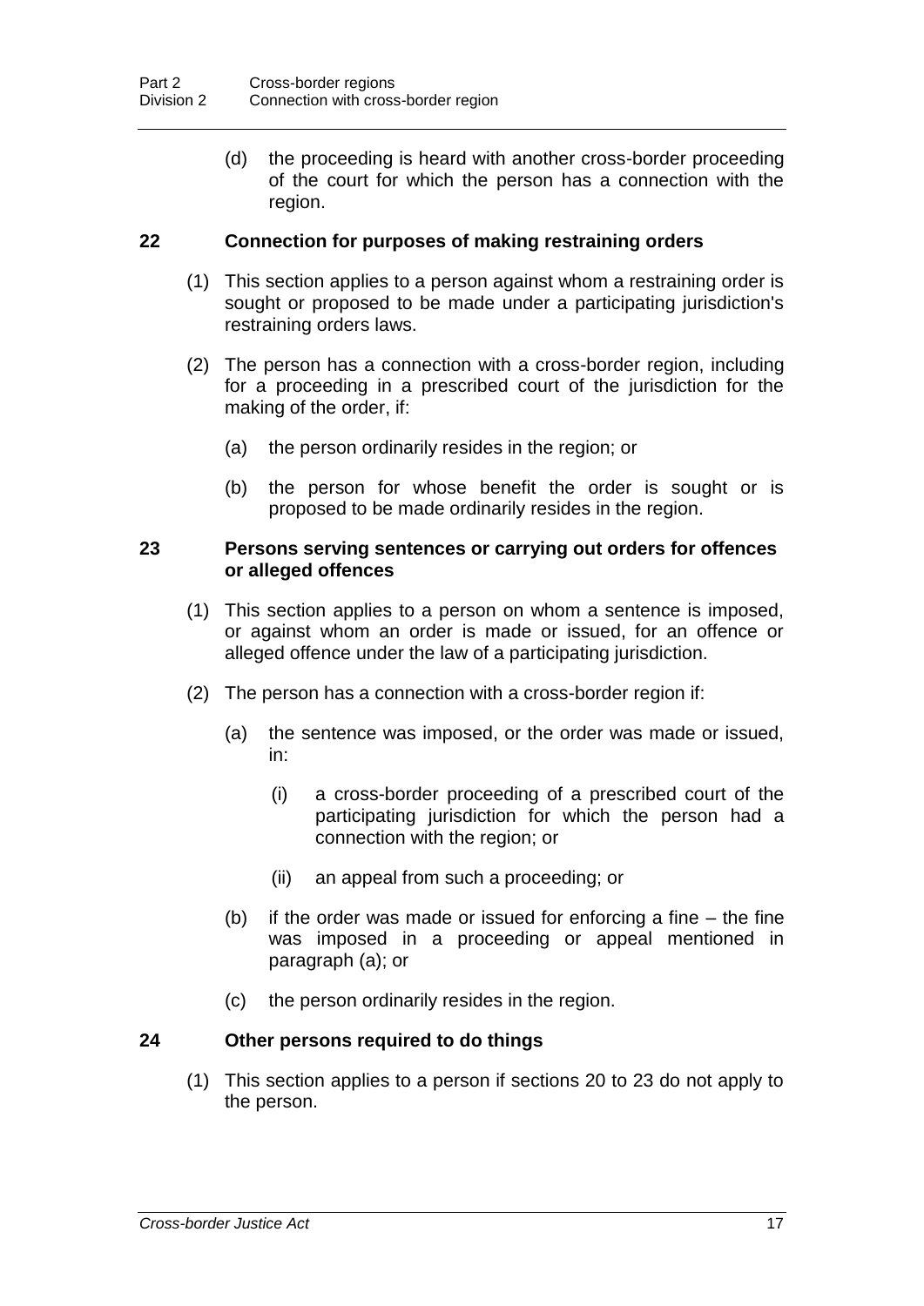(d) the proceeding is heard with another cross-border proceeding of the court for which the person has a connection with the region.

### 22 Connection for purposes of making restraining orders

(1) This section applies to a person against whom a restraining order is sought or proposed to be made under a participating jurisdiction's restraining orders laws.

(2) The person has a connection with a cross-border region, including for a proceeding in a prescribed court of the jurisdiction for the making of the order, if:

(a) the person ordinarily resides in the region; or

(b) the person for whose benefit the order is sought or is proposed to be made ordinarily resides in the region.

### 23 Persons serving sentences or carrying out orders for offences or alleged offences

(1) This section applies to a person on whom a sentence is imposed, or against whom an order is made or issued, for an offence or alleged offence under the law of a participating jurisdiction.

(2) The person has a connection with a cross-border region if:

(a) the sentence was imposed, or the order was made or issued, in:

(i) a cross-border proceeding of a prescribed court of the participating jurisdiction for which the person had a connection with the region; or

(ii) an appeal from such a proceeding; or

(b) if the order was made or issued for enforcing a fine – the fine was imposed in a proceeding or appeal mentioned in paragraph (a); or

(c) the person ordinarily resides in the region.

### 24 Other persons required to do things

(1) This section applies to a person if sections 20 to 23 do not apply to the person.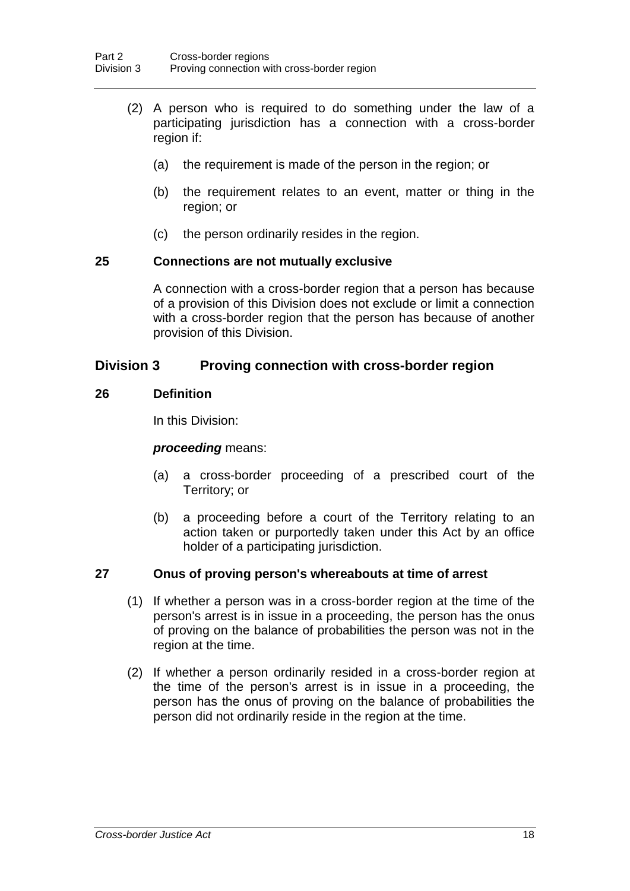(2) A person who is required to do something under the law of a participating jurisdiction has a connection with a cross-border region if:

(a) the requirement is made of the person in the region; or

(b) the requirement relates to an event, matter or thing in the region; or

(c) the person ordinarily resides in the region.

### 25 Connections are not mutually exclusive

A connection with a cross-border region that a person has because of a provision of this Division does not exclude or limit a connection with a cross-border region that the person has because of another provision of this Division.

## Division 3 Proving connection with cross-border region

### 26 Definition

In this Division:

***proceeding*** means:

(a) a cross-border proceeding of a prescribed court of the Territory; or

(b) a proceeding before a court of the Territory relating to an action taken or purportedly taken under this Act by an office holder of a participating jurisdiction.

### 27 Onus of proving person's whereabouts at time of arrest

(1) If whether a person was in a cross-border region at the time of the person's arrest is in issue in a proceeding, the person has the onus of proving on the balance of probabilities the person was not in the region at the time.

(2) If whether a person ordinarily resided in a cross-border region at the time of the person's arrest is in issue in a proceeding, the person has the onus of proving on the balance of probabilities the person did not ordinarily reside in the region at the time.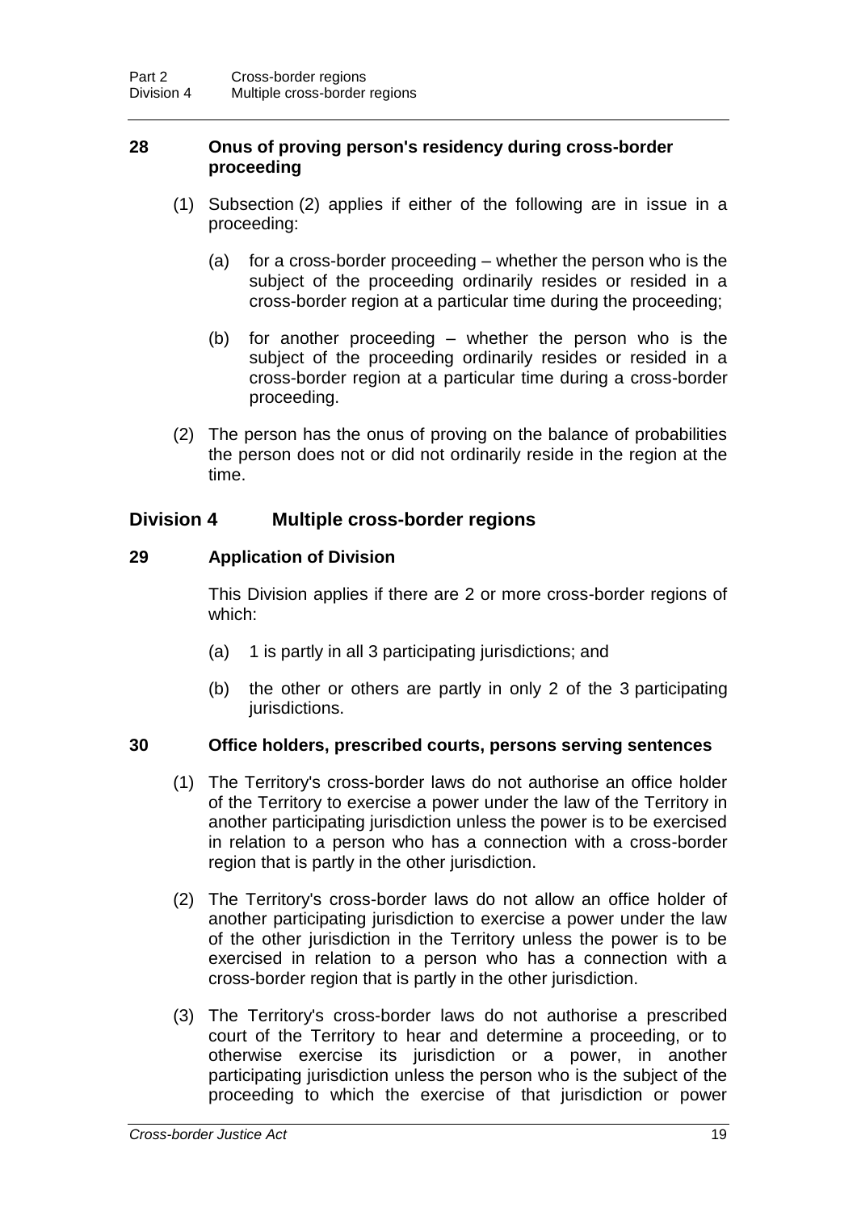**28 Onus of proving person's residency during cross-border proceeding**

(1) Subsection (2) applies if either of the following are in issue in a proceeding:

(a) for a cross-border proceeding – whether the person who is the subject of the proceeding ordinarily resides or resided in a cross-border region at a particular time during the proceeding;

(b) for another proceeding – whether the person who is the subject of the proceeding ordinarily resides or resided in a cross-border region at a particular time during a cross-border proceeding.

(2) The person has the onus of proving on the balance of probabilities the person does not or did not ordinarily reside in the region at the time.

## Division 4 Multiple cross-border regions

**29 Application of Division**

This Division applies if there are 2 or more cross-border regions of which:

(a) 1 is partly in all 3 participating jurisdictions; and

(b) the other or others are partly in only 2 of the 3 participating jurisdictions.

**30 Office holders, prescribed courts, persons serving sentences**

(1) The Territory's cross-border laws do not authorise an office holder of the Territory to exercise a power under the law of the Territory in another participating jurisdiction unless the power is to be exercised in relation to a person who has a connection with a cross-border region that is partly in the other jurisdiction.

(2) The Territory's cross-border laws do not allow an office holder of another participating jurisdiction to exercise a power under the law of the other jurisdiction in the Territory unless the power is to be exercised in relation to a person who has a connection with a cross-border region that is partly in the other jurisdiction.

(3) The Territory's cross-border laws do not authorise a prescribed court of the Territory to hear and determine a proceeding, or to otherwise exercise its jurisdiction or a power, in another participating jurisdiction unless the person who is the subject of the proceeding to which the exercise of that jurisdiction or power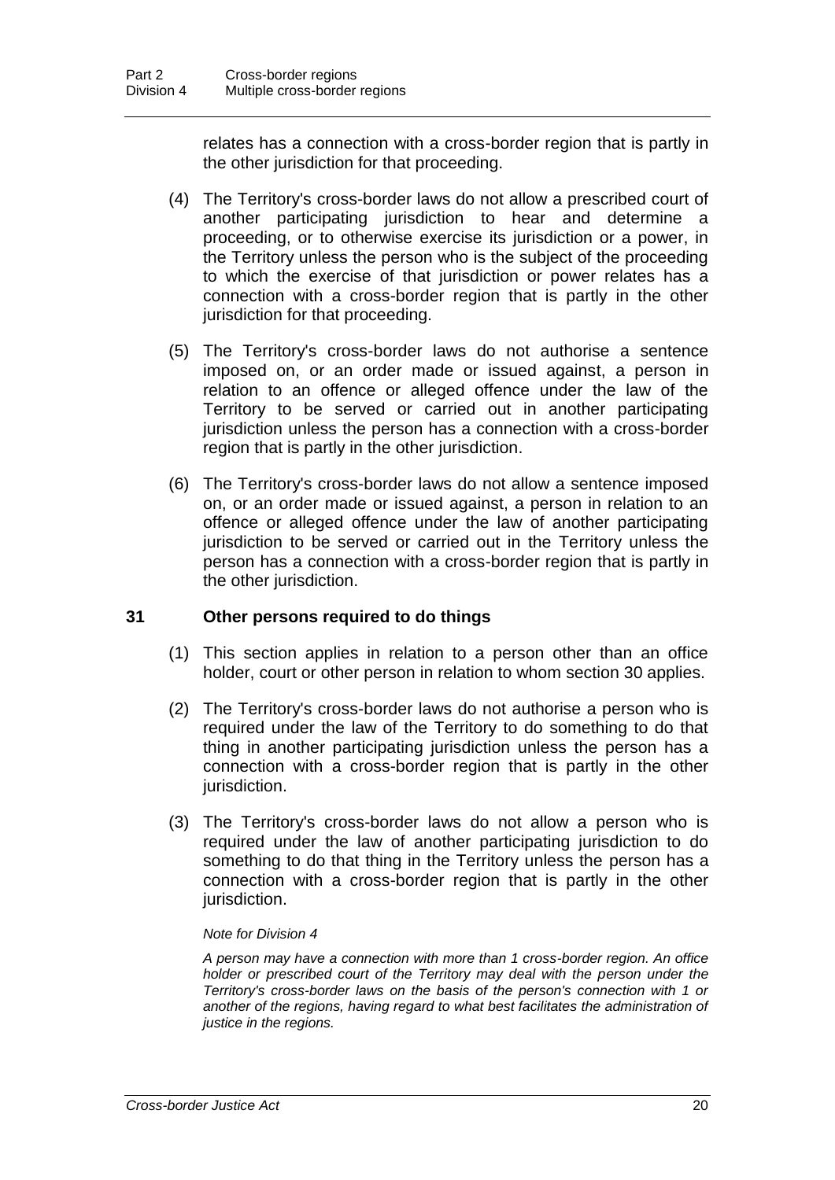relates has a connection with a cross-border region that is partly in the other jurisdiction for that proceeding.

(4) The Territory's cross-border laws do not allow a prescribed court of another participating jurisdiction to hear and determine a proceeding, or to otherwise exercise its jurisdiction or a power, in the Territory unless the person who is the subject of the proceeding to which the exercise of that jurisdiction or power relates has a connection with a cross-border region that is partly in the other jurisdiction for that proceeding.

(5) The Territory's cross-border laws do not authorise a sentence imposed on, or an order made or issued against, a person in relation to an offence or alleged offence under the law of the Territory to be served or carried out in another participating jurisdiction unless the person has a connection with a cross-border region that is partly in the other jurisdiction.

(6) The Territory's cross-border laws do not allow a sentence imposed on, or an order made or issued against, a person in relation to an offence or alleged offence under the law of another participating jurisdiction to be served or carried out in the Territory unless the person has a connection with a cross-border region that is partly in the other jurisdiction.

### 31 Other persons required to do things

(1) This section applies in relation to a person other than an office holder, court or other person in relation to whom section 30 applies.

(2) The Territory's cross-border laws do not authorise a person who is required under the law of the Territory to do something to do that thing in another participating jurisdiction unless the person has a connection with a cross-border region that is partly in the other jurisdiction.

(3) The Territory's cross-border laws do not allow a person who is required under the law of another participating jurisdiction to do something to do that thing in the Territory unless the person has a connection with a cross-border region that is partly in the other jurisdiction.

*Note for Division 4*

*A person may have a connection with more than 1 cross-border region. An office holder or prescribed court of the Territory may deal with the person under the Territory's cross-border laws on the basis of the person's connection with 1 or another of the regions, having regard to what best facilitates the administration of justice in the regions.*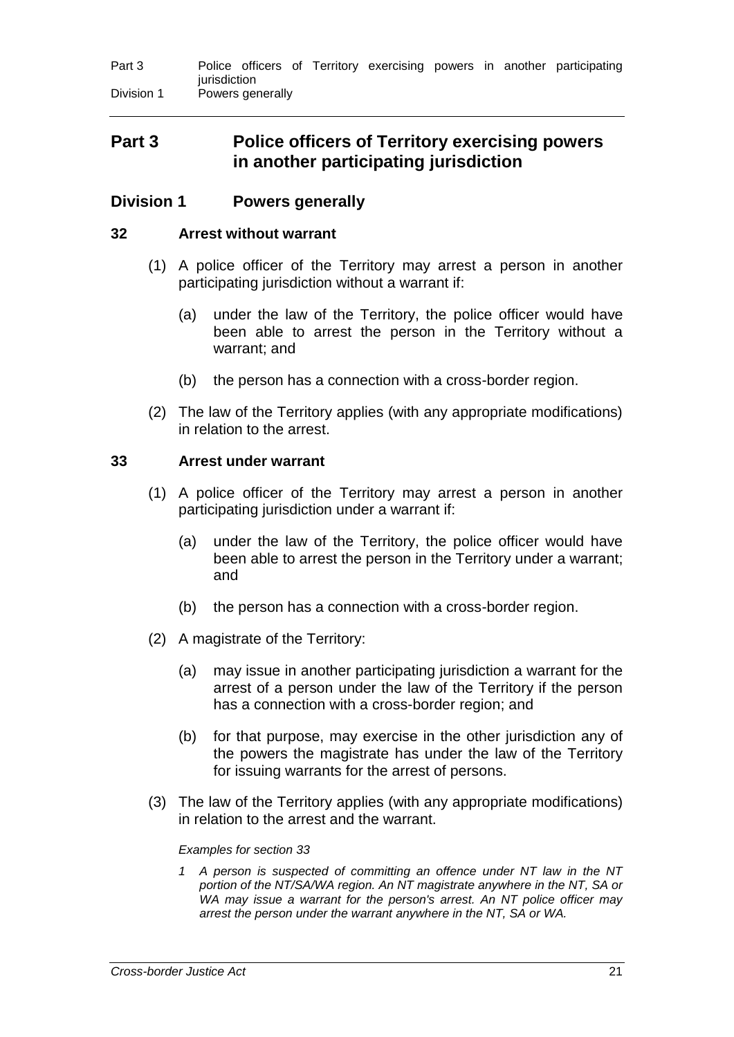# Part 3 Police officers of Territory exercising powers in another participating jurisdiction

## Division 1 Powers generally

### 32 Arrest without warrant

(1) A police officer of the Territory may arrest a person in another participating jurisdiction without a warrant if:

(a) under the law of the Territory, the police officer would have been able to arrest the person in the Territory without a warrant; and

(b) the person has a connection with a cross-border region.

(2) The law of the Territory applies (with any appropriate modifications) in relation to the arrest.

### 33 Arrest under warrant

(1) A police officer of the Territory may arrest a person in another participating jurisdiction under a warrant if:

(a) under the law of the Territory, the police officer would have been able to arrest the person in the Territory under a warrant; and

(b) the person has a connection with a cross-border region.

(2) A magistrate of the Territory:

(a) may issue in another participating jurisdiction a warrant for the arrest of a person under the law of the Territory if the person has a connection with a cross-border region; and

(b) for that purpose, may exercise in the other jurisdiction any of the powers the magistrate has under the law of the Territory for issuing warrants for the arrest of persons.

(3) The law of the Territory applies (with any appropriate modifications) in relation to the arrest and the warrant.

*Examples for section 33*

*1 A person is suspected of committing an offence under NT law in the NT portion of the NT/SA/WA region. An NT magistrate anywhere in the NT, SA or WA may issue a warrant for the person's arrest. An NT police officer may arrest the person under the warrant anywhere in the NT, SA or WA.*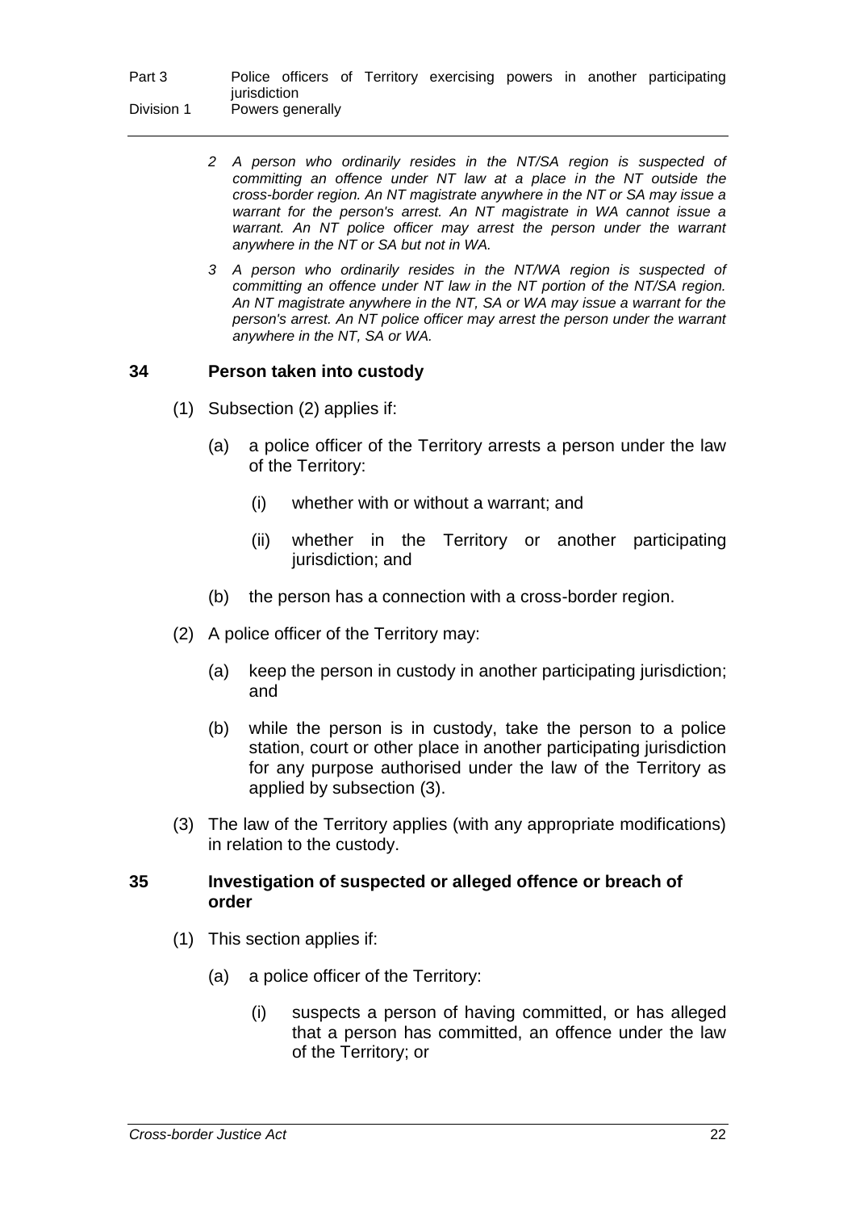*2 A person who ordinarily resides in the NT/SA region is suspected of committing an offence under NT law at a place in the NT outside the cross-border region. An NT magistrate anywhere in the NT or SA may issue a warrant for the person's arrest. An NT magistrate in WA cannot issue a warrant. An NT police officer may arrest the person under the warrant anywhere in the NT or SA but not in WA.*

*3 A person who ordinarily resides in the NT/WA region is suspected of committing an offence under NT law in the NT portion of the NT/SA region. An NT magistrate anywhere in the NT, SA or WA may issue a warrant for the person's arrest. An NT police officer may arrest the person under the warrant anywhere in the NT, SA or WA.*

### 34 Person taken into custody

(1) Subsection (2) applies if:

(a) a police officer of the Territory arrests a person under the law of the Territory:

(i) whether with or without a warrant; and

(ii) whether in the Territory or another participating jurisdiction; and

(b) the person has a connection with a cross-border region.

(2) A police officer of the Territory may:

(a) keep the person in custody in another participating jurisdiction; and

(b) while the person is in custody, take the person to a police station, court or other place in another participating jurisdiction for any purpose authorised under the law of the Territory as applied by subsection (3).

(3) The law of the Territory applies (with any appropriate modifications) in relation to the custody.

### 35 Investigation of suspected or alleged offence or breach of order

(1) This section applies if:

(a) a police officer of the Territory:

(i) suspects a person of having committed, or has alleged that a person has committed, an offence under the law of the Territory; or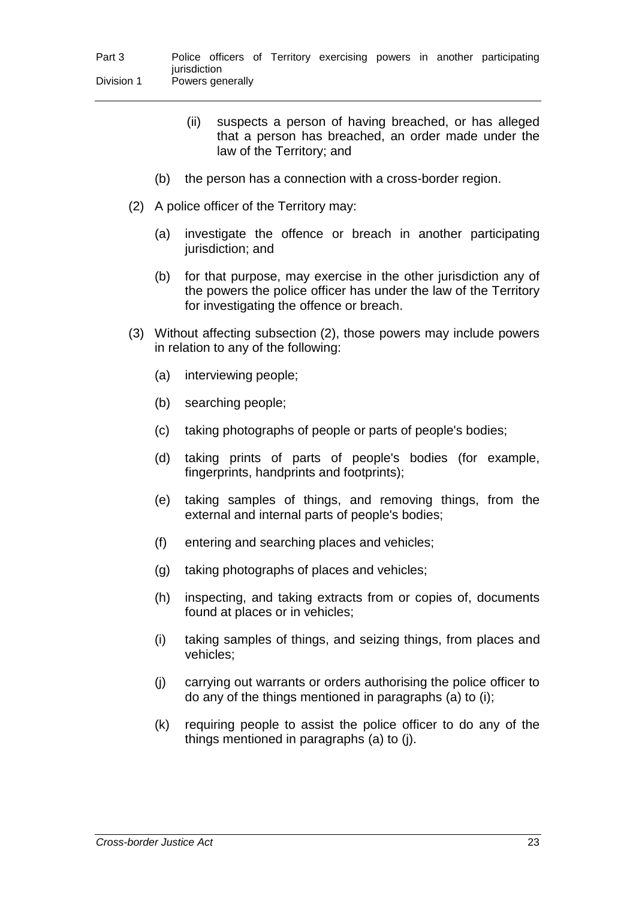(ii) suspects a person of having breached, or has alleged that a person has breached, an order made under the law of the Territory; and

(b) the person has a connection with a cross-border region.

(2) A police officer of the Territory may:

(a) investigate the offence or breach in another participating jurisdiction; and

(b) for that purpose, may exercise in the other jurisdiction any of the powers the police officer has under the law of the Territory for investigating the offence or breach.

(3) Without affecting subsection (2), those powers may include powers in relation to any of the following:

(a) interviewing people;

(b) searching people;

(c) taking photographs of people or parts of people's bodies;

(d) taking prints of parts of people's bodies (for example, fingerprints, handprints and footprints);

(e) taking samples of things, and removing things, from the external and internal parts of people's bodies;

(f) entering and searching places and vehicles;

(g) taking photographs of places and vehicles;

(h) inspecting, and taking extracts from or copies of, documents found at places or in vehicles;

(i) taking samples of things, and seizing things, from places and vehicles;

(j) carrying out warrants or orders authorising the police officer to do any of the things mentioned in paragraphs (a) to (i);

(k) requiring people to assist the police officer to do any of the things mentioned in paragraphs (a) to (j).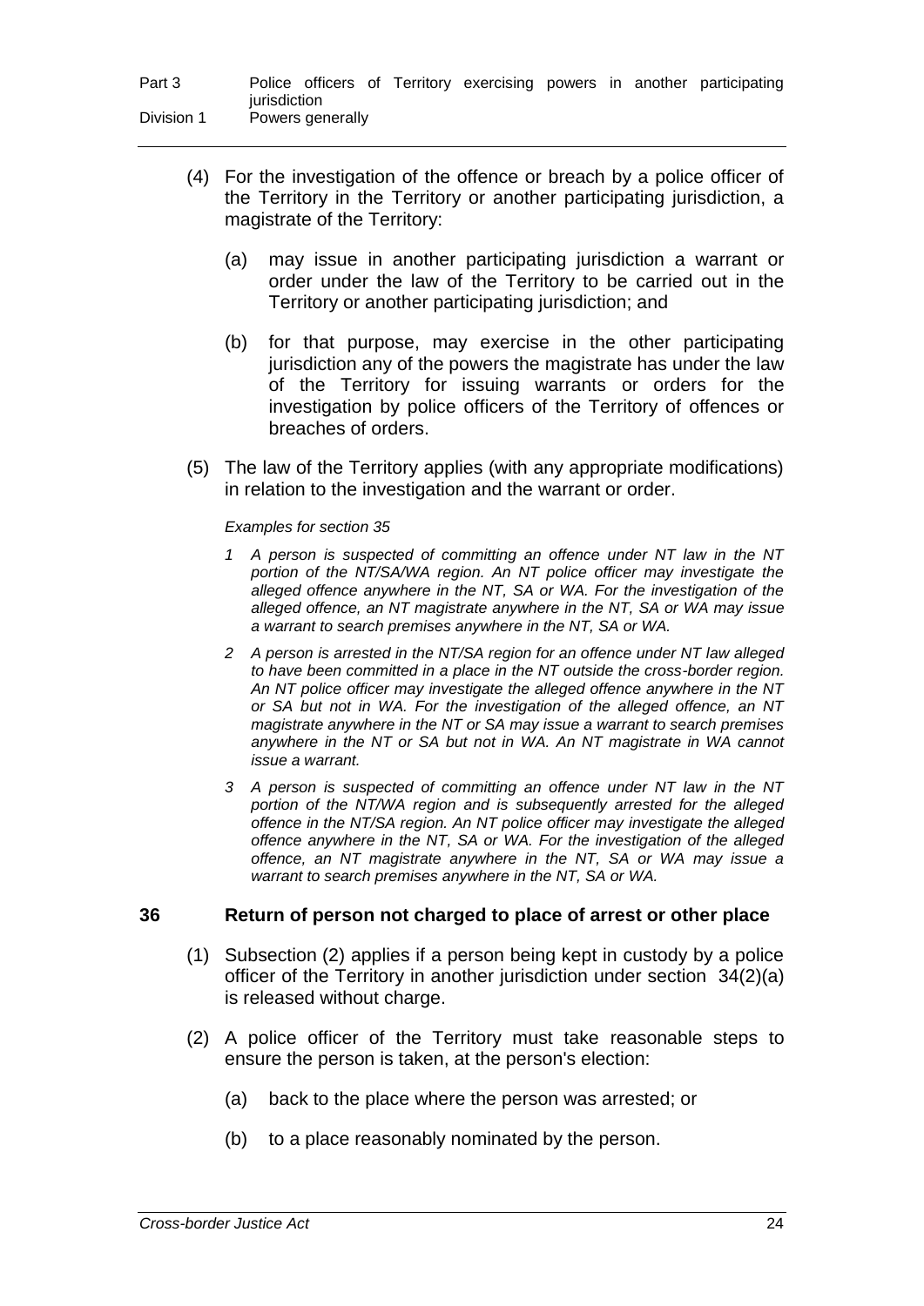(4) For the investigation of the offence or breach by a police officer of the Territory in the Territory or another participating jurisdiction, a magistrate of the Territory:

(a) may issue in another participating jurisdiction a warrant or order under the law of the Territory to be carried out in the Territory or another participating jurisdiction; and

(b) for that purpose, may exercise in the other participating jurisdiction any of the powers the magistrate has under the law of the Territory for issuing warrants or orders for the investigation by police officers of the Territory of offences or breaches of orders.

(5) The law of the Territory applies (with any appropriate modifications) in relation to the investigation and the warrant or order.

*Examples for section 35*

*1 A person is suspected of committing an offence under NT law in the NT portion of the NT/SA/WA region. An NT police officer may investigate the alleged offence anywhere in the NT, SA or WA. For the investigation of the alleged offence, an NT magistrate anywhere in the NT, SA or WA may issue a warrant to search premises anywhere in the NT, SA or WA.*

*2 A person is arrested in the NT/SA region for an offence under NT law alleged to have been committed in a place in the NT outside the cross-border region. An NT police officer may investigate the alleged offence anywhere in the NT or SA but not in WA. For the investigation of the alleged offence, an NT magistrate anywhere in the NT or SA may issue a warrant to search premises anywhere in the NT or SA but not in WA. An NT magistrate in WA cannot issue a warrant.*

*3 A person is suspected of committing an offence under NT law in the NT portion of the NT/WA region and is subsequently arrested for the alleged offence in the NT/SA region. An NT police officer may investigate the alleged offence anywhere in the NT, SA or WA. For the investigation of the alleged offence, an NT magistrate anywhere in the NT, SA or WA may issue a warrant to search premises anywhere in the NT, SA or WA.*

### 36 Return of person not charged to place of arrest or other place

(1) Subsection (2) applies if a person being kept in custody by a police officer of the Territory in another jurisdiction under section 34(2)(a) is released without charge.

(2) A police officer of the Territory must take reasonable steps to ensure the person is taken, at the person's election:

(a) back to the place where the person was arrested; or

(b) to a place reasonably nominated by the person.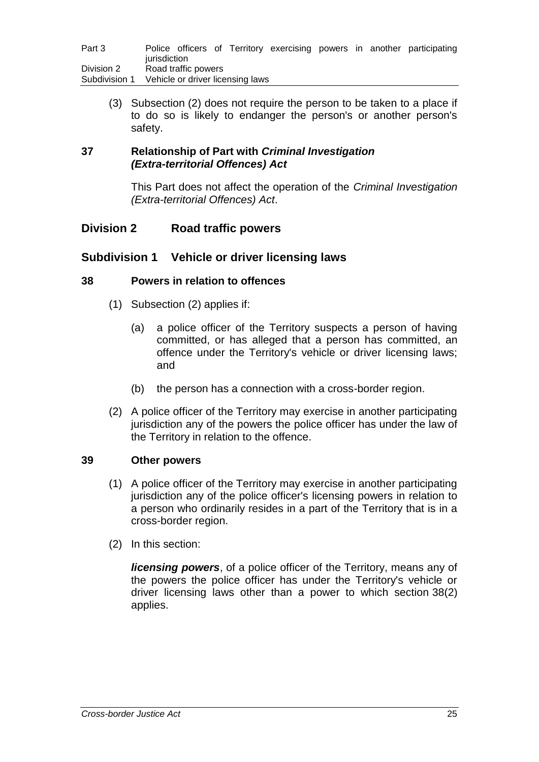(3) Subsection (2) does not require the person to be taken to a place if to do so is likely to endanger the person's or another person's safety.

### 37 Relationship of Part with *Criminal Investigation (Extra-territorial Offences) Act*

This Part does not affect the operation of the *Criminal Investigation (Extra-territorial Offences) Act*.

## Division 2 Road traffic powers

## Subdivision 1 Vehicle or driver licensing laws

### 38 Powers in relation to offences

(1) Subsection (2) applies if:

(a) a police officer of the Territory suspects a person of having committed, or has alleged that a person has committed, an offence under the Territory's vehicle or driver licensing laws; and

(b) the person has a connection with a cross-border region.

(2) A police officer of the Territory may exercise in another participating jurisdiction any of the powers the police officer has under the law of the Territory in relation to the offence.

### 39 Other powers

(1) A police officer of the Territory may exercise in another participating jurisdiction any of the police officer's licensing powers in relation to a person who ordinarily resides in a part of the Territory that is in a cross-border region.

(2) In this section:

***licensing powers***, of a police officer of the Territory, means any of the powers the police officer has under the Territory's vehicle or driver licensing laws other than a power to which section 38(2) applies.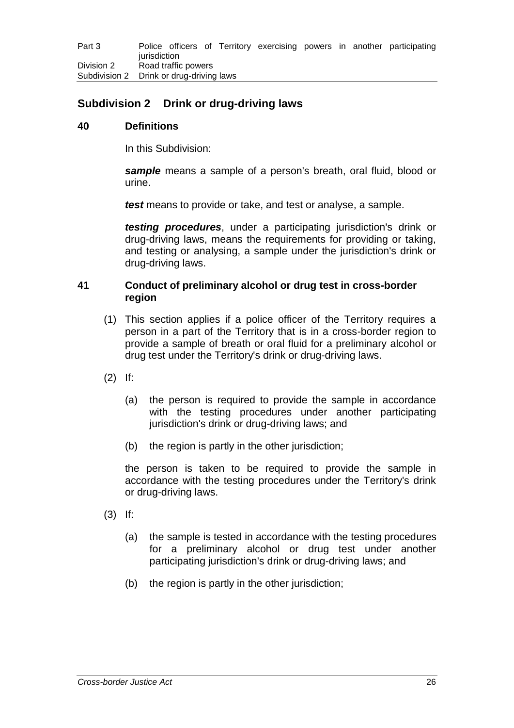## Subdivision 2 Drink or drug-driving laws

### 40 Definitions

In this Subdivision:

***sample*** means a sample of a person's breath, oral fluid, blood or urine.

***test*** means to provide or take, and test or analyse, a sample.

***testing procedures***, under a participating jurisdiction's drink or drug-driving laws, means the requirements for providing or taking, and testing or analysing, a sample under the jurisdiction's drink or drug-driving laws.

### 41 Conduct of preliminary alcohol or drug test in cross-border region

(1) This section applies if a police officer of the Territory requires a person in a part of the Territory that is in a cross-border region to provide a sample of breath or oral fluid for a preliminary alcohol or drug test under the Territory's drink or drug-driving laws.

(2) If:

- (a) the person is required to provide the sample in accordance with the testing procedures under another participating jurisdiction's drink or drug-driving laws; and
- (b) the region is partly in the other jurisdiction;

the person is taken to be required to provide the sample in accordance with the testing procedures under the Territory's drink or drug-driving laws.

(3) If:

- (a) the sample is tested in accordance with the testing procedures for a preliminary alcohol or drug test under another participating jurisdiction's drink or drug-driving laws; and
- (b) the region is partly in the other jurisdiction;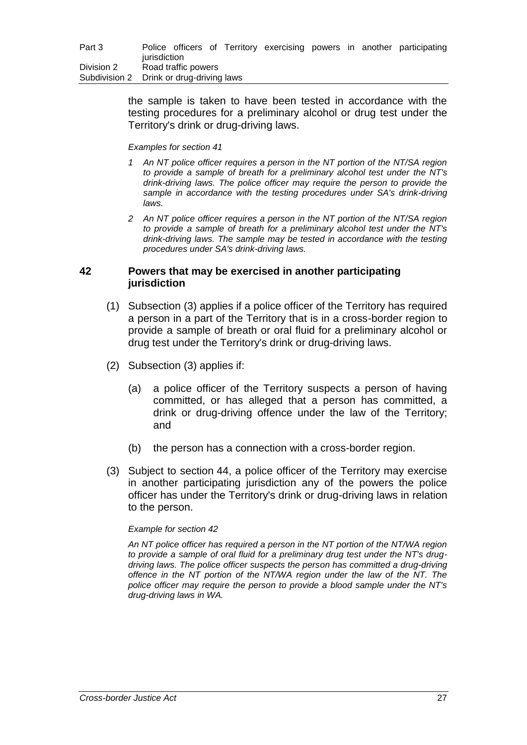the sample is taken to have been tested in accordance with the testing procedures for a preliminary alcohol or drug test under the Territory's drink or drug-driving laws.

*Examples for section 41*

*1 An NT police officer requires a person in the NT portion of the NT/SA region to provide a sample of breath for a preliminary alcohol test under the NT's drink-driving laws. The police officer may require the person to provide the sample in accordance with the testing procedures under SA's drink-driving laws.*

*2 An NT police officer requires a person in the NT portion of the NT/SA region to provide a sample of breath for a preliminary alcohol test under the NT's drink-driving laws. The sample may be tested in accordance with the testing procedures under SA's drink-driving laws.*

### 42 Powers that may be exercised in another participating jurisdiction

(1) Subsection (3) applies if a police officer of the Territory has required a person in a part of the Territory that is in a cross-border region to provide a sample of breath or oral fluid for a preliminary alcohol or drug test under the Territory's drink or drug-driving laws.

(2) Subsection (3) applies if:

(a) a police officer of the Territory suspects a person of having committed, or has alleged that a person has committed, a drink or drug-driving offence under the law of the Territory; and

(b) the person has a connection with a cross-border region.

(3) Subject to section 44, a police officer of the Territory may exercise in another participating jurisdiction any of the powers the police officer has under the Territory's drink or drug-driving laws in relation to the person.

*Example for section 42*

*An NT police officer has required a person in the NT portion of the NT/WA region to provide a sample of oral fluid for a preliminary drug test under the NT's drug-driving laws. The police officer suspects the person has committed a drug-driving offence in the NT portion of the NT/WA region under the law of the NT. The police officer may require the person to provide a blood sample under the NT's drug-driving laws in WA.*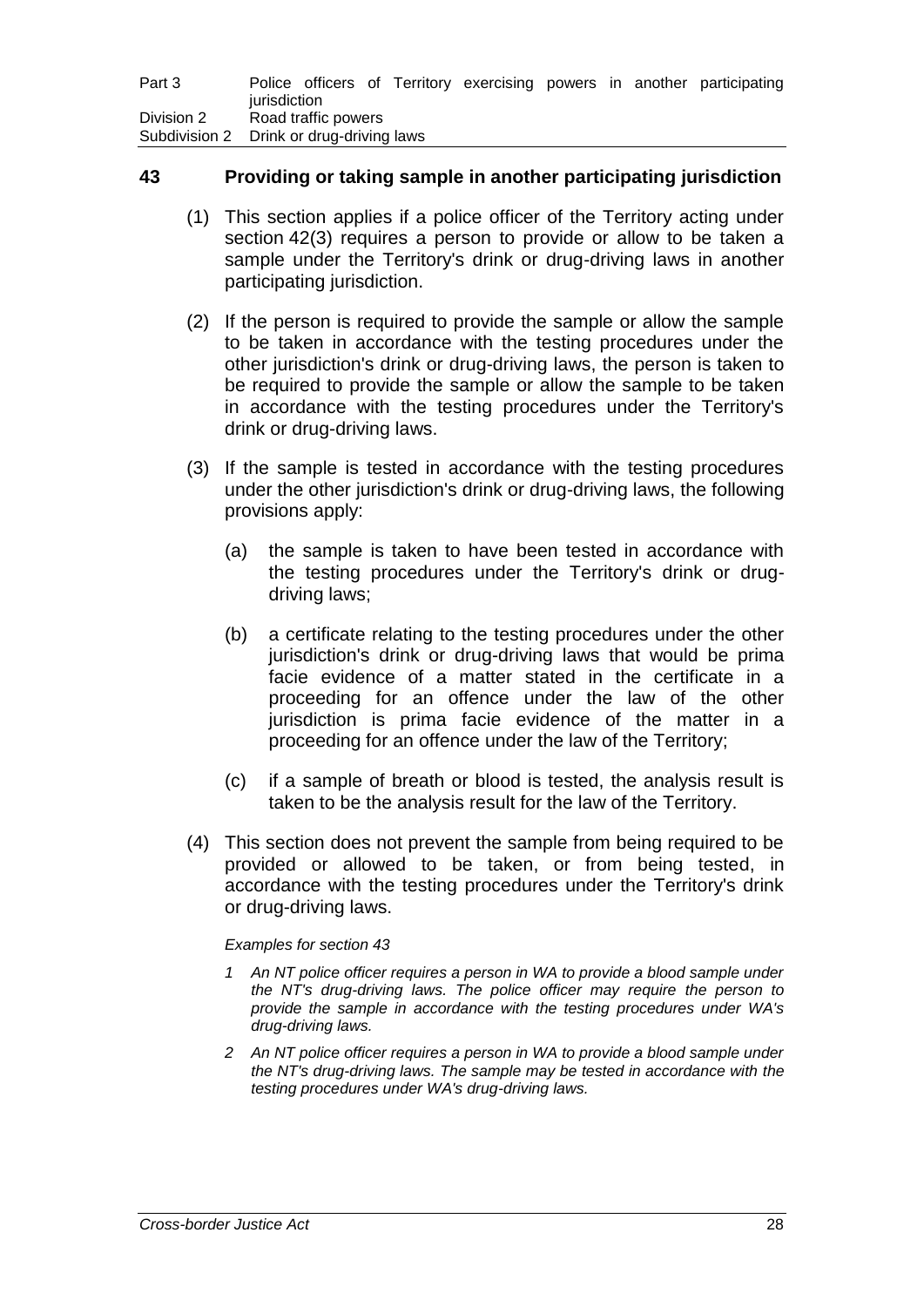## 43 Providing or taking sample in another participating jurisdiction

(1) This section applies if a police officer of the Territory acting under section 42(3) requires a person to provide or allow to be taken a sample under the Territory's drink or drug-driving laws in another participating jurisdiction.

(2) If the person is required to provide the sample or allow the sample to be taken in accordance with the testing procedures under the other jurisdiction's drink or drug-driving laws, the person is taken to be required to provide the sample or allow the sample to be taken in accordance with the testing procedures under the Territory's drink or drug-driving laws.

(3) If the sample is tested in accordance with the testing procedures under the other jurisdiction's drink or drug-driving laws, the following provisions apply:

(a) the sample is taken to have been tested in accordance with the testing procedures under the Territory's drink or drug-driving laws;

(b) a certificate relating to the testing procedures under the other jurisdiction's drink or drug-driving laws that would be prima facie evidence of a matter stated in the certificate in a proceeding for an offence under the law of the other jurisdiction is prima facie evidence of the matter in a proceeding for an offence under the law of the Territory;

(c) if a sample of breath or blood is tested, the analysis result is taken to be the analysis result for the law of the Territory.

(4) This section does not prevent the sample from being required to be provided or allowed to be taken, or from being tested, in accordance with the testing procedures under the Territory's drink or drug-driving laws.

*Examples for section 43*

*1 An NT police officer requires a person in WA to provide a blood sample under the NT's drug-driving laws. The police officer may require the person to provide the sample in accordance with the testing procedures under WA's drug-driving laws.*

*2 An NT police officer requires a person in WA to provide a blood sample under the NT's drug-driving laws. The sample may be tested in accordance with the testing procedures under WA's drug-driving laws.*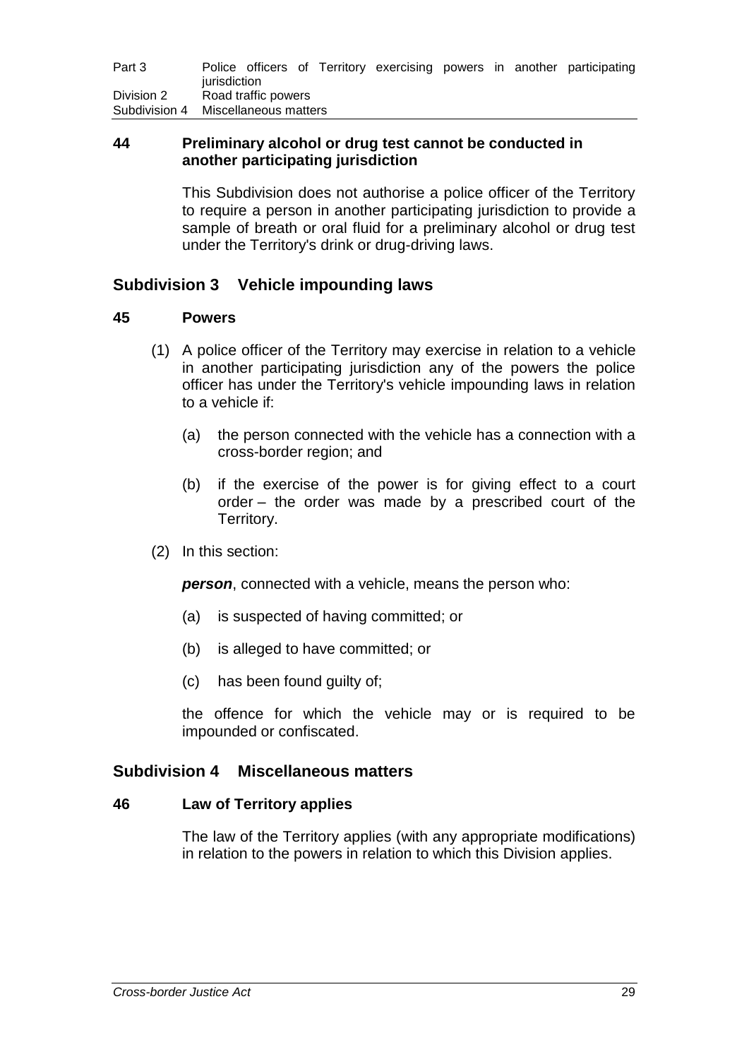### 44 Preliminary alcohol or drug test cannot be conducted in another participating jurisdiction

This Subdivision does not authorise a police officer of the Territory to require a person in another participating jurisdiction to provide a sample of breath or oral fluid for a preliminary alcohol or drug test under the Territory's drink or drug-driving laws.

## Subdivision 3 Vehicle impounding laws

### 45 Powers

(1) A police officer of the Territory may exercise in relation to a vehicle in another participating jurisdiction any of the powers the police officer has under the Territory's vehicle impounding laws in relation to a vehicle if:

(a) the person connected with the vehicle has a connection with a cross-border region; and

(b) if the exercise of the power is for giving effect to a court order – the order was made by a prescribed court of the Territory.

(2) In this section:

***person***, connected with a vehicle, means the person who:

(a) is suspected of having committed; or

(b) is alleged to have committed; or

(c) has been found guilty of;

the offence for which the vehicle may or is required to be impounded or confiscated.

## Subdivision 4 Miscellaneous matters

### 46 Law of Territory applies

The law of the Territory applies (with any appropriate modifications) in relation to the powers in relation to which this Division applies.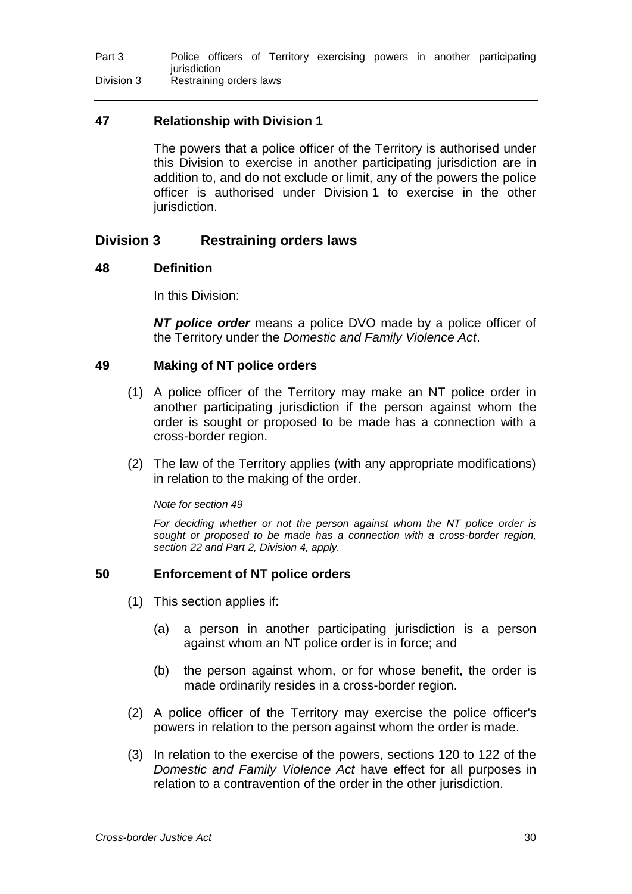### 47 Relationship with Division 1

The powers that a police officer of the Territory is authorised under this Division to exercise in another participating jurisdiction are in addition to, and do not exclude or limit, any of the powers the police officer is authorised under Division 1 to exercise in the other jurisdiction.

## Division 3 Restraining orders laws

### 48 Definition

In this Division:

***NT police order*** means a police DVO made by a police officer of the Territory under the *Domestic and Family Violence Act*.

### 49 Making of NT police orders

(1) A police officer of the Territory may make an NT police order in another participating jurisdiction if the person against whom the order is sought or proposed to be made has a connection with a cross-border region.

(2) The law of the Territory applies (with any appropriate modifications) in relation to the making of the order.

*Note for section 49*

*For deciding whether or not the person against whom the NT police order is sought or proposed to be made has a connection with a cross-border region, section 22 and Part 2, Division 4, apply.*

### 50 Enforcement of NT police orders

(1) This section applies if:

(a) a person in another participating jurisdiction is a person against whom an NT police order is in force; and

(b) the person against whom, or for whose benefit, the order is made ordinarily resides in a cross-border region.

(2) A police officer of the Territory may exercise the police officer's powers in relation to the person against whom the order is made.

(3) In relation to the exercise of the powers, sections 120 to 122 of the *Domestic and Family Violence Act* have effect for all purposes in relation to a contravention of the order in the other jurisdiction.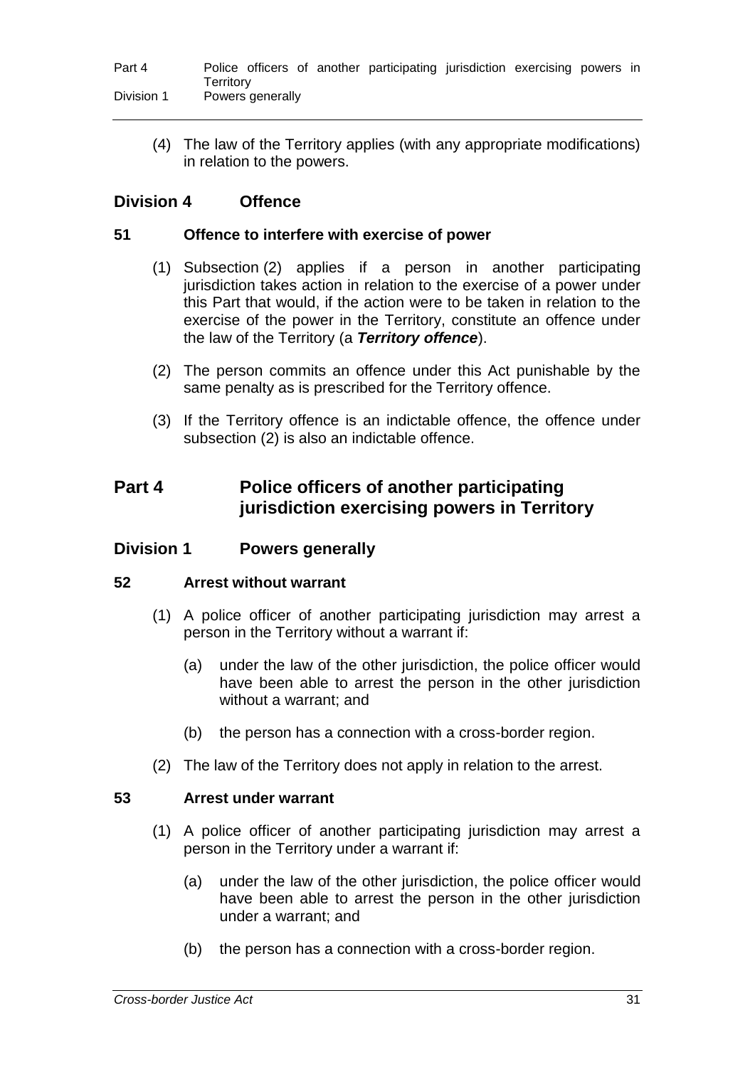(4) The law of the Territory applies (with any appropriate modifications) in relation to the powers.

## Division 4 Offence

### 51 Offence to interfere with exercise of power

(1) Subsection (2) applies if a person in another participating jurisdiction takes action in relation to the exercise of a power under this Part that would, if the action were to be taken in relation to the exercise of the power in the Territory, constitute an offence under the law of the Territory (a ***Territory offence***).

(2) The person commits an offence under this Act punishable by the same penalty as is prescribed for the Territory offence.

(3) If the Territory offence is an indictable offence, the offence under subsection (2) is also an indictable offence.

# Part 4 Police officers of another participating jurisdiction exercising powers in Territory

## Division 1 Powers generally

### 52 Arrest without warrant

(1) A police officer of another participating jurisdiction may arrest a person in the Territory without a warrant if:

(a) under the law of the other jurisdiction, the police officer would have been able to arrest the person in the other jurisdiction without a warrant; and

(b) the person has a connection with a cross-border region.

(2) The law of the Territory does not apply in relation to the arrest.

### 53 Arrest under warrant

(1) A police officer of another participating jurisdiction may arrest a person in the Territory under a warrant if:

(a) under the law of the other jurisdiction, the police officer would have been able to arrest the person in the other jurisdiction under a warrant; and

(b) the person has a connection with a cross-border region.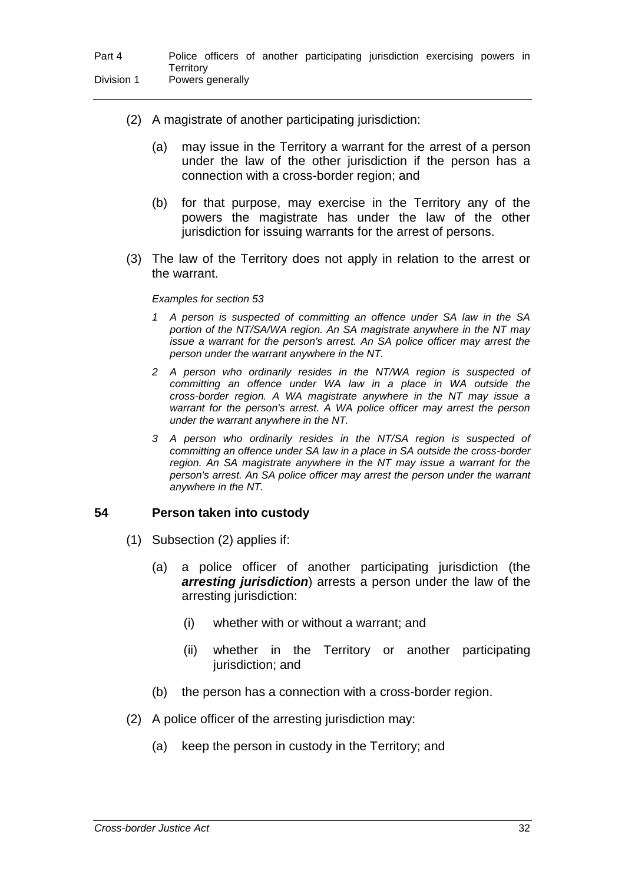(2) A magistrate of another participating jurisdiction:

(a) may issue in the Territory a warrant for the arrest of a person under the law of the other jurisdiction if the person has a connection with a cross-border region; and

(b) for that purpose, may exercise in the Territory any of the powers the magistrate has under the law of the other jurisdiction for issuing warrants for the arrest of persons.

(3) The law of the Territory does not apply in relation to the arrest or the warrant.

*Examples for section 53*

*1 A person is suspected of committing an offence under SA law in the SA portion of the NT/SA/WA region. An SA magistrate anywhere in the NT may issue a warrant for the person's arrest. An SA police officer may arrest the person under the warrant anywhere in the NT.*

*2 A person who ordinarily resides in the NT/WA region is suspected of committing an offence under WA law in a place in WA outside the cross-border region. A WA magistrate anywhere in the NT may issue a warrant for the person's arrest. A WA police officer may arrest the person under the warrant anywhere in the NT.*

*3 A person who ordinarily resides in the NT/SA region is suspected of committing an offence under SA law in a place in SA outside the cross-border region. An SA magistrate anywhere in the NT may issue a warrant for the person's arrest. An SA police officer may arrest the person under the warrant anywhere in the NT.*

## 54 Person taken into custody

(1) Subsection (2) applies if:

(a) a police officer of another participating jurisdiction (the ***arresting jurisdiction***) arrests a person under the law of the arresting jurisdiction:

(i) whether with or without a warrant; and

(ii) whether in the Territory or another participating jurisdiction; and

(b) the person has a connection with a cross-border region.

(2) A police officer of the arresting jurisdiction may:

(a) keep the person in custody in the Territory; and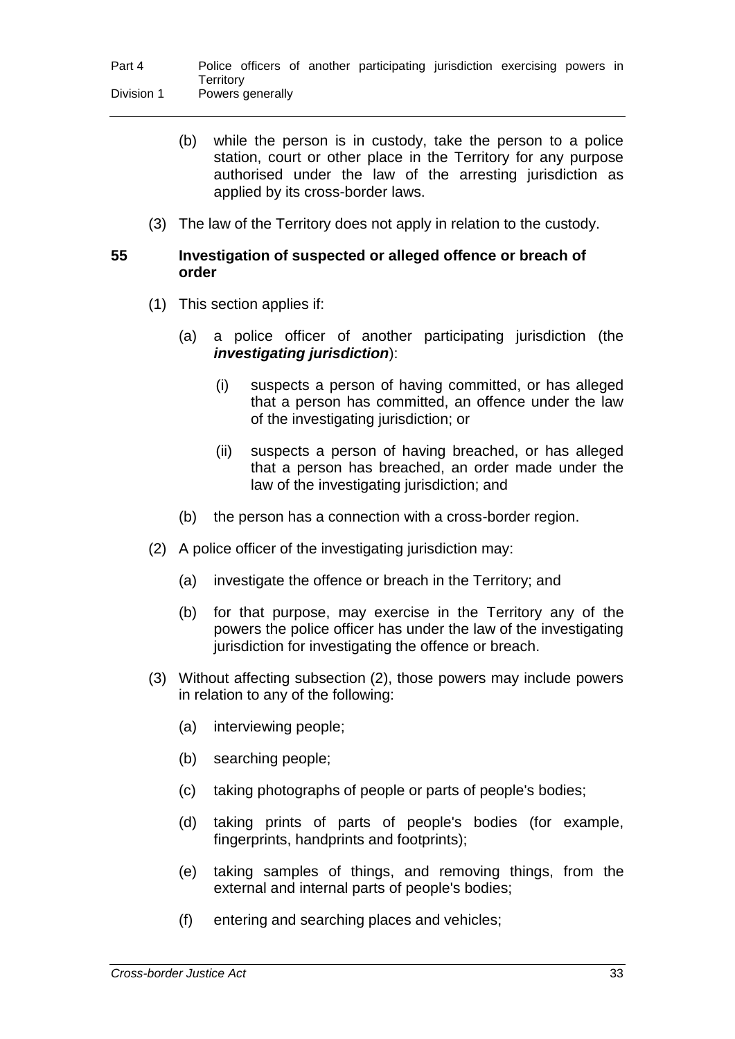(b) while the person is in custody, take the person to a police station, court or other place in the Territory for any purpose authorised under the law of the arresting jurisdiction as applied by its cross-border laws.

(3) The law of the Territory does not apply in relation to the custody.

## 55 Investigation of suspected or alleged offence or breach of order

(1) This section applies if:

(a) a police officer of another participating jurisdiction (the ***investigating jurisdiction***):

(i) suspects a person of having committed, or has alleged that a person has committed, an offence under the law of the investigating jurisdiction; or

(ii) suspects a person of having breached, or has alleged that a person has breached, an order made under the law of the investigating jurisdiction; and

(b) the person has a connection with a cross-border region.

(2) A police officer of the investigating jurisdiction may:

(a) investigate the offence or breach in the Territory; and

(b) for that purpose, may exercise in the Territory any of the powers the police officer has under the law of the investigating jurisdiction for investigating the offence or breach.

(3) Without affecting subsection (2), those powers may include powers in relation to any of the following:

(a) interviewing people;

(b) searching people;

(c) taking photographs of people or parts of people's bodies;

(d) taking prints of parts of people's bodies (for example, fingerprints, handprints and footprints);

(e) taking samples of things, and removing things, from the external and internal parts of people's bodies;

(f) entering and searching places and vehicles;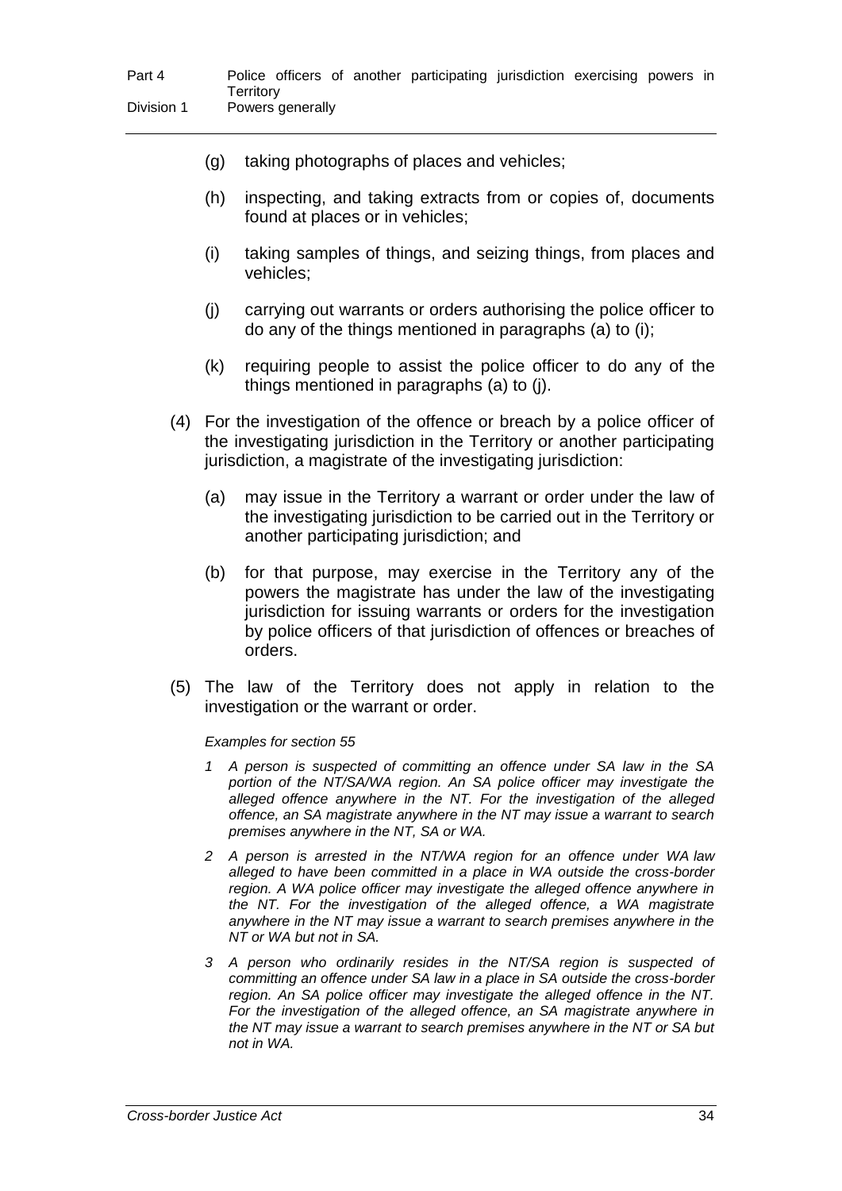(g) taking photographs of places and vehicles;

(h) inspecting, and taking extracts from or copies of, documents found at places or in vehicles;

(i) taking samples of things, and seizing things, from places and vehicles;

(j) carrying out warrants or orders authorising the police officer to do any of the things mentioned in paragraphs (a) to (i);

(k) requiring people to assist the police officer to do any of the things mentioned in paragraphs (a) to (j).

(4) For the investigation of the offence or breach by a police officer of the investigating jurisdiction in the Territory or another participating jurisdiction, a magistrate of the investigating jurisdiction:

(a) may issue in the Territory a warrant or order under the law of the investigating jurisdiction to be carried out in the Territory or another participating jurisdiction; and

(b) for that purpose, may exercise in the Territory any of the powers the magistrate has under the law of the investigating jurisdiction for issuing warrants or orders for the investigation by police officers of that jurisdiction of offences or breaches of orders.

(5) The law of the Territory does not apply in relation to the investigation or the warrant or order.

*Examples for section 55*

*1 A person is suspected of committing an offence under SA law in the SA portion of the NT/SA/WA region. An SA police officer may investigate the alleged offence anywhere in the NT. For the investigation of the alleged offence, an SA magistrate anywhere in the NT may issue a warrant to search premises anywhere in the NT, SA or WA.*

*2 A person is arrested in the NT/WA region for an offence under WA law alleged to have been committed in a place in WA outside the cross-border region. A WA police officer may investigate the alleged offence anywhere in the NT. For the investigation of the alleged offence, a WA magistrate anywhere in the NT may issue a warrant to search premises anywhere in the NT or WA but not in SA.*

*3 A person who ordinarily resides in the NT/SA region is suspected of committing an offence under SA law in a place in SA outside the cross-border region. An SA police officer may investigate the alleged offence in the NT. For the investigation of the alleged offence, an SA magistrate anywhere in the NT may issue a warrant to search premises anywhere in the NT or SA but not in WA.*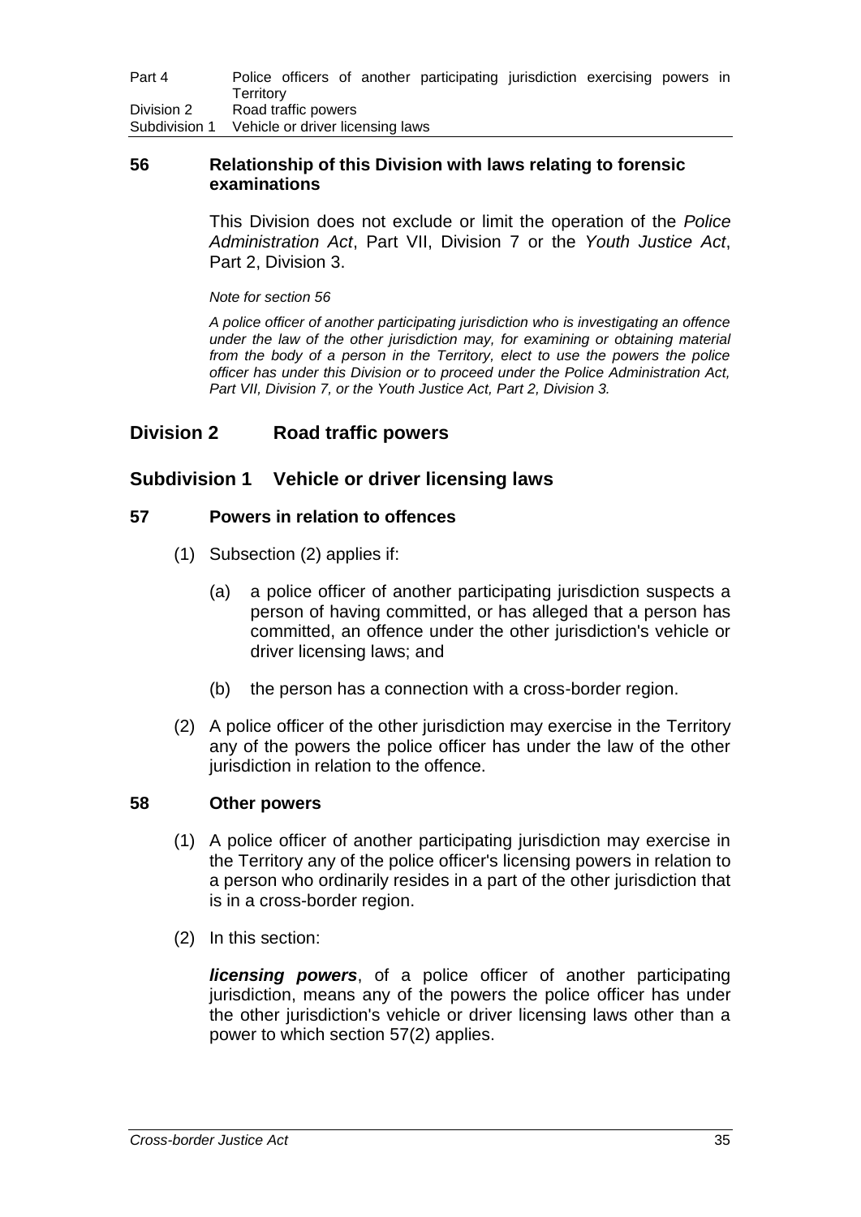### 56 Relationship of this Division with laws relating to forensic examinations

This Division does not exclude or limit the operation of the *Police Administration Act*, Part VII, Division 7 or the *Youth Justice Act*, Part 2, Division 3.

*Note for section 56*

*A police officer of another participating jurisdiction who is investigating an offence under the law of the other jurisdiction may, for examining or obtaining material from the body of a person in the Territory, elect to use the powers the police officer has under this Division or to proceed under the Police Administration Act, Part VII, Division 7, or the Youth Justice Act, Part 2, Division 3.*

## Division 2 Road traffic powers

## Subdivision 1 Vehicle or driver licensing laws

### 57 Powers in relation to offences

(1) Subsection (2) applies if:

(a) a police officer of another participating jurisdiction suspects a person of having committed, or has alleged that a person has committed, an offence under the other jurisdiction's vehicle or driver licensing laws; and

(b) the person has a connection with a cross-border region.

(2) A police officer of the other jurisdiction may exercise in the Territory any of the powers the police officer has under the law of the other jurisdiction in relation to the offence.

### 58 Other powers

(1) A police officer of another participating jurisdiction may exercise in the Territory any of the police officer's licensing powers in relation to a person who ordinarily resides in a part of the other jurisdiction that is in a cross-border region.

(2) In this section:

***licensing powers***, of a police officer of another participating jurisdiction, means any of the powers the police officer has under the other jurisdiction's vehicle or driver licensing laws other than a power to which section 57(2) applies.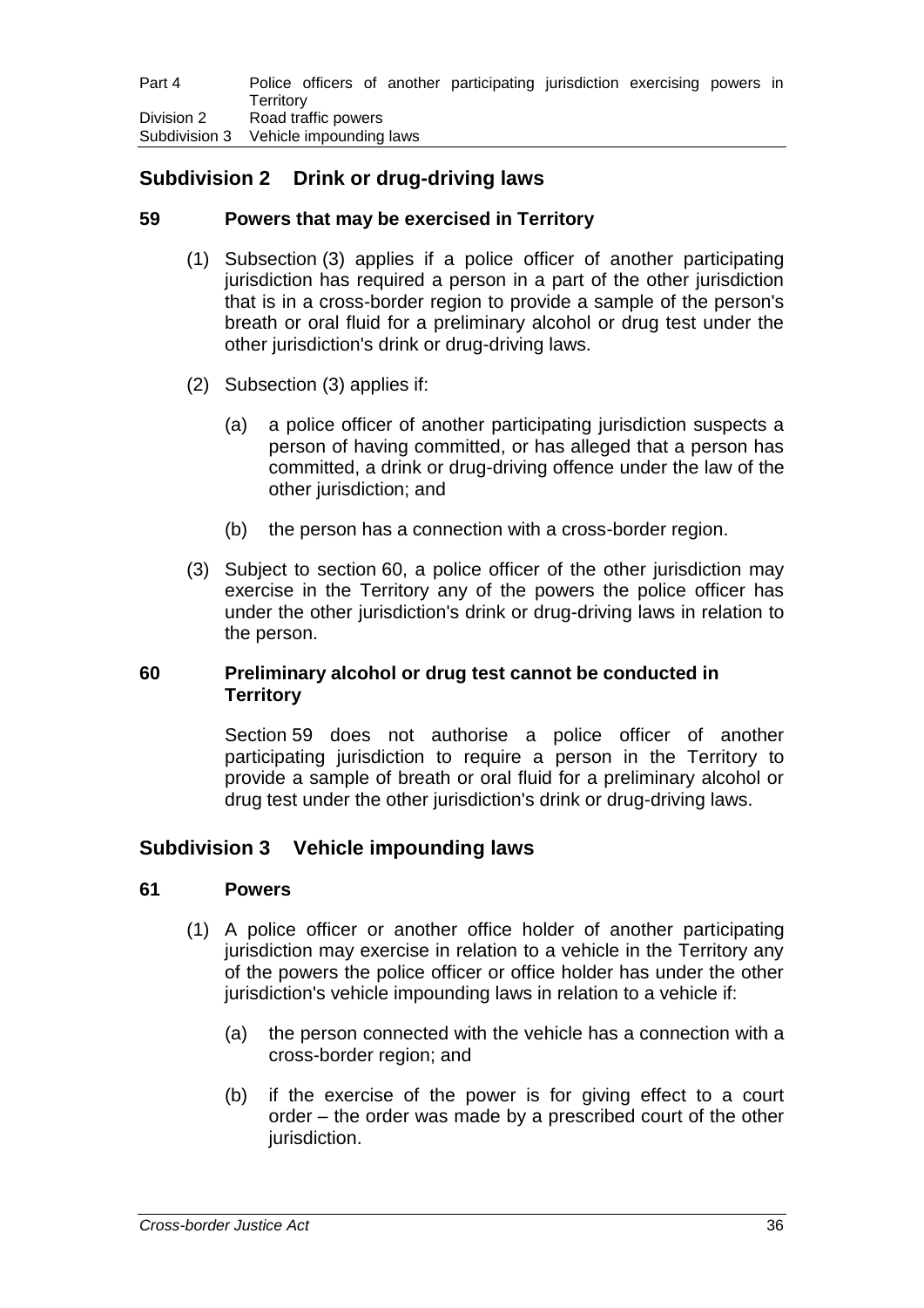## Subdivision 2 Drink or drug-driving laws

### 59 Powers that may be exercised in Territory

(1) Subsection (3) applies if a police officer of another participating jurisdiction has required a person in a part of the other jurisdiction that is in a cross-border region to provide a sample of the person's breath or oral fluid for a preliminary alcohol or drug test under the other jurisdiction's drink or drug-driving laws.

(2) Subsection (3) applies if:

(a) a police officer of another participating jurisdiction suspects a person of having committed, or has alleged that a person has committed, a drink or drug-driving offence under the law of the other jurisdiction; and

(b) the person has a connection with a cross-border region.

(3) Subject to section 60, a police officer of the other jurisdiction may exercise in the Territory any of the powers the police officer has under the other jurisdiction's drink or drug-driving laws in relation to the person.

### 60 Preliminary alcohol or drug test cannot be conducted in Territory

Section 59 does not authorise a police officer of another participating jurisdiction to require a person in the Territory to provide a sample of breath or oral fluid for a preliminary alcohol or drug test under the other jurisdiction's drink or drug-driving laws.

## Subdivision 3 Vehicle impounding laws

### 61 Powers

(1) A police officer or another office holder of another participating jurisdiction may exercise in relation to a vehicle in the Territory any of the powers the police officer or office holder has under the other jurisdiction's vehicle impounding laws in relation to a vehicle if:

(a) the person connected with the vehicle has a connection with a cross-border region; and

(b) if the exercise of the power is for giving effect to a court order – the order was made by a prescribed court of the other jurisdiction.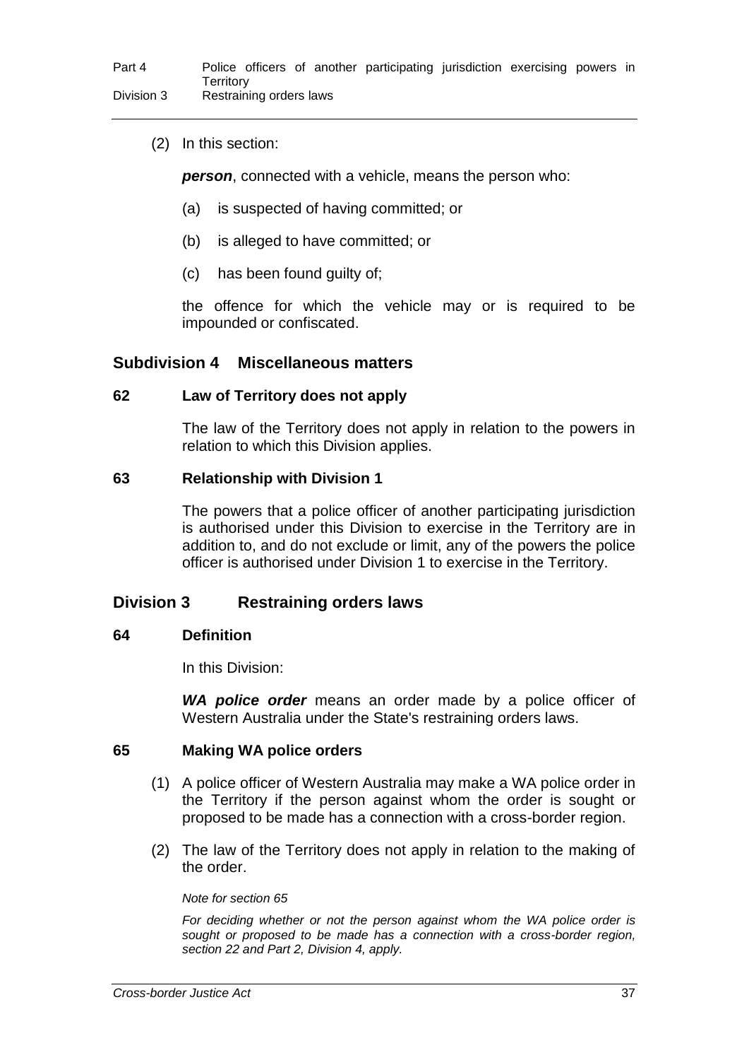(2) In this section:

***person***, connected with a vehicle, means the person who:

(a) is suspected of having committed; or

(b) is alleged to have committed; or

(c) has been found guilty of;

the offence for which the vehicle may or is required to be impounded or confiscated.

### Subdivision 4 Miscellaneous matters

#### 62 Law of Territory does not apply

The law of the Territory does not apply in relation to the powers in relation to which this Division applies.

#### 63 Relationship with Division 1

The powers that a police officer of another participating jurisdiction is authorised under this Division to exercise in the Territory are in addition to, and do not exclude or limit, any of the powers the police officer is authorised under Division 1 to exercise in the Territory.

## Division 3 Restraining orders laws

#### 64 Definition

In this Division:

***WA police order*** means an order made by a police officer of Western Australia under the State's restraining orders laws.

#### 65 Making WA police orders

(1) A police officer of Western Australia may make a WA police order in the Territory if the person against whom the order is sought or proposed to be made has a connection with a cross-border region.

(2) The law of the Territory does not apply in relation to the making of the order.

*Note for section 65*

*For deciding whether or not the person against whom the WA police order is sought or proposed to be made has a connection with a cross-border region, section 22 and Part 2, Division 4, apply.*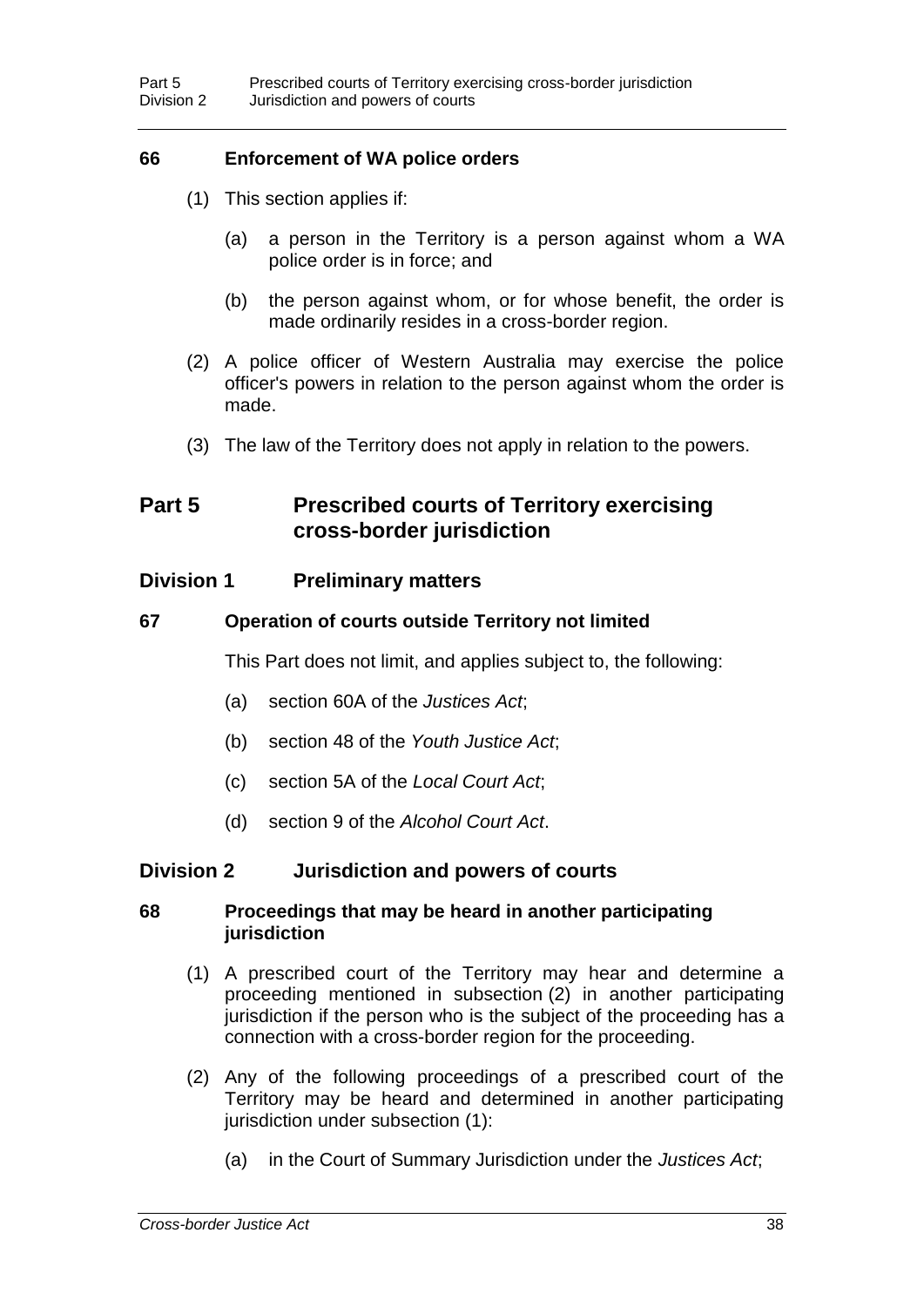**66 Enforcement of WA police orders**

(1) This section applies if:

(a) a person in the Territory is a person against whom a WA police order is in force; and

(b) the person against whom, or for whose benefit, the order is made ordinarily resides in a cross-border region.

(2) A police officer of Western Australia may exercise the police officer's powers in relation to the person against whom the order is made.

(3) The law of the Territory does not apply in relation to the powers.

## Part 5 Prescribed courts of Territory exercising cross-border jurisdiction

### Division 1 Preliminary matters

**67 Operation of courts outside Territory not limited**

This Part does not limit, and applies subject to, the following:

(a) section 60A of the *Justices Act*;

(b) section 48 of the *Youth Justice Act*;

(c) section 5A of the *Local Court Act*;

(d) section 9 of the *Alcohol Court Act*.

### Division 2 Jurisdiction and powers of courts

**68 Proceedings that may be heard in another participating jurisdiction**

(1) A prescribed court of the Territory may hear and determine a proceeding mentioned in subsection (2) in another participating jurisdiction if the person who is the subject of the proceeding has a connection with a cross-border region for the proceeding.

(2) Any of the following proceedings of a prescribed court of the Territory may be heard and determined in another participating jurisdiction under subsection (1):

(a) in the Court of Summary Jurisdiction under the *Justices Act*;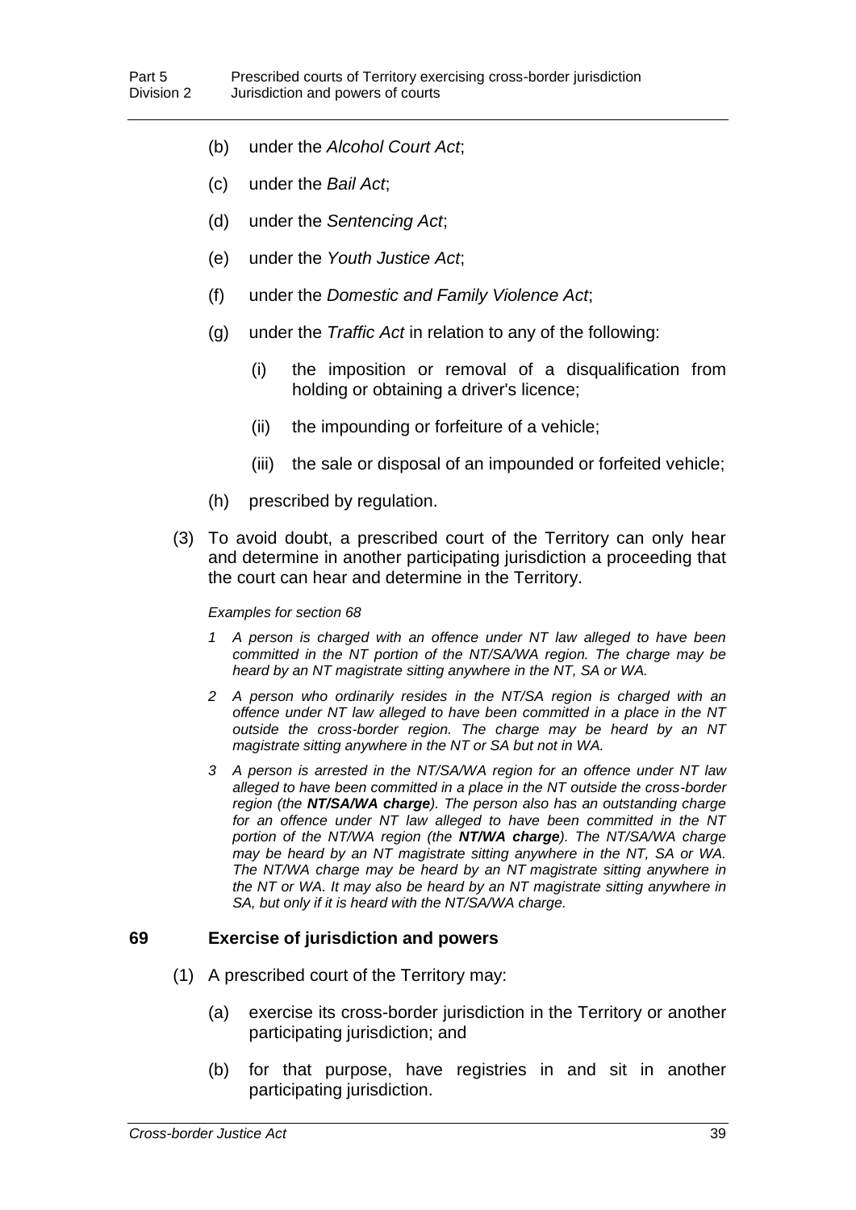(b) under the *Alcohol Court Act*;

(c) under the *Bail Act*;

(d) under the *Sentencing Act*;

(e) under the *Youth Justice Act*;

(f) under the *Domestic and Family Violence Act*;

(g) under the *Traffic Act* in relation to any of the following:

  (i) the imposition or removal of a disqualification from holding or obtaining a driver's licence;

  (ii) the impounding or forfeiture of a vehicle;

  (iii) the sale or disposal of an impounded or forfeited vehicle;

(h) prescribed by regulation.

(3) To avoid doubt, a prescribed court of the Territory can only hear and determine in another participating jurisdiction a proceeding that the court can hear and determine in the Territory.

*Examples for section 68*

*1 A person is charged with an offence under NT law alleged to have been committed in the NT portion of the NT/SA/WA region. The charge may be heard by an NT magistrate sitting anywhere in the NT, SA or WA.*

*2 A person who ordinarily resides in the NT/SA region is charged with an offence under NT law alleged to have been committed in a place in the NT outside the cross-border region. The charge may be heard by an NT magistrate sitting anywhere in the NT or SA but not in WA.*

*3 A person is arrested in the NT/SA/WA region for an offence under NT law alleged to have been committed in a place in the NT outside the cross-border region (the* ***NT/SA/WA charge****). The person also has an outstanding charge for an offence under NT law alleged to have been committed in the NT portion of the NT/WA region (the* ***NT/WA charge****). The NT/SA/WA charge may be heard by an NT magistrate sitting anywhere in the NT, SA or WA. The NT/WA charge may be heard by an NT magistrate sitting anywhere in the NT or WA. It may also be heard by an NT magistrate sitting anywhere in SA, but only if it is heard with the NT/SA/WA charge.*

### 69 Exercise of jurisdiction and powers

(1) A prescribed court of the Territory may:

(a) exercise its cross-border jurisdiction in the Territory or another participating jurisdiction; and

(b) for that purpose, have registries in and sit in another participating jurisdiction.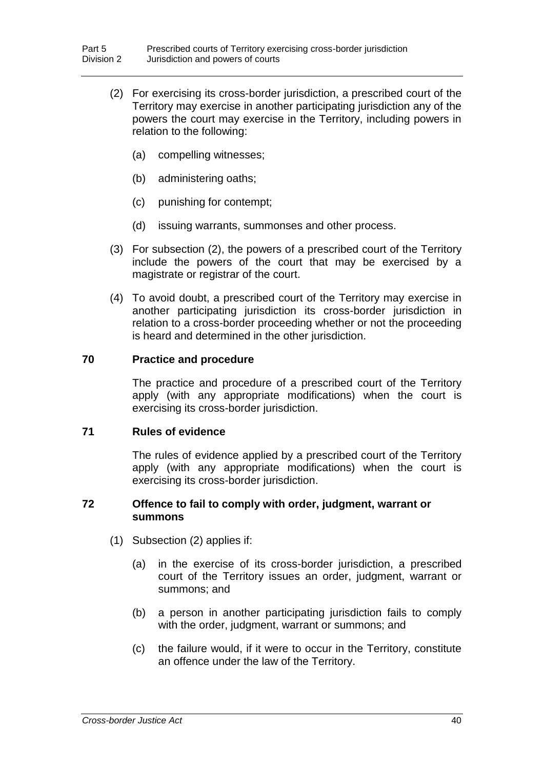(2) For exercising its cross-border jurisdiction, a prescribed court of the Territory may exercise in another participating jurisdiction any of the powers the court may exercise in the Territory, including powers in relation to the following:

(a) compelling witnesses;

(b) administering oaths;

(c) punishing for contempt;

(d) issuing warrants, summonses and other process.

(3) For subsection (2), the powers of a prescribed court of the Territory include the powers of the court that may be exercised by a magistrate or registrar of the court.

(4) To avoid doubt, a prescribed court of the Territory may exercise in another participating jurisdiction its cross-border jurisdiction in relation to a cross-border proceeding whether or not the proceeding is heard and determined in the other jurisdiction.

### 70 Practice and procedure

The practice and procedure of a prescribed court of the Territory apply (with any appropriate modifications) when the court is exercising its cross-border jurisdiction.

### 71 Rules of evidence

The rules of evidence applied by a prescribed court of the Territory apply (with any appropriate modifications) when the court is exercising its cross-border jurisdiction.

### 72 Offence to fail to comply with order, judgment, warrant or summons

(1) Subsection (2) applies if:

(a) in the exercise of its cross-border jurisdiction, a prescribed court of the Territory issues an order, judgment, warrant or summons; and

(b) a person in another participating jurisdiction fails to comply with the order, judgment, warrant or summons; and

(c) the failure would, if it were to occur in the Territory, constitute an offence under the law of the Territory.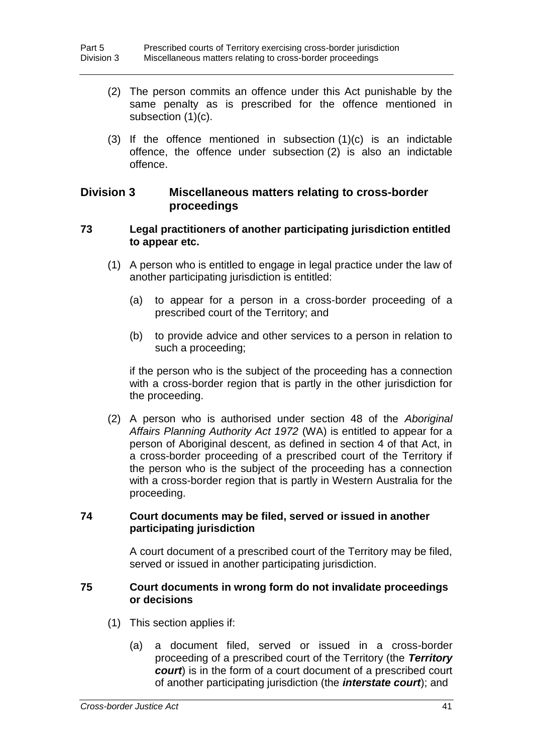(2) The person commits an offence under this Act punishable by the same penalty as is prescribed for the offence mentioned in subsection (1)(c).

(3) If the offence mentioned in subsection (1)(c) is an indictable offence, the offence under subsection (2) is also an indictable offence.

## Division 3 Miscellaneous matters relating to cross-border proceedings

### 73 Legal practitioners of another participating jurisdiction entitled to appear etc.

(1) A person who is entitled to engage in legal practice under the law of another participating jurisdiction is entitled:

(a) to appear for a person in a cross-border proceeding of a prescribed court of the Territory; and

(b) to provide advice and other services to a person in relation to such a proceeding;

if the person who is the subject of the proceeding has a connection with a cross-border region that is partly in the other jurisdiction for the proceeding.

(2) A person who is authorised under section 48 of the *Aboriginal Affairs Planning Authority Act 1972* (WA) is entitled to appear for a person of Aboriginal descent, as defined in section 4 of that Act, in a cross-border proceeding of a prescribed court of the Territory if the person who is the subject of the proceeding has a connection with a cross-border region that is partly in Western Australia for the proceeding.

### 74 Court documents may be filed, served or issued in another participating jurisdiction

A court document of a prescribed court of the Territory may be filed, served or issued in another participating jurisdiction.

### 75 Court documents in wrong form do not invalidate proceedings or decisions

(1) This section applies if:

(a) a document filed, served or issued in a cross-border proceeding of a prescribed court of the Territory (the ***Territory court***) is in the form of a court document of a prescribed court of another participating jurisdiction (the ***interstate court***); and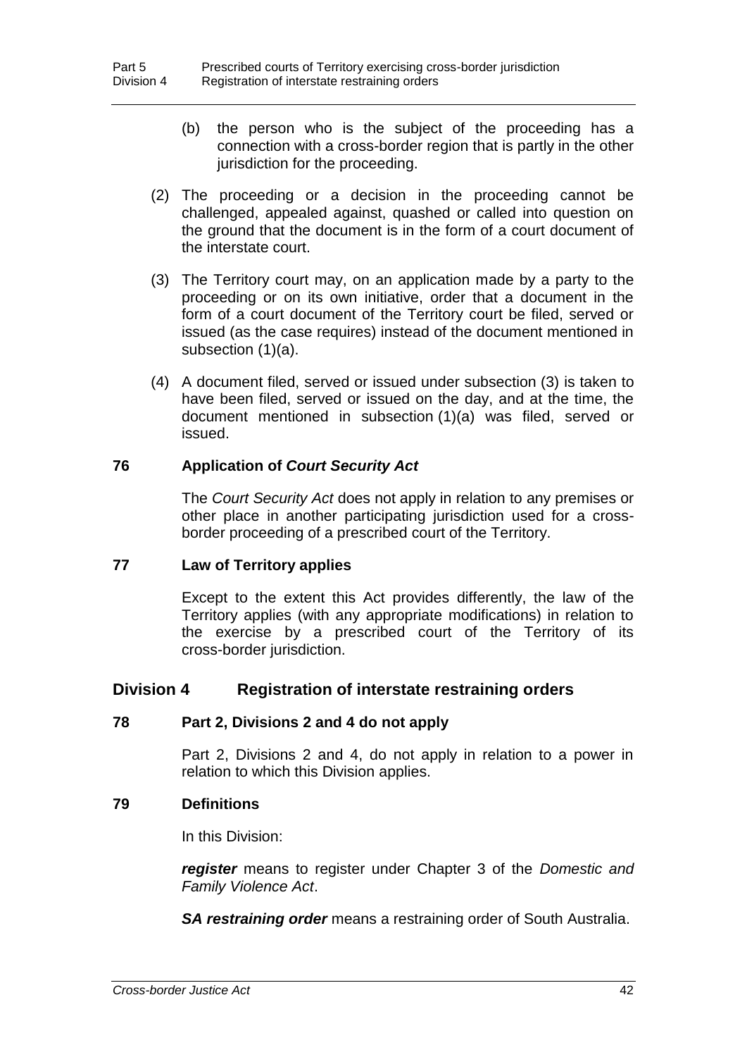(b) the person who is the subject of the proceeding has a connection with a cross-border region that is partly in the other jurisdiction for the proceeding.

(2) The proceeding or a decision in the proceeding cannot be challenged, appealed against, quashed or called into question on the ground that the document is in the form of a court document of the interstate court.

(3) The Territory court may, on an application made by a party to the proceeding or on its own initiative, order that a document in the form of a court document of the Territory court be filed, served or issued (as the case requires) instead of the document mentioned in subsection (1)(a).

(4) A document filed, served or issued under subsection (3) is taken to have been filed, served or issued on the day, and at the time, the document mentioned in subsection (1)(a) was filed, served or issued.

### 76 Application of *Court Security Act*

The *Court Security Act* does not apply in relation to any premises or other place in another participating jurisdiction used for a cross-border proceeding of a prescribed court of the Territory.

### 77 Law of Territory applies

Except to the extent this Act provides differently, the law of the Territory applies (with any appropriate modifications) in relation to the exercise by a prescribed court of the Territory of its cross-border jurisdiction.

## Division 4 Registration of interstate restraining orders

### 78 Part 2, Divisions 2 and 4 do not apply

Part 2, Divisions 2 and 4, do not apply in relation to a power in relation to which this Division applies.

### 79 Definitions

In this Division:

***register*** means to register under Chapter 3 of the *Domestic and Family Violence Act*.

***SA restraining order*** means a restraining order of South Australia.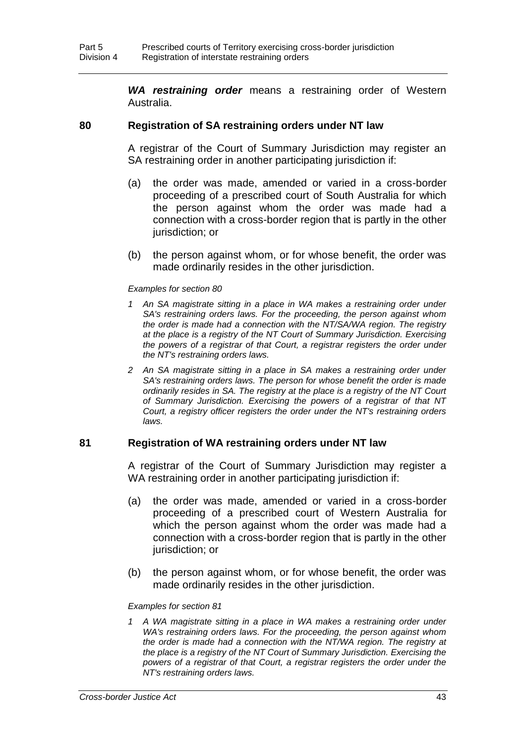***WA restraining order*** means a restraining order of Western Australia.

## 80 Registration of SA restraining orders under NT law

A registrar of the Court of Summary Jurisdiction may register an SA restraining order in another participating jurisdiction if:

(a) the order was made, amended or varied in a cross-border proceeding of a prescribed court of South Australia for which the person against whom the order was made had a connection with a cross-border region that is partly in the other jurisdiction; or

(b) the person against whom, or for whose benefit, the order was made ordinarily resides in the other jurisdiction.

*Examples for section 80*

*1 An SA magistrate sitting in a place in WA makes a restraining order under SA's restraining orders laws. For the proceeding, the person against whom the order is made had a connection with the NT/SA/WA region. The registry at the place is a registry of the NT Court of Summary Jurisdiction. Exercising the powers of a registrar of that Court, a registrar registers the order under the NT's restraining orders laws.*

*2 An SA magistrate sitting in a place in SA makes a restraining order under SA's restraining orders laws. The person for whose benefit the order is made ordinarily resides in SA. The registry at the place is a registry of the NT Court of Summary Jurisdiction. Exercising the powers of a registrar of that NT Court, a registry officer registers the order under the NT's restraining orders laws.*

## 81 Registration of WA restraining orders under NT law

A registrar of the Court of Summary Jurisdiction may register a WA restraining order in another participating jurisdiction if:

(a) the order was made, amended or varied in a cross-border proceeding of a prescribed court of Western Australia for which the person against whom the order was made had a connection with a cross-border region that is partly in the other jurisdiction; or

(b) the person against whom, or for whose benefit, the order was made ordinarily resides in the other jurisdiction.

*Examples for section 81*

*1 A WA magistrate sitting in a place in WA makes a restraining order under WA's restraining orders laws. For the proceeding, the person against whom the order is made had a connection with the NT/WA region. The registry at the place is a registry of the NT Court of Summary Jurisdiction. Exercising the powers of a registrar of that Court, a registrar registers the order under the NT's restraining orders laws.*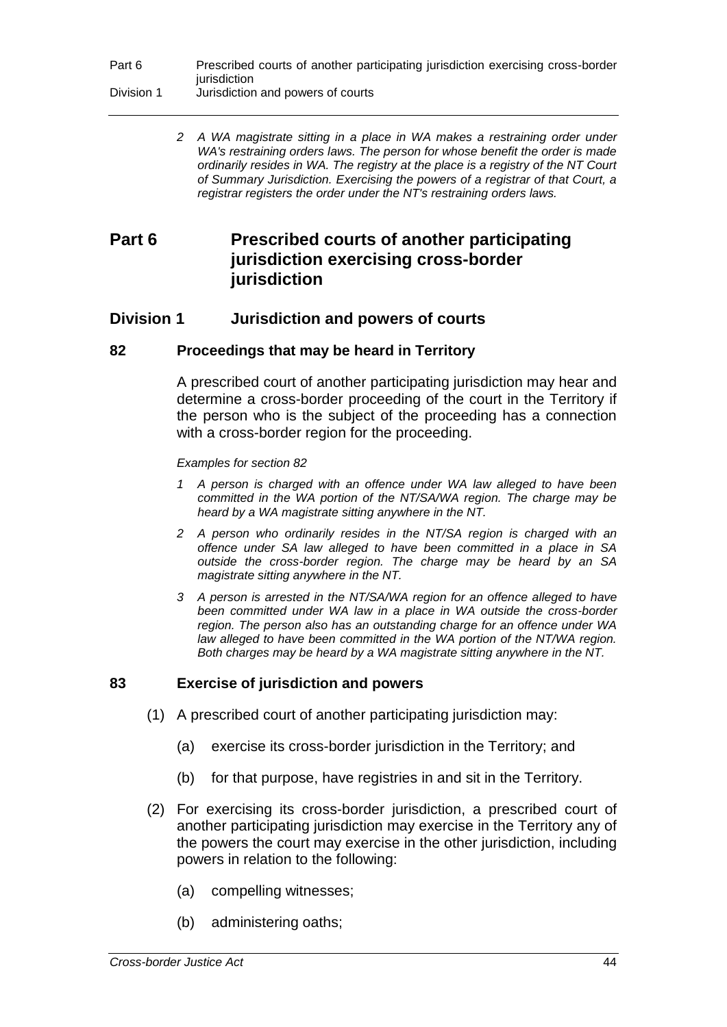*2 A WA magistrate sitting in a place in WA makes a restraining order under WA's restraining orders laws. The person for whose benefit the order is made ordinarily resides in WA. The registry at the place is a registry of the NT Court of Summary Jurisdiction. Exercising the powers of a registrar of that Court, a registrar registers the order under the NT's restraining orders laws.*

# Part 6 Prescribed courts of another participating jurisdiction exercising cross-border jurisdiction

## Division 1 Jurisdiction and powers of courts

### 82 Proceedings that may be heard in Territory

A prescribed court of another participating jurisdiction may hear and determine a cross-border proceeding of the court in the Territory if the person who is the subject of the proceeding has a connection with a cross-border region for the proceeding.

*Examples for section 82*

*1 A person is charged with an offence under WA law alleged to have been committed in the WA portion of the NT/SA/WA region. The charge may be heard by a WA magistrate sitting anywhere in the NT.*

*2 A person who ordinarily resides in the NT/SA region is charged with an offence under SA law alleged to have been committed in a place in SA outside the cross-border region. The charge may be heard by an SA magistrate sitting anywhere in the NT.*

*3 A person is arrested in the NT/SA/WA region for an offence alleged to have been committed under WA law in a place in WA outside the cross-border region. The person also has an outstanding charge for an offence under WA law alleged to have been committed in the WA portion of the NT/WA region. Both charges may be heard by a WA magistrate sitting anywhere in the NT.*

### 83 Exercise of jurisdiction and powers

(1) A prescribed court of another participating jurisdiction may:

- (a) exercise its cross-border jurisdiction in the Territory; and
- (b) for that purpose, have registries in and sit in the Territory.

(2) For exercising its cross-border jurisdiction, a prescribed court of another participating jurisdiction may exercise in the Territory any of the powers the court may exercise in the other jurisdiction, including powers in relation to the following:

- (a) compelling witnesses;
- (b) administering oaths;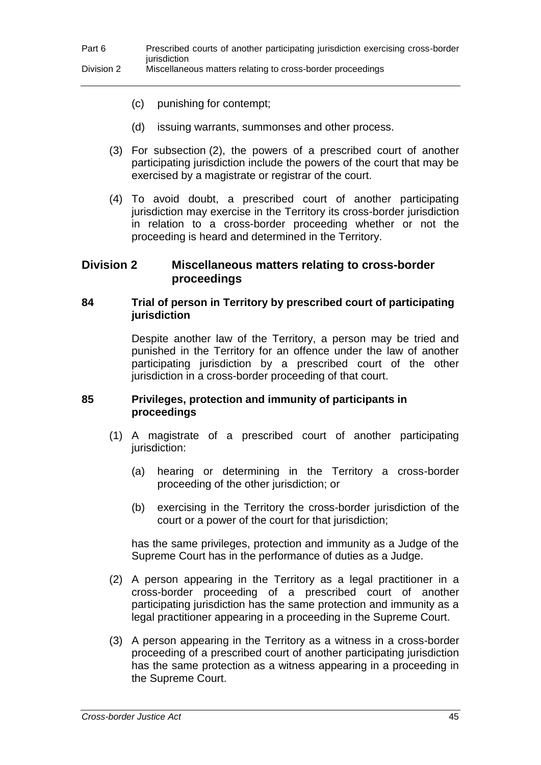(c) punishing for contempt;

(d) issuing warrants, summonses and other process.

(3) For subsection (2), the powers of a prescribed court of another participating jurisdiction include the powers of the court that may be exercised by a magistrate or registrar of the court.

(4) To avoid doubt, a prescribed court of another participating jurisdiction may exercise in the Territory its cross-border jurisdiction in relation to a cross-border proceeding whether or not the proceeding is heard and determined in the Territory.

## Division 2 Miscellaneous matters relating to cross-border proceedings

### 84 Trial of person in Territory by prescribed court of participating jurisdiction

Despite another law of the Territory, a person may be tried and punished in the Territory for an offence under the law of another participating jurisdiction by a prescribed court of the other jurisdiction in a cross-border proceeding of that court.

### 85 Privileges, protection and immunity of participants in proceedings

(1) A magistrate of a prescribed court of another participating jurisdiction:

(a) hearing or determining in the Territory a cross-border proceeding of the other jurisdiction; or

(b) exercising in the Territory the cross-border jurisdiction of the court or a power of the court for that jurisdiction;

has the same privileges, protection and immunity as a Judge of the Supreme Court has in the performance of duties as a Judge.

(2) A person appearing in the Territory as a legal practitioner in a cross-border proceeding of a prescribed court of another participating jurisdiction has the same protection and immunity as a legal practitioner appearing in a proceeding in the Supreme Court.

(3) A person appearing in the Territory as a witness in a cross-border proceeding of a prescribed court of another participating jurisdiction has the same protection as a witness appearing in a proceeding in the Supreme Court.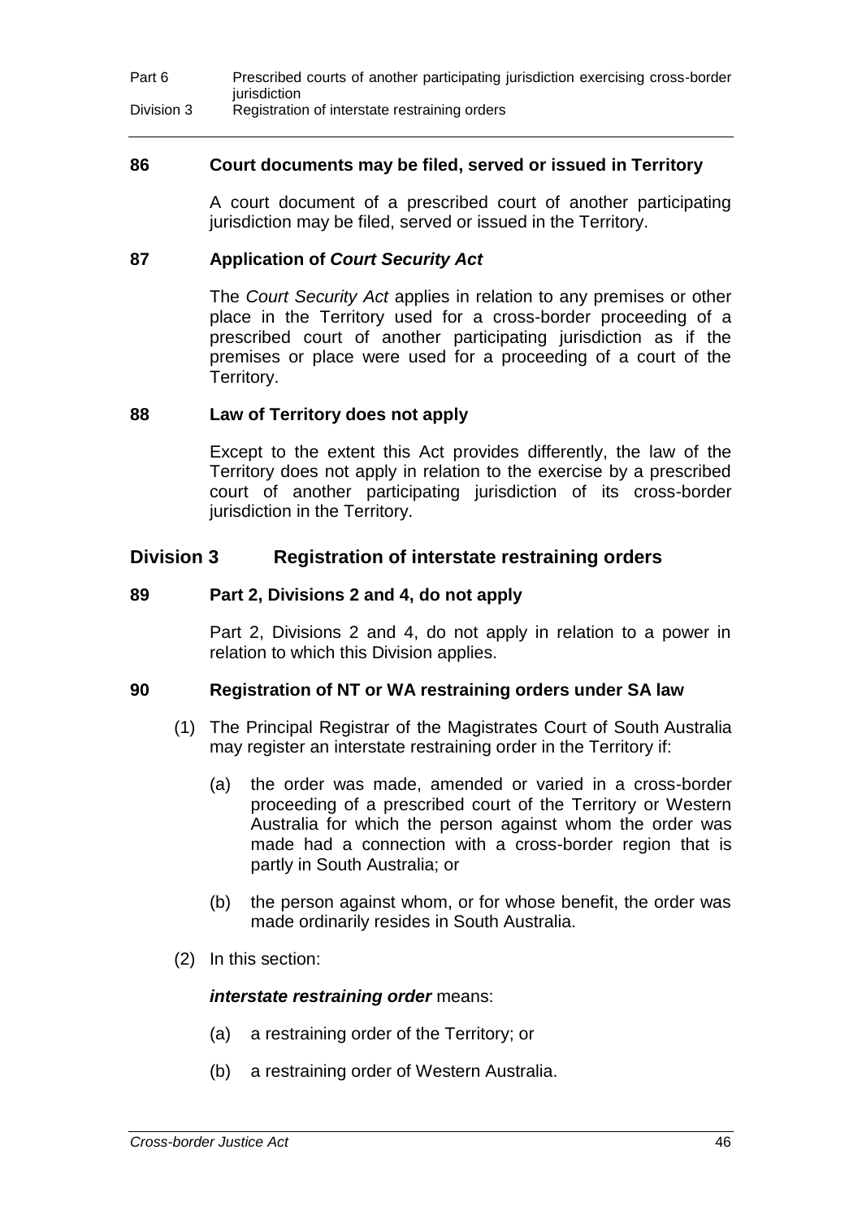### 86 Court documents may be filed, served or issued in Territory

A court document of a prescribed court of another participating jurisdiction may be filed, served or issued in the Territory.

### 87 Application of *Court Security Act*

The *Court Security Act* applies in relation to any premises or other place in the Territory used for a cross-border proceeding of a prescribed court of another participating jurisdiction as if the premises or place were used for a proceeding of a court of the Territory.

### 88 Law of Territory does not apply

Except to the extent this Act provides differently, the law of the Territory does not apply in relation to the exercise by a prescribed court of another participating jurisdiction of its cross-border jurisdiction in the Territory.

## Division 3 Registration of interstate restraining orders

### 89 Part 2, Divisions 2 and 4, do not apply

Part 2, Divisions 2 and 4, do not apply in relation to a power in relation to which this Division applies.

### 90 Registration of NT or WA restraining orders under SA law

(1) The Principal Registrar of the Magistrates Court of South Australia may register an interstate restraining order in the Territory if:

(a) the order was made, amended or varied in a cross-border proceeding of a prescribed court of the Territory or Western Australia for which the person against whom the order was made had a connection with a cross-border region that is partly in South Australia; or

(b) the person against whom, or for whose benefit, the order was made ordinarily resides in South Australia.

(2) In this section:

***interstate restraining order*** means:

(a) a restraining order of the Territory; or

(b) a restraining order of Western Australia.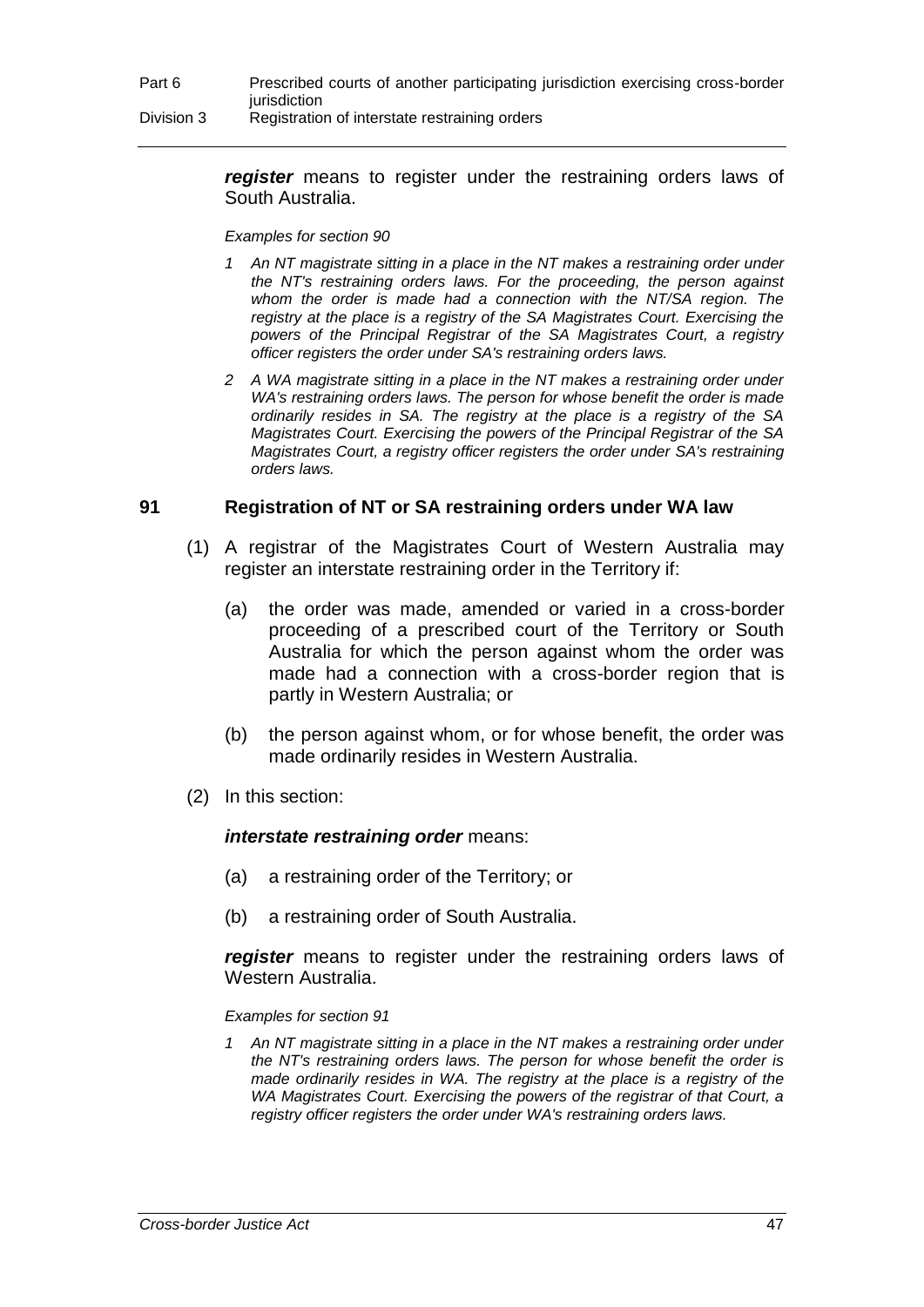***register*** means to register under the restraining orders laws of South Australia.

*Examples for section 90*

*1 An NT magistrate sitting in a place in the NT makes a restraining order under the NT's restraining orders laws. For the proceeding, the person against whom the order is made had a connection with the NT/SA region. The registry at the place is a registry of the SA Magistrates Court. Exercising the powers of the Principal Registrar of the SA Magistrates Court, a registry officer registers the order under SA's restraining orders laws.*

*2 A WA magistrate sitting in a place in the NT makes a restraining order under WA's restraining orders laws. The person for whose benefit the order is made ordinarily resides in SA. The registry at the place is a registry of the SA Magistrates Court. Exercising the powers of the Principal Registrar of the SA Magistrates Court, a registry officer registers the order under SA's restraining orders laws.*

## 91 Registration of NT or SA restraining orders under WA law

(1) A registrar of the Magistrates Court of Western Australia may register an interstate restraining order in the Territory if:

(a) the order was made, amended or varied in a cross-border proceeding of a prescribed court of the Territory or South Australia for which the person against whom the order was made had a connection with a cross-border region that is partly in Western Australia; or

(b) the person against whom, or for whose benefit, the order was made ordinarily resides in Western Australia.

(2) In this section:

***interstate restraining order*** means:

(a) a restraining order of the Territory; or

(b) a restraining order of South Australia.

***register*** means to register under the restraining orders laws of Western Australia.

*Examples for section 91*

*1 An NT magistrate sitting in a place in the NT makes a restraining order under the NT's restraining orders laws. The person for whose benefit the order is made ordinarily resides in WA. The registry at the place is a registry of the WA Magistrates Court. Exercising the powers of the registrar of that Court, a registry officer registers the order under WA's restraining orders laws.*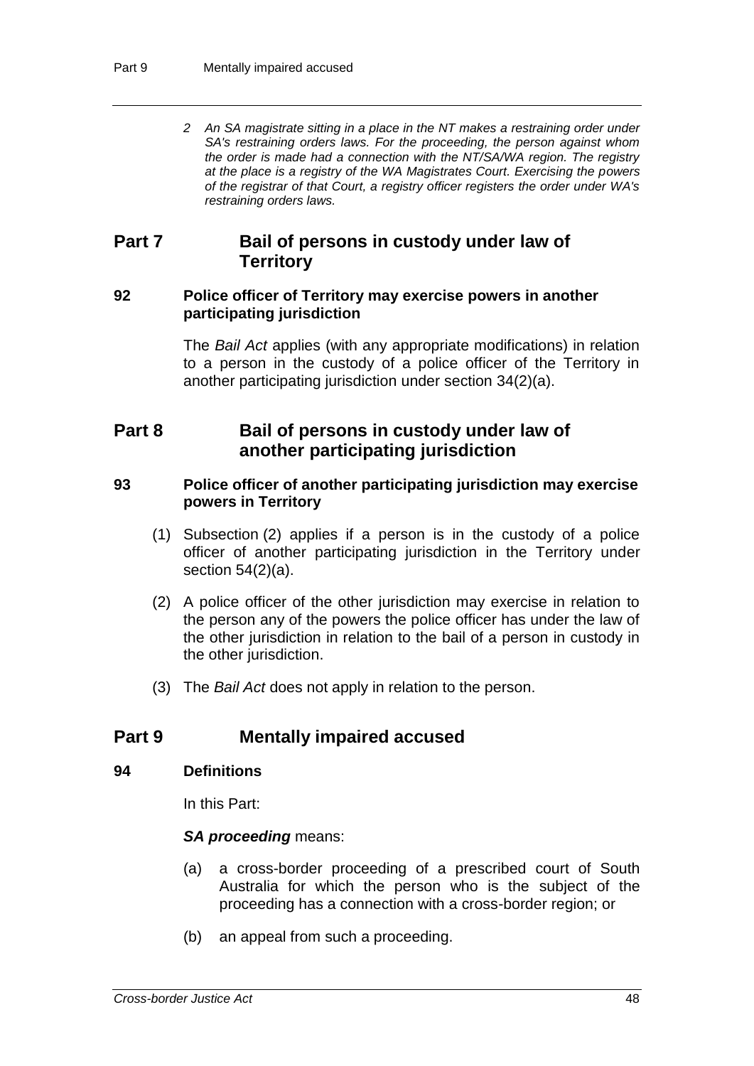*2 An SA magistrate sitting in a place in the NT makes a restraining order under SA's restraining orders laws. For the proceeding, the person against whom the order is made had a connection with the NT/SA/WA region. The registry at the place is a registry of the WA Magistrates Court. Exercising the powers of the registrar of that Court, a registry officer registers the order under WA's restraining orders laws.*

## Part 7 Bail of persons in custody under law of Territory

### 92 Police officer of Territory may exercise powers in another participating jurisdiction

The *Bail Act* applies (with any appropriate modifications) in relation to a person in the custody of a police officer of the Territory in another participating jurisdiction under section 34(2)(a).

## Part 8 Bail of persons in custody under law of another participating jurisdiction

### 93 Police officer of another participating jurisdiction may exercise powers in Territory

(1) Subsection (2) applies if a person is in the custody of a police officer of another participating jurisdiction in the Territory under section 54(2)(a).

(2) A police officer of the other jurisdiction may exercise in relation to the person any of the powers the police officer has under the law of the other jurisdiction in relation to the bail of a person in custody in the other jurisdiction.

(3) The *Bail Act* does not apply in relation to the person.

## Part 9 Mentally impaired accused

### 94 Definitions

In this Part:

***SA proceeding*** means:

(a) a cross-border proceeding of a prescribed court of South Australia for which the person who is the subject of the proceeding has a connection with a cross-border region; or

(b) an appeal from such a proceeding.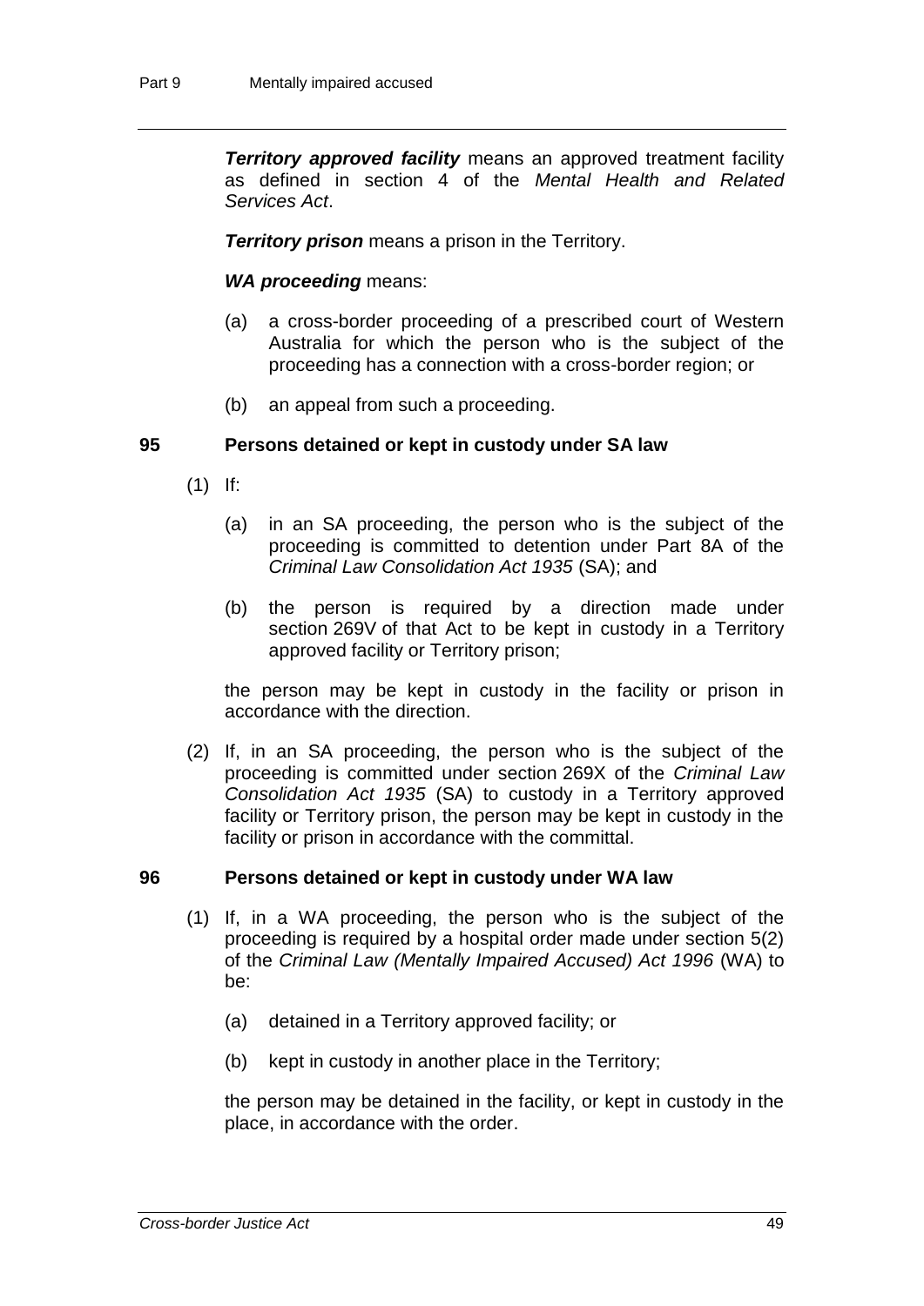***Territory approved facility*** means an approved treatment facility as defined in section 4 of the *Mental Health and Related Services Act*.

***Territory prison*** means a prison in the Territory.

***WA proceeding*** means:

(a) a cross-border proceeding of a prescribed court of Western Australia for which the person who is the subject of the proceeding has a connection with a cross-border region; or

(b) an appeal from such a proceeding.

### 95 Persons detained or kept in custody under SA law

(1) If:

(a) in an SA proceeding, the person who is the subject of the proceeding is committed to detention under Part 8A of the *Criminal Law Consolidation Act 1935* (SA); and

(b) the person is required by a direction made under section 269V of that Act to be kept in custody in a Territory approved facility or Territory prison;

the person may be kept in custody in the facility or prison in accordance with the direction.

(2) If, in an SA proceeding, the person who is the subject of the proceeding is committed under section 269X of the *Criminal Law Consolidation Act 1935* (SA) to custody in a Territory approved facility or Territory prison, the person may be kept in custody in the facility or prison in accordance with the committal.

### 96 Persons detained or kept in custody under WA law

(1) If, in a WA proceeding, the person who is the subject of the proceeding is required by a hospital order made under section 5(2) of the *Criminal Law (Mentally Impaired Accused) Act 1996* (WA) to be:

(a) detained in a Territory approved facility; or

(b) kept in custody in another place in the Territory;

the person may be detained in the facility, or kept in custody in the place, in accordance with the order.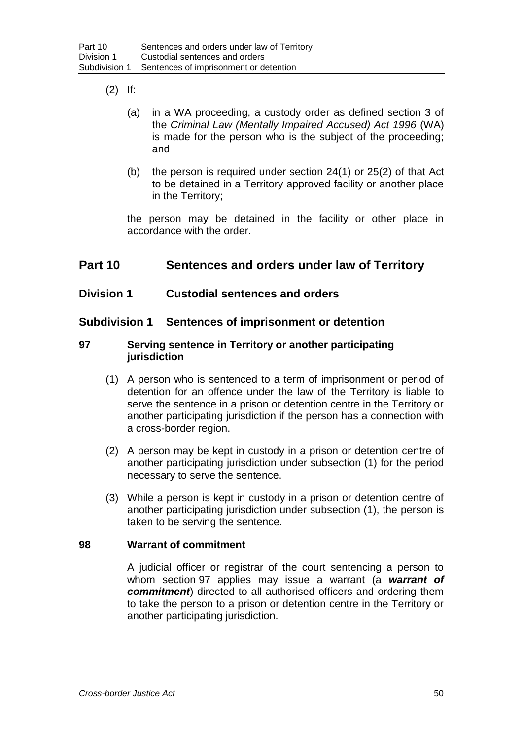(2) If:

   (a) in a WA proceeding, a custody order as defined section 3 of the *Criminal Law (Mentally Impaired Accused) Act 1996* (WA) is made for the person who is the subject of the proceeding; and

   (b) the person is required under section 24(1) or 25(2) of that Act to be detained in a Territory approved facility or another place in the Territory;

   the person may be detained in the facility or other place in accordance with the order.

# Part 10 Sentences and orders under law of Territory

## Division 1 Custodial sentences and orders

### Subdivision 1 Sentences of imprisonment or detention

#### 97 Serving sentence in Territory or another participating jurisdiction

(1) A person who is sentenced to a term of imprisonment or period of detention for an offence under the law of the Territory is liable to serve the sentence in a prison or detention centre in the Territory or another participating jurisdiction if the person has a connection with a cross-border region.

(2) A person may be kept in custody in a prison or detention centre of another participating jurisdiction under subsection (1) for the period necessary to serve the sentence.

(3) While a person is kept in custody in a prison or detention centre of another participating jurisdiction under subsection (1), the person is taken to be serving the sentence.

#### 98 Warrant of commitment

A judicial officer or registrar of the court sentencing a person to whom section 97 applies may issue a warrant (a ***warrant of commitment***) directed to all authorised officers and ordering them to take the person to a prison or detention centre in the Territory or another participating jurisdiction.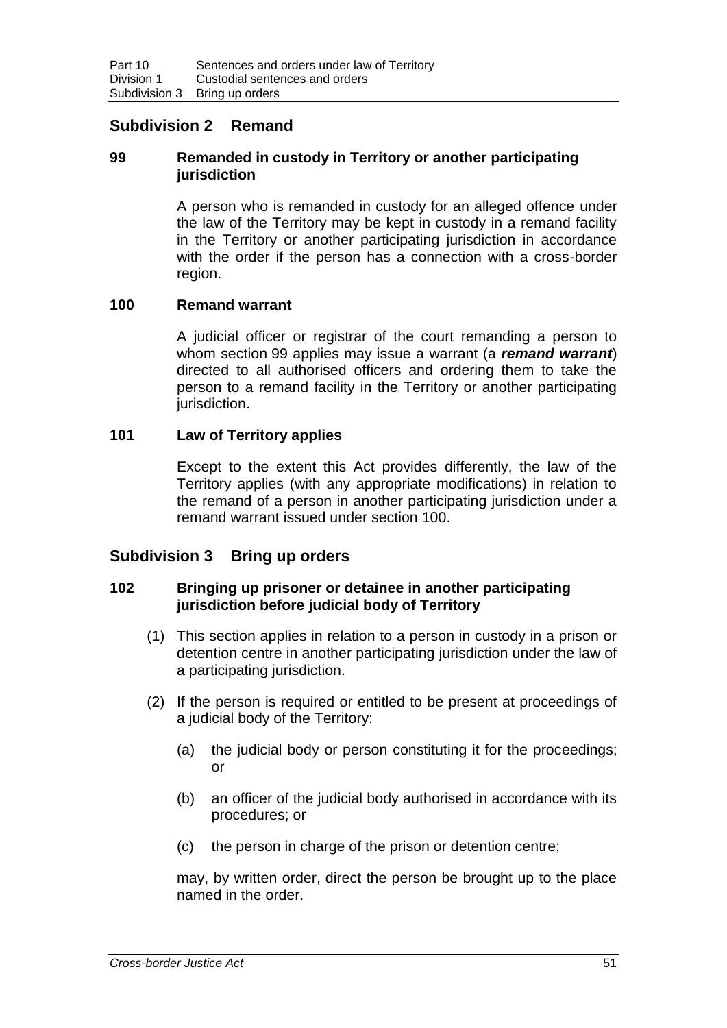## Subdivision 2 Remand

### 99 Remanded in custody in Territory or another participating jurisdiction

A person who is remanded in custody for an alleged offence under the law of the Territory may be kept in custody in a remand facility in the Territory or another participating jurisdiction in accordance with the order if the person has a connection with a cross-border region.

### 100 Remand warrant

A judicial officer or registrar of the court remanding a person to whom section 99 applies may issue a warrant (a ***remand warrant***) directed to all authorised officers and ordering them to take the person to a remand facility in the Territory or another participating jurisdiction.

### 101 Law of Territory applies

Except to the extent this Act provides differently, the law of the Territory applies (with any appropriate modifications) in relation to the remand of a person in another participating jurisdiction under a remand warrant issued under section 100.

## Subdivision 3 Bring up orders

### 102 Bringing up prisoner or detainee in another participating jurisdiction before judicial body of Territory

(1) This section applies in relation to a person in custody in a prison or detention centre in another participating jurisdiction under the law of a participating jurisdiction.

(2) If the person is required or entitled to be present at proceedings of a judicial body of the Territory:

(a) the judicial body or person constituting it for the proceedings; or

(b) an officer of the judicial body authorised in accordance with its procedures; or

(c) the person in charge of the prison or detention centre;

may, by written order, direct the person be brought up to the place named in the order.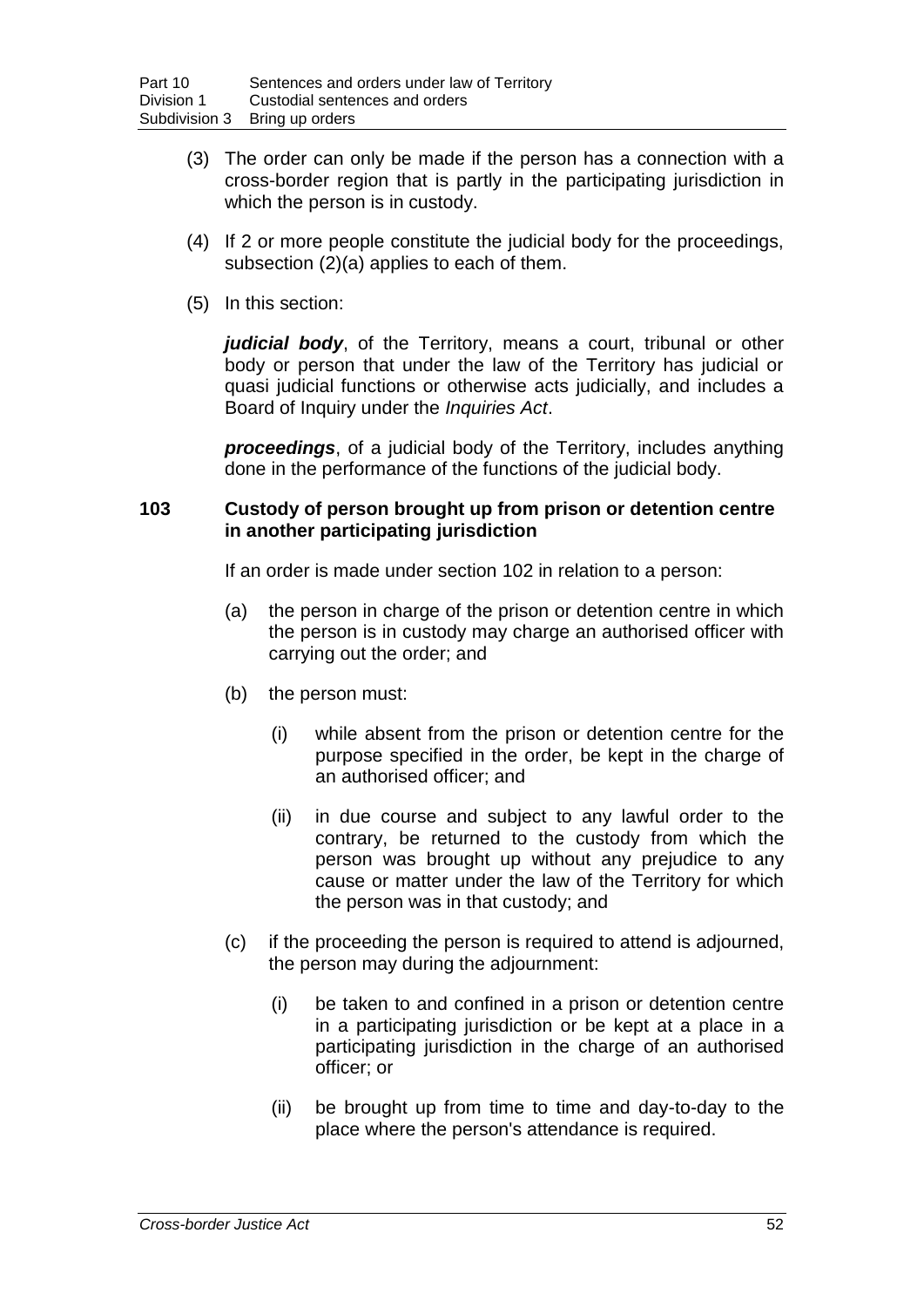(3) The order can only be made if the person has a connection with a cross-border region that is partly in the participating jurisdiction in which the person is in custody.

(4) If 2 or more people constitute the judicial body for the proceedings, subsection (2)(a) applies to each of them.

(5) In this section:

***judicial body***, of the Territory, means a court, tribunal or other body or person that under the law of the Territory has judicial or quasi judicial functions or otherwise acts judicially, and includes a Board of Inquiry under the *Inquiries Act*.

***proceedings***, of a judicial body of the Territory, includes anything done in the performance of the functions of the judicial body.

### 103 Custody of person brought up from prison or detention centre in another participating jurisdiction

If an order is made under section 102 in relation to a person:

(a) the person in charge of the prison or detention centre in which the person is in custody may charge an authorised officer with carrying out the order; and

(b) the person must:

(i) while absent from the prison or detention centre for the purpose specified in the order, be kept in the charge of an authorised officer; and

(ii) in due course and subject to any lawful order to the contrary, be returned to the custody from which the person was brought up without any prejudice to any cause or matter under the law of the Territory for which the person was in that custody; and

(c) if the proceeding the person is required to attend is adjourned, the person may during the adjournment:

(i) be taken to and confined in a prison or detention centre in a participating jurisdiction or be kept at a place in a participating jurisdiction in the charge of an authorised officer; or

(ii) be brought up from time to time and day-to-day to the place where the person's attendance is required.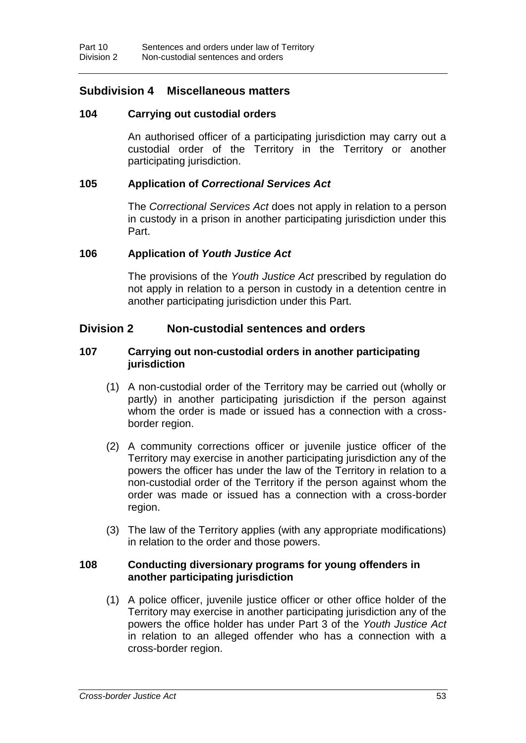## Subdivision 4 Miscellaneous matters

### 104 Carrying out custodial orders

An authorised officer of a participating jurisdiction may carry out a custodial order of the Territory in the Territory or another participating jurisdiction.

### 105 Application of *Correctional Services Act*

The *Correctional Services Act* does not apply in relation to a person in custody in a prison in another participating jurisdiction under this Part.

### 106 Application of *Youth Justice Act*

The provisions of the *Youth Justice Act* prescribed by regulation do not apply in relation to a person in custody in a detention centre in another participating jurisdiction under this Part.

## Division 2 Non-custodial sentences and orders

### 107 Carrying out non-custodial orders in another participating jurisdiction

(1) A non-custodial order of the Territory may be carried out (wholly or partly) in another participating jurisdiction if the person against whom the order is made or issued has a connection with a cross-border region.

(2) A community corrections officer or juvenile justice officer of the Territory may exercise in another participating jurisdiction any of the powers the officer has under the law of the Territory in relation to a non-custodial order of the Territory if the person against whom the order was made or issued has a connection with a cross-border region.

(3) The law of the Territory applies (with any appropriate modifications) in relation to the order and those powers.

### 108 Conducting diversionary programs for young offenders in another participating jurisdiction

(1) A police officer, juvenile justice officer or other office holder of the Territory may exercise in another participating jurisdiction any of the powers the office holder has under Part 3 of the *Youth Justice Act* in relation to an alleged offender who has a connection with a cross-border region.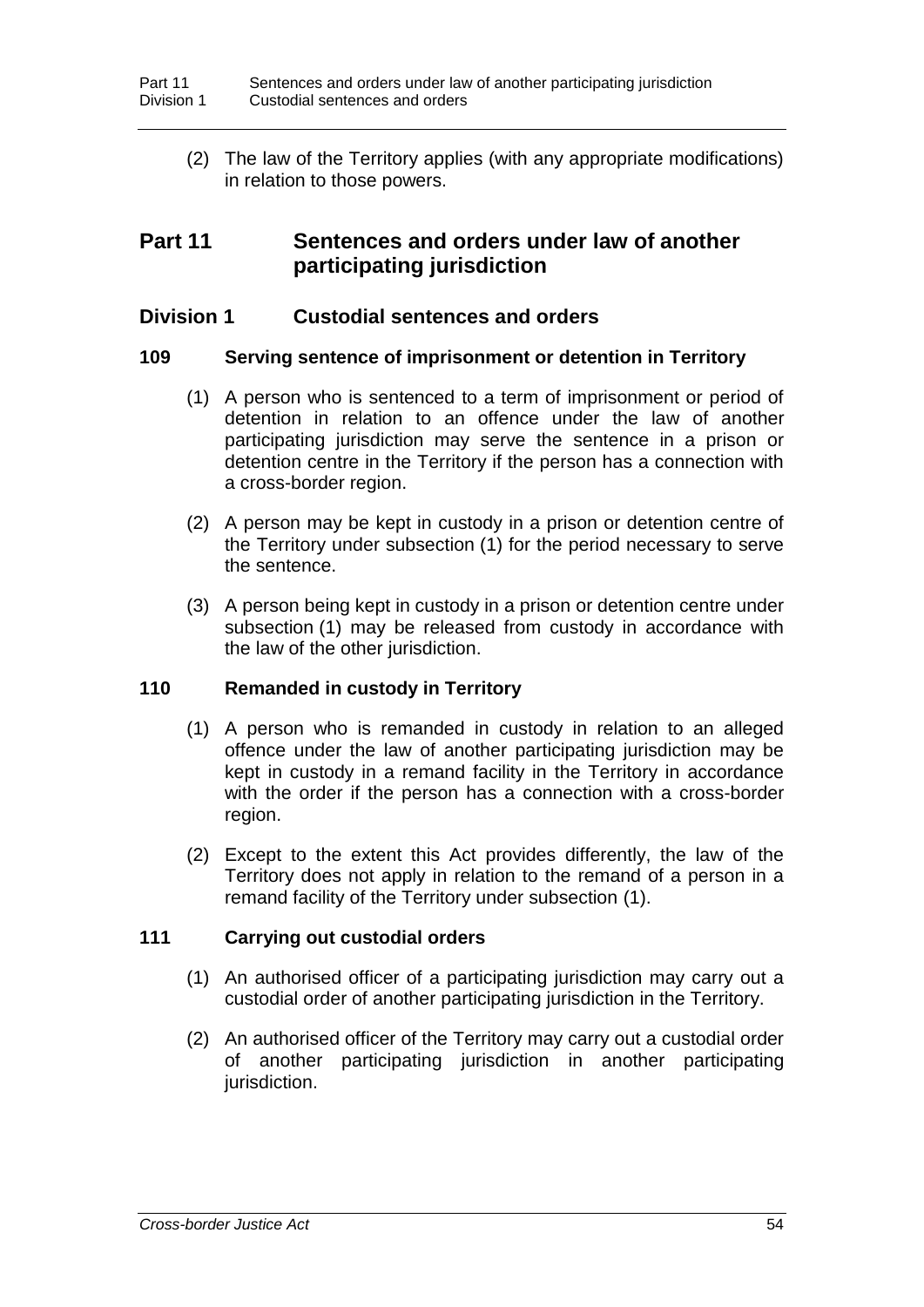(2) The law of the Territory applies (with any appropriate modifications) in relation to those powers.

# Part 11 Sentences and orders under law of another participating jurisdiction

## Division 1 Custodial sentences and orders

### 109 Serving sentence of imprisonment or detention in Territory

(1) A person who is sentenced to a term of imprisonment or period of detention in relation to an offence under the law of another participating jurisdiction may serve the sentence in a prison or detention centre in the Territory if the person has a connection with a cross-border region.

(2) A person may be kept in custody in a prison or detention centre of the Territory under subsection (1) for the period necessary to serve the sentence.

(3) A person being kept in custody in a prison or detention centre under subsection (1) may be released from custody in accordance with the law of the other jurisdiction.

### 110 Remanded in custody in Territory

(1) A person who is remanded in custody in relation to an alleged offence under the law of another participating jurisdiction may be kept in custody in a remand facility in the Territory in accordance with the order if the person has a connection with a cross-border region.

(2) Except to the extent this Act provides differently, the law of the Territory does not apply in relation to the remand of a person in a remand facility of the Territory under subsection (1).

### 111 Carrying out custodial orders

(1) An authorised officer of a participating jurisdiction may carry out a custodial order of another participating jurisdiction in the Territory.

(2) An authorised officer of the Territory may carry out a custodial order of another participating jurisdiction in another participating jurisdiction.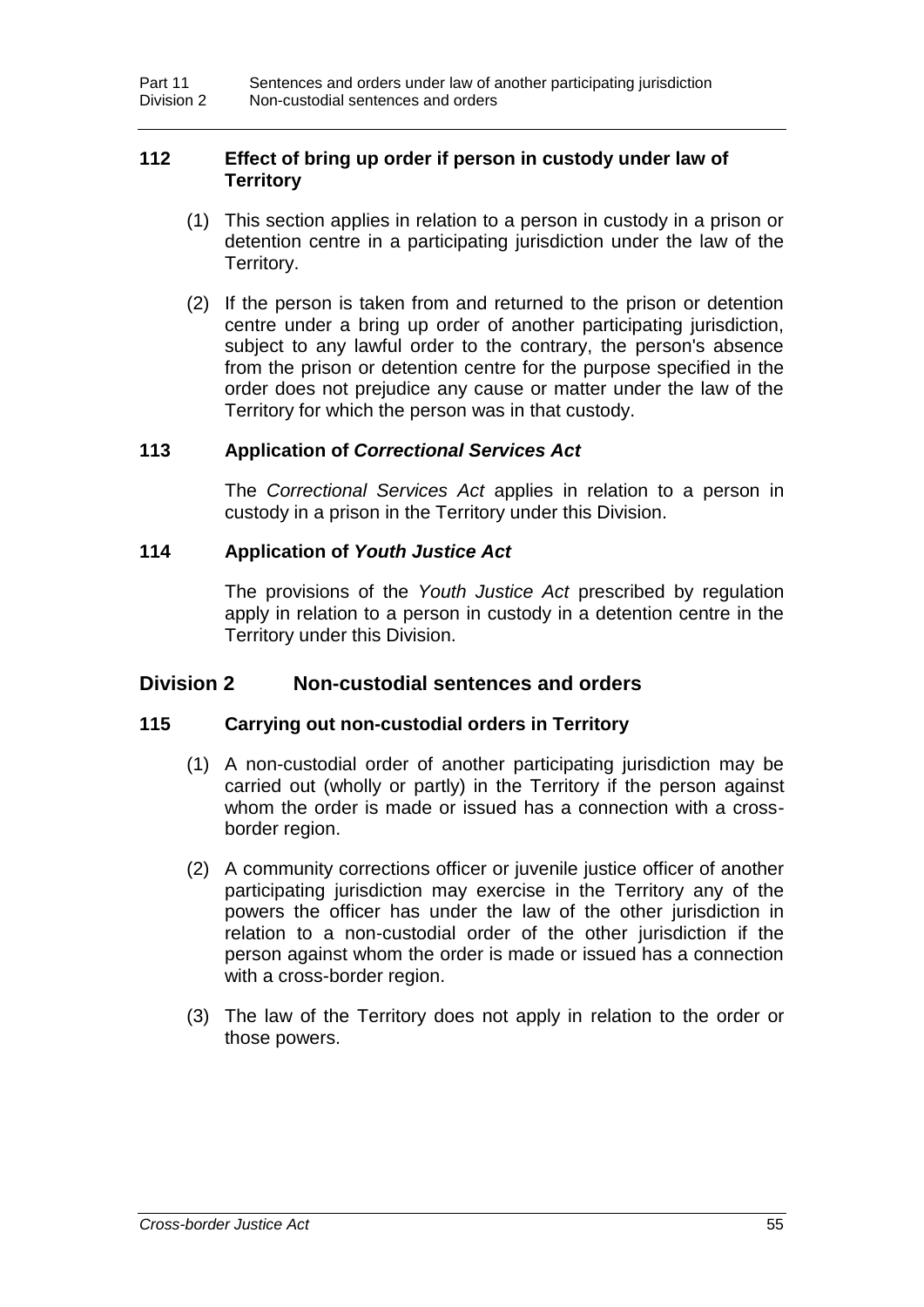### 112 Effect of bring up order if person in custody under law of Territory

(1) This section applies in relation to a person in custody in a prison or detention centre in a participating jurisdiction under the law of the Territory.

(2) If the person is taken from and returned to the prison or detention centre under a bring up order of another participating jurisdiction, subject to any lawful order to the contrary, the person's absence from the prison or detention centre for the purpose specified in the order does not prejudice any cause or matter under the law of the Territory for which the person was in that custody.

### 113 Application of *Correctional Services Act*

The *Correctional Services Act* applies in relation to a person in custody in a prison in the Territory under this Division.

### 114 Application of *Youth Justice Act*

The provisions of the *Youth Justice Act* prescribed by regulation apply in relation to a person in custody in a detention centre in the Territory under this Division.

## Division 2 Non-custodial sentences and orders

### 115 Carrying out non-custodial orders in Territory

(1) A non-custodial order of another participating jurisdiction may be carried out (wholly or partly) in the Territory if the person against whom the order is made or issued has a connection with a cross-border region.

(2) A community corrections officer or juvenile justice officer of another participating jurisdiction may exercise in the Territory any of the powers the officer has under the law of the other jurisdiction in relation to a non-custodial order of the other jurisdiction if the person against whom the order is made or issued has a connection with a cross-border region.

(3) The law of the Territory does not apply in relation to the order or those powers.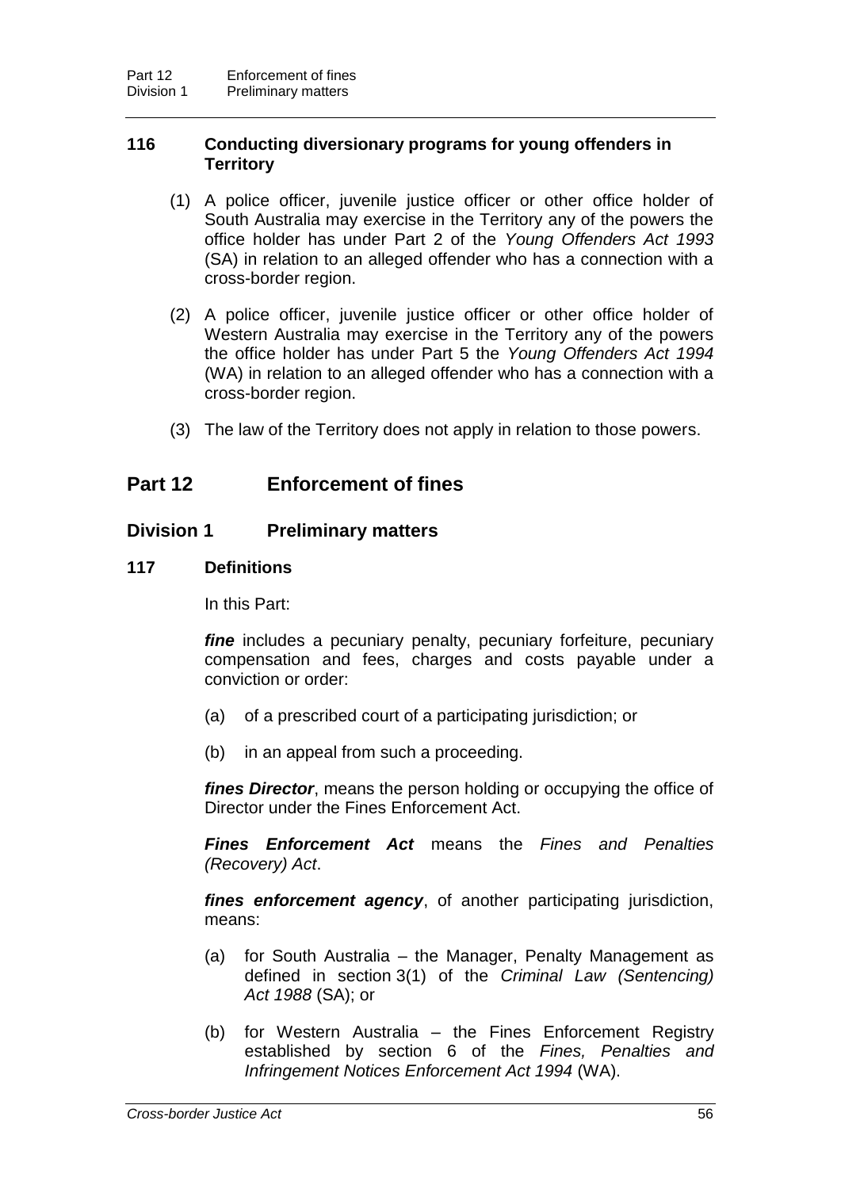### 116 Conducting diversionary programs for young offenders in Territory

(1) A police officer, juvenile justice officer or other office holder of South Australia may exercise in the Territory any of the powers the office holder has under Part 2 of the *Young Offenders Act 1993* (SA) in relation to an alleged offender who has a connection with a cross-border region.

(2) A police officer, juvenile justice officer or other office holder of Western Australia may exercise in the Territory any of the powers the office holder has under Part 5 the *Young Offenders Act 1994* (WA) in relation to an alleged offender who has a connection with a cross-border region.

(3) The law of the Territory does not apply in relation to those powers.

# Part 12 Enforcement of fines

## Division 1 Preliminary matters

### 117 Definitions

In this Part:

***fine*** includes a pecuniary penalty, pecuniary forfeiture, pecuniary compensation and fees, charges and costs payable under a conviction or order:

(a) of a prescribed court of a participating jurisdiction; or

(b) in an appeal from such a proceeding.

***fines Director***, means the person holding or occupying the office of Director under the Fines Enforcement Act.

***Fines Enforcement Act*** means the *Fines and Penalties (Recovery) Act*.

***fines enforcement agency***, of another participating jurisdiction, means:

(a) for South Australia – the Manager, Penalty Management as defined in section 3(1) of the *Criminal Law (Sentencing) Act 1988* (SA); or

(b) for Western Australia – the Fines Enforcement Registry established by section 6 of the *Fines, Penalties and Infringement Notices Enforcement Act 1994* (WA).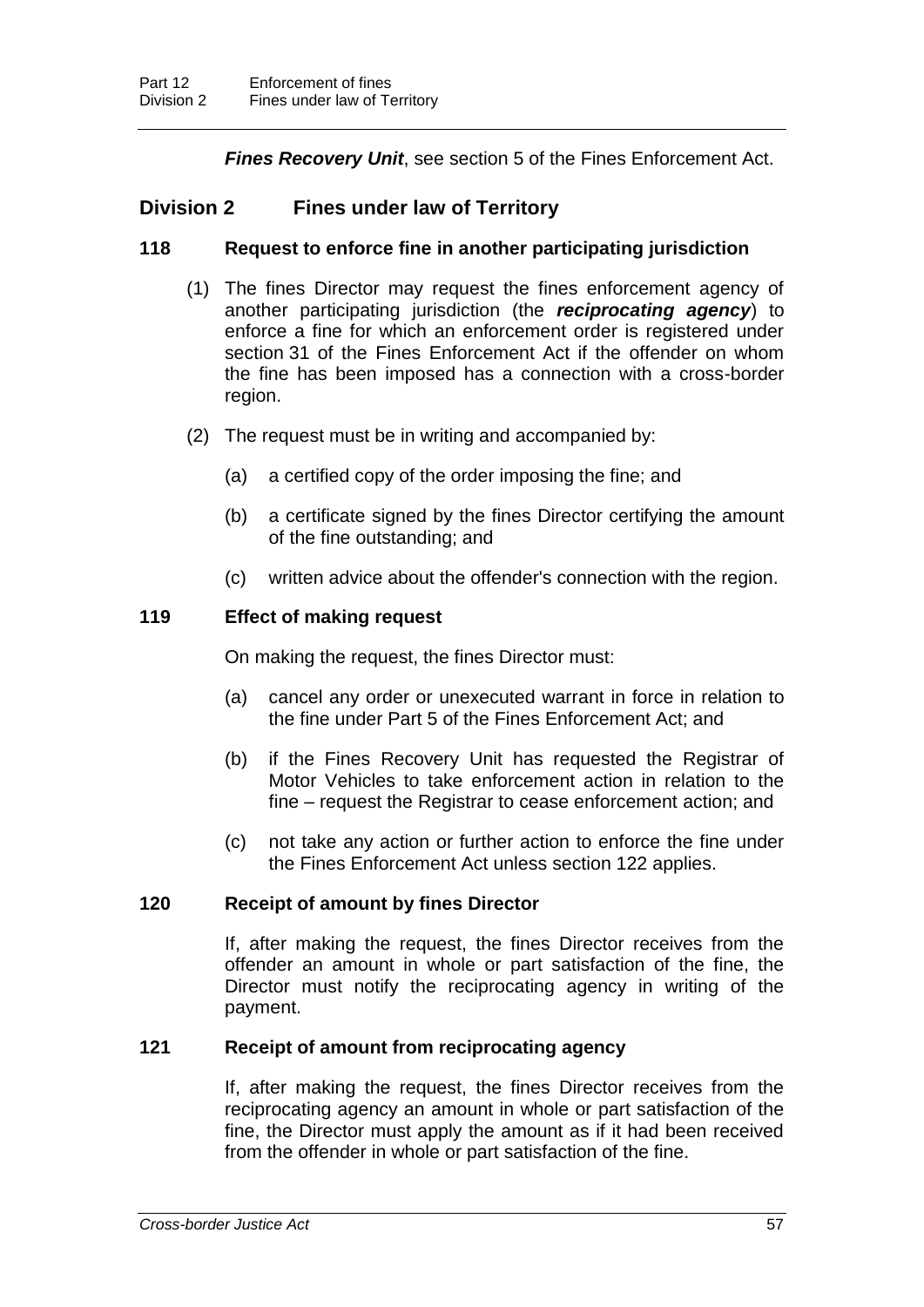***Fines Recovery Unit***, see section 5 of the Fines Enforcement Act.

## Division 2 Fines under law of Territory

### 118 Request to enforce fine in another participating jurisdiction

(1) The fines Director may request the fines enforcement agency of another participating jurisdiction (the ***reciprocating agency***) to enforce a fine for which an enforcement order is registered under section 31 of the Fines Enforcement Act if the offender on whom the fine has been imposed has a connection with a cross-border region.

(2) The request must be in writing and accompanied by:

(a) a certified copy of the order imposing the fine; and

(b) a certificate signed by the fines Director certifying the amount of the fine outstanding; and

(c) written advice about the offender's connection with the region.

### 119 Effect of making request

On making the request, the fines Director must:

(a) cancel any order or unexecuted warrant in force in relation to the fine under Part 5 of the Fines Enforcement Act; and

(b) if the Fines Recovery Unit has requested the Registrar of Motor Vehicles to take enforcement action in relation to the fine – request the Registrar to cease enforcement action; and

(c) not take any action or further action to enforce the fine under the Fines Enforcement Act unless section 122 applies.

### 120 Receipt of amount by fines Director

If, after making the request, the fines Director receives from the offender an amount in whole or part satisfaction of the fine, the Director must notify the reciprocating agency in writing of the payment.

### 121 Receipt of amount from reciprocating agency

If, after making the request, the fines Director receives from the reciprocating agency an amount in whole or part satisfaction of the fine, the Director must apply the amount as if it had been received from the offender in whole or part satisfaction of the fine.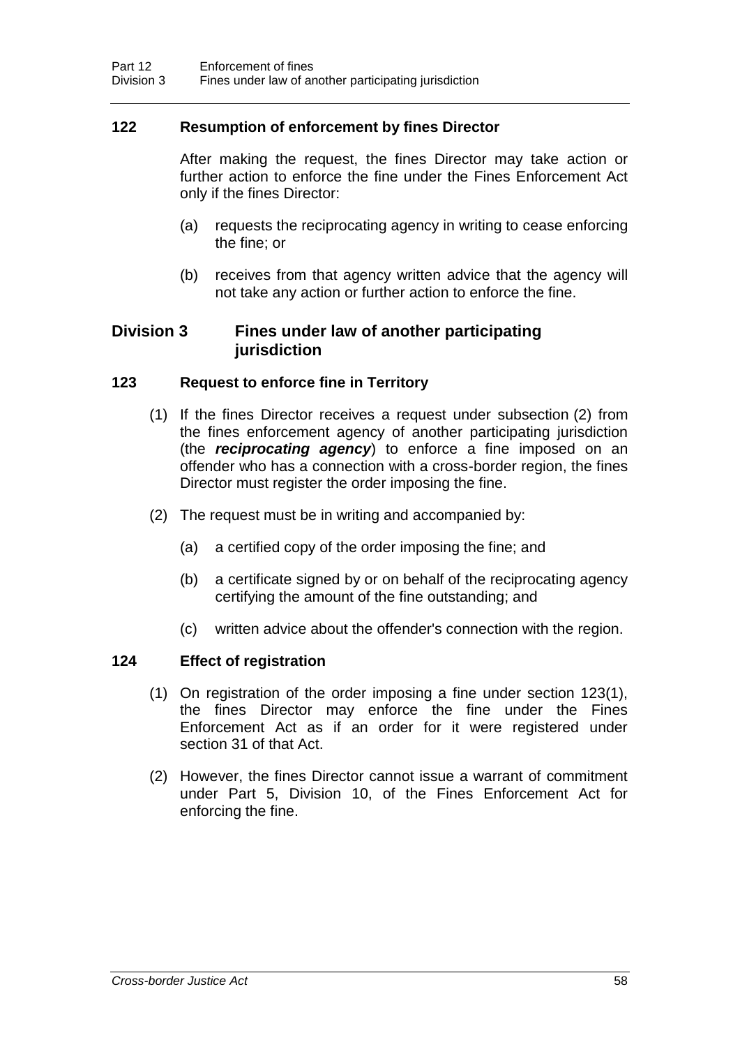### 122 Resumption of enforcement by fines Director

After making the request, the fines Director may take action or further action to enforce the fine under the Fines Enforcement Act only if the fines Director:

(a) requests the reciprocating agency in writing to cease enforcing the fine; or

(b) receives from that agency written advice that the agency will not take any action or further action to enforce the fine.

## Division 3 Fines under law of another participating jurisdiction

### 123 Request to enforce fine in Territory

(1) If the fines Director receives a request under subsection (2) from the fines enforcement agency of another participating jurisdiction (the ***reciprocating agency***) to enforce a fine imposed on an offender who has a connection with a cross-border region, the fines Director must register the order imposing the fine.

(2) The request must be in writing and accompanied by:

(a) a certified copy of the order imposing the fine; and

(b) a certificate signed by or on behalf of the reciprocating agency certifying the amount of the fine outstanding; and

(c) written advice about the offender's connection with the region.

### 124 Effect of registration

(1) On registration of the order imposing a fine under section 123(1), the fines Director may enforce the fine under the Fines Enforcement Act as if an order for it were registered under section 31 of that Act.

(2) However, the fines Director cannot issue a warrant of commitment under Part 5, Division 10, of the Fines Enforcement Act for enforcing the fine.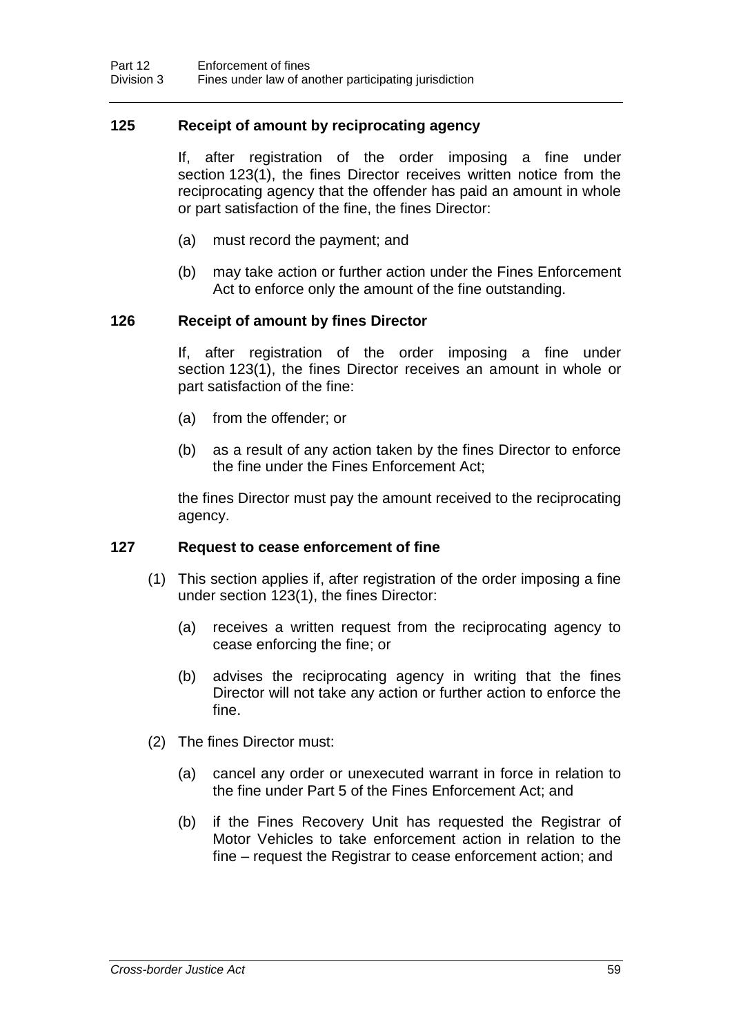### 125 Receipt of amount by reciprocating agency

If, after registration of the order imposing a fine under section 123(1), the fines Director receives written notice from the reciprocating agency that the offender has paid an amount in whole or part satisfaction of the fine, the fines Director:

(a) must record the payment; and

(b) may take action or further action under the Fines Enforcement Act to enforce only the amount of the fine outstanding.

### 126 Receipt of amount by fines Director

If, after registration of the order imposing a fine under section 123(1), the fines Director receives an amount in whole or part satisfaction of the fine:

(a) from the offender; or

(b) as a result of any action taken by the fines Director to enforce the fine under the Fines Enforcement Act;

the fines Director must pay the amount received to the reciprocating agency.

### 127 Request to cease enforcement of fine

(1) This section applies if, after registration of the order imposing a fine under section 123(1), the fines Director:

(a) receives a written request from the reciprocating agency to cease enforcing the fine; or

(b) advises the reciprocating agency in writing that the fines Director will not take any action or further action to enforce the fine.

(2) The fines Director must:

(a) cancel any order or unexecuted warrant in force in relation to the fine under Part 5 of the Fines Enforcement Act; and

(b) if the Fines Recovery Unit has requested the Registrar of Motor Vehicles to take enforcement action in relation to the fine – request the Registrar to cease enforcement action; and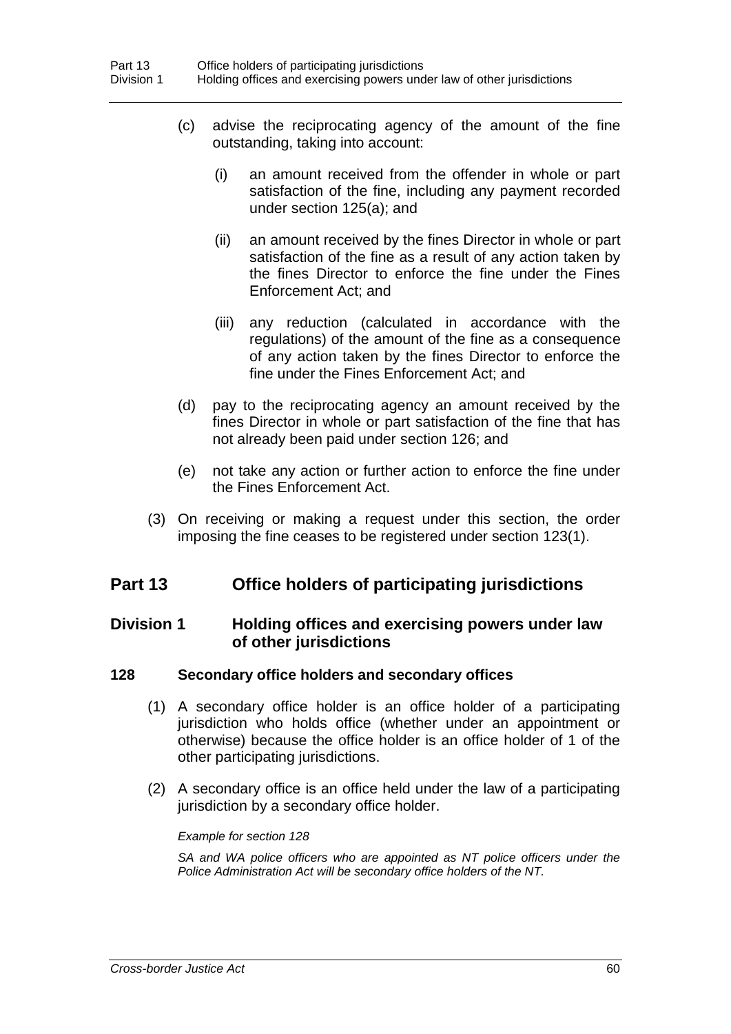(c) advise the reciprocating agency of the amount of the fine outstanding, taking into account:

(i) an amount received from the offender in whole or part satisfaction of the fine, including any payment recorded under section 125(a); and

(ii) an amount received by the fines Director in whole or part satisfaction of the fine as a result of any action taken by the fines Director to enforce the fine under the Fines Enforcement Act; and

(iii) any reduction (calculated in accordance with the regulations) of the amount of the fine as a consequence of any action taken by the fines Director to enforce the fine under the Fines Enforcement Act; and

(d) pay to the reciprocating agency an amount received by the fines Director in whole or part satisfaction of the fine that has not already been paid under section 126; and

(e) not take any action or further action to enforce the fine under the Fines Enforcement Act.

(3) On receiving or making a request under this section, the order imposing the fine ceases to be registered under section 123(1).

## Part 13 Office holders of participating jurisdictions

### Division 1 Holding offices and exercising powers under law of other jurisdictions

#### 128 Secondary office holders and secondary offices

(1) A secondary office holder is an office holder of a participating jurisdiction who holds office (whether under an appointment or otherwise) because the office holder is an office holder of 1 of the other participating jurisdictions.

(2) A secondary office is an office held under the law of a participating jurisdiction by a secondary office holder.

*Example for section 128*

*SA and WA police officers who are appointed as NT police officers under the Police Administration Act will be secondary office holders of the NT.*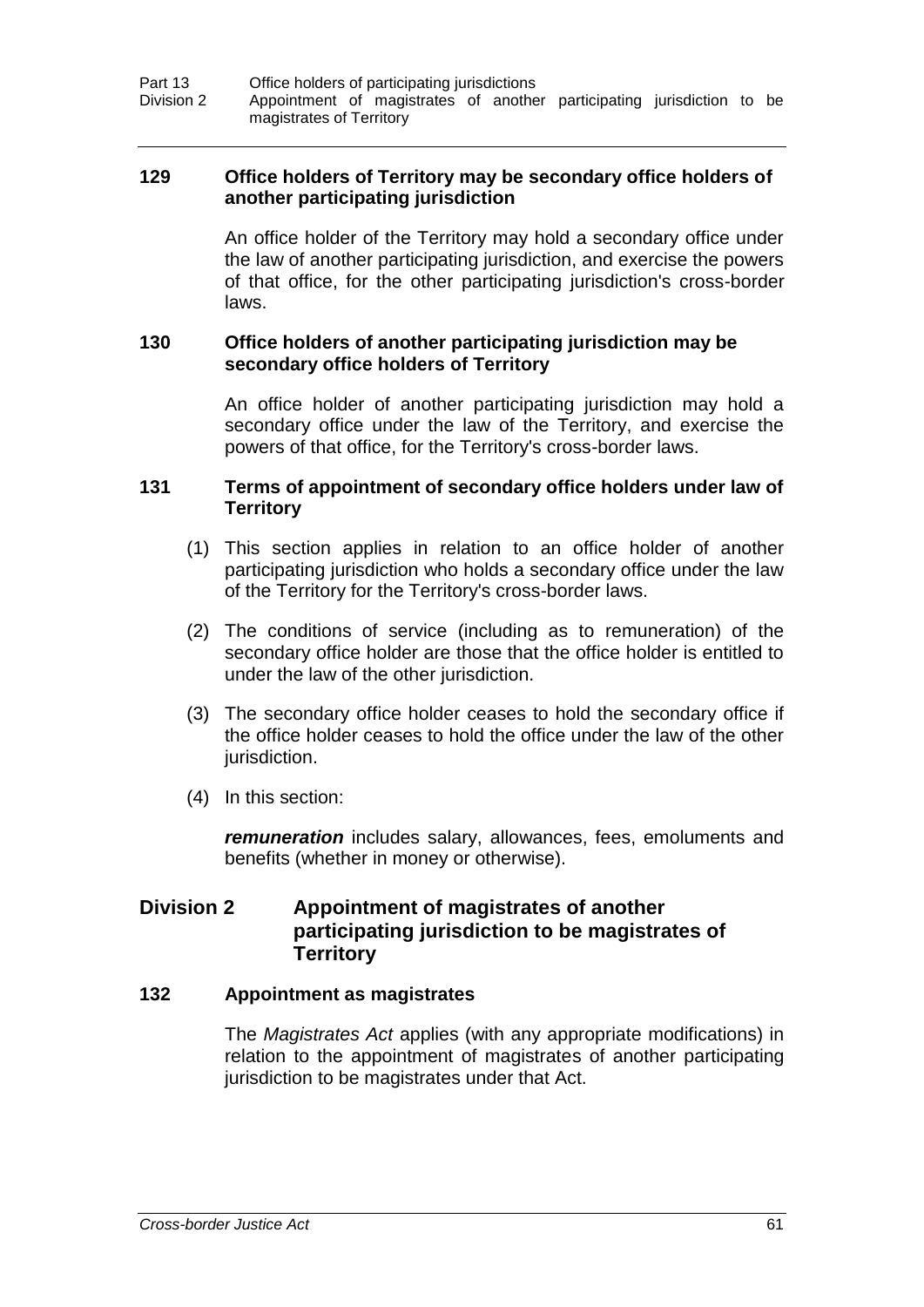### 129 Office holders of Territory may be secondary office holders of another participating jurisdiction

An office holder of the Territory may hold a secondary office under the law of another participating jurisdiction, and exercise the powers of that office, for the other participating jurisdiction's cross-border laws.

### 130 Office holders of another participating jurisdiction may be secondary office holders of Territory

An office holder of another participating jurisdiction may hold a secondary office under the law of the Territory, and exercise the powers of that office, for the Territory's cross-border laws.

### 131 Terms of appointment of secondary office holders under law of Territory

(1) This section applies in relation to an office holder of another participating jurisdiction who holds a secondary office under the law of the Territory for the Territory's cross-border laws.

(2) The conditions of service (including as to remuneration) of the secondary office holder are those that the office holder is entitled to under the law of the other jurisdiction.

(3) The secondary office holder ceases to hold the secondary office if the office holder ceases to hold the office under the law of the other jurisdiction.

(4) In this section:

***remuneration*** includes salary, allowances, fees, emoluments and benefits (whether in money or otherwise).

## Division 2 Appointment of magistrates of another participating jurisdiction to be magistrates of Territory

### 132 Appointment as magistrates

The *Magistrates Act* applies (with any appropriate modifications) in relation to the appointment of magistrates of another participating jurisdiction to be magistrates under that Act.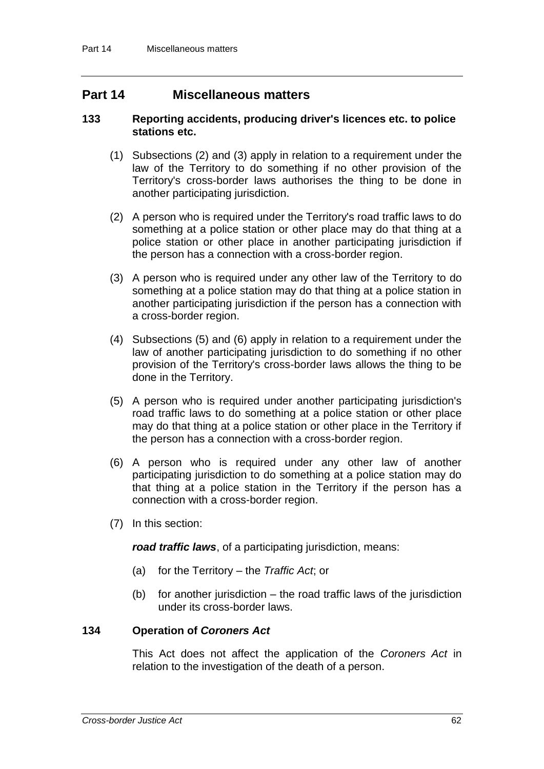# Part 14 Miscellaneous matters

## 133 Reporting accidents, producing driver's licences etc. to police stations etc.

(1) Subsections (2) and (3) apply in relation to a requirement under the law of the Territory to do something if no other provision of the Territory's cross-border laws authorises the thing to be done in another participating jurisdiction.

(2) A person who is required under the Territory's road traffic laws to do something at a police station or other place may do that thing at a police station or other place in another participating jurisdiction if the person has a connection with a cross-border region.

(3) A person who is required under any other law of the Territory to do something at a police station may do that thing at a police station in another participating jurisdiction if the person has a connection with a cross-border region.

(4) Subsections (5) and (6) apply in relation to a requirement under the law of another participating jurisdiction to do something if no other provision of the Territory's cross-border laws allows the thing to be done in the Territory.

(5) A person who is required under another participating jurisdiction's road traffic laws to do something at a police station or other place may do that thing at a police station or other place in the Territory if the person has a connection with a cross-border region.

(6) A person who is required under any other law of another participating jurisdiction to do something at a police station may do that thing at a police station in the Territory if the person has a connection with a cross-border region.

(7) In this section:

***road traffic laws***, of a participating jurisdiction, means:

(a) for the Territory – the *Traffic Act*; or

(b) for another jurisdiction – the road traffic laws of the jurisdiction under its cross-border laws.

## 134 Operation of *Coroners Act*

This Act does not affect the application of the *Coroners Act* in relation to the investigation of the death of a person.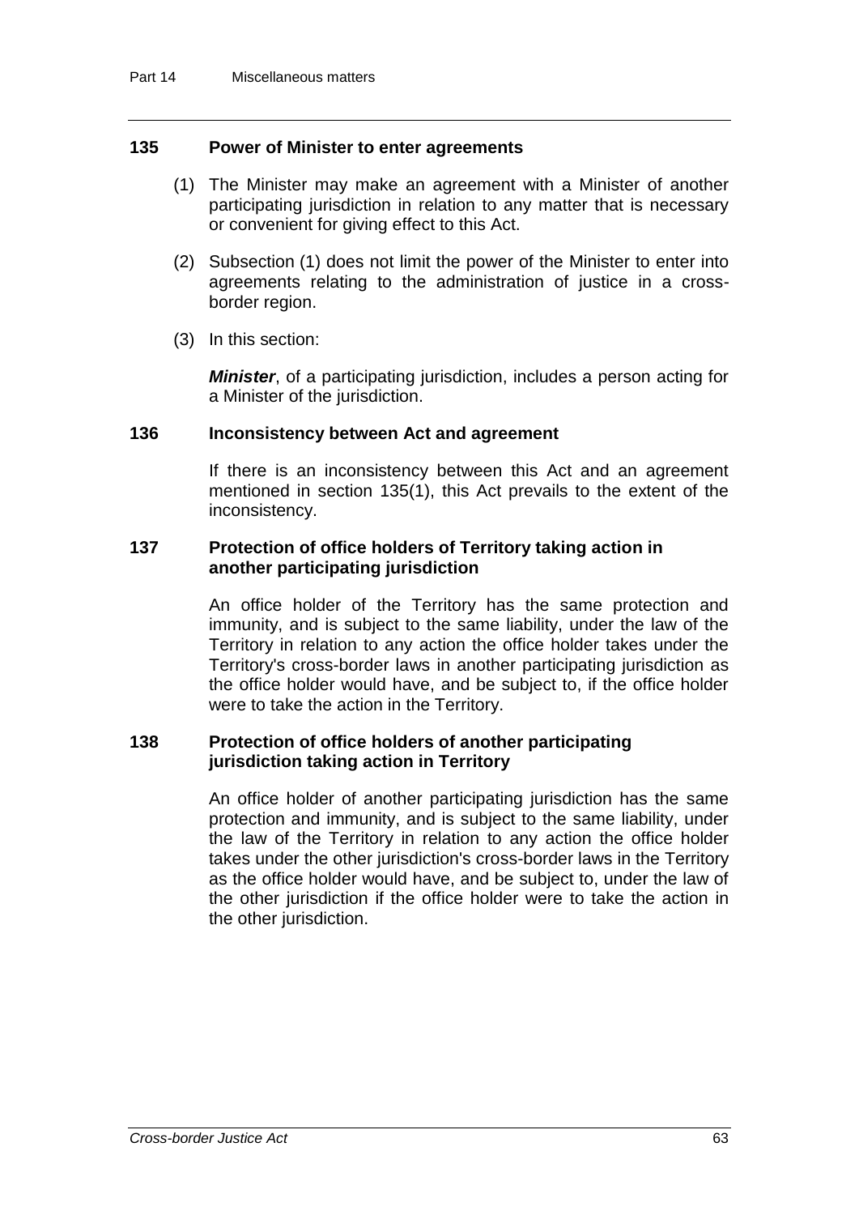### 135 Power of Minister to enter agreements

(1) The Minister may make an agreement with a Minister of another participating jurisdiction in relation to any matter that is necessary or convenient for giving effect to this Act.

(2) Subsection (1) does not limit the power of the Minister to enter into agreements relating to the administration of justice in a cross-border region.

(3) In this section:

***Minister***, of a participating jurisdiction, includes a person acting for a Minister of the jurisdiction.

### 136 Inconsistency between Act and agreement

If there is an inconsistency between this Act and an agreement mentioned in section 135(1), this Act prevails to the extent of the inconsistency.

### 137 Protection of office holders of Territory taking action in another participating jurisdiction

An office holder of the Territory has the same protection and immunity, and is subject to the same liability, under the law of the Territory in relation to any action the office holder takes under the Territory's cross-border laws in another participating jurisdiction as the office holder would have, and be subject to, if the office holder were to take the action in the Territory.

### 138 Protection of office holders of another participating jurisdiction taking action in Territory

An office holder of another participating jurisdiction has the same protection and immunity, and is subject to the same liability, under the law of the Territory in relation to any action the office holder takes under the other jurisdiction's cross-border laws in the Territory as the office holder would have, and be subject to, under the law of the other jurisdiction if the office holder were to take the action in the other jurisdiction.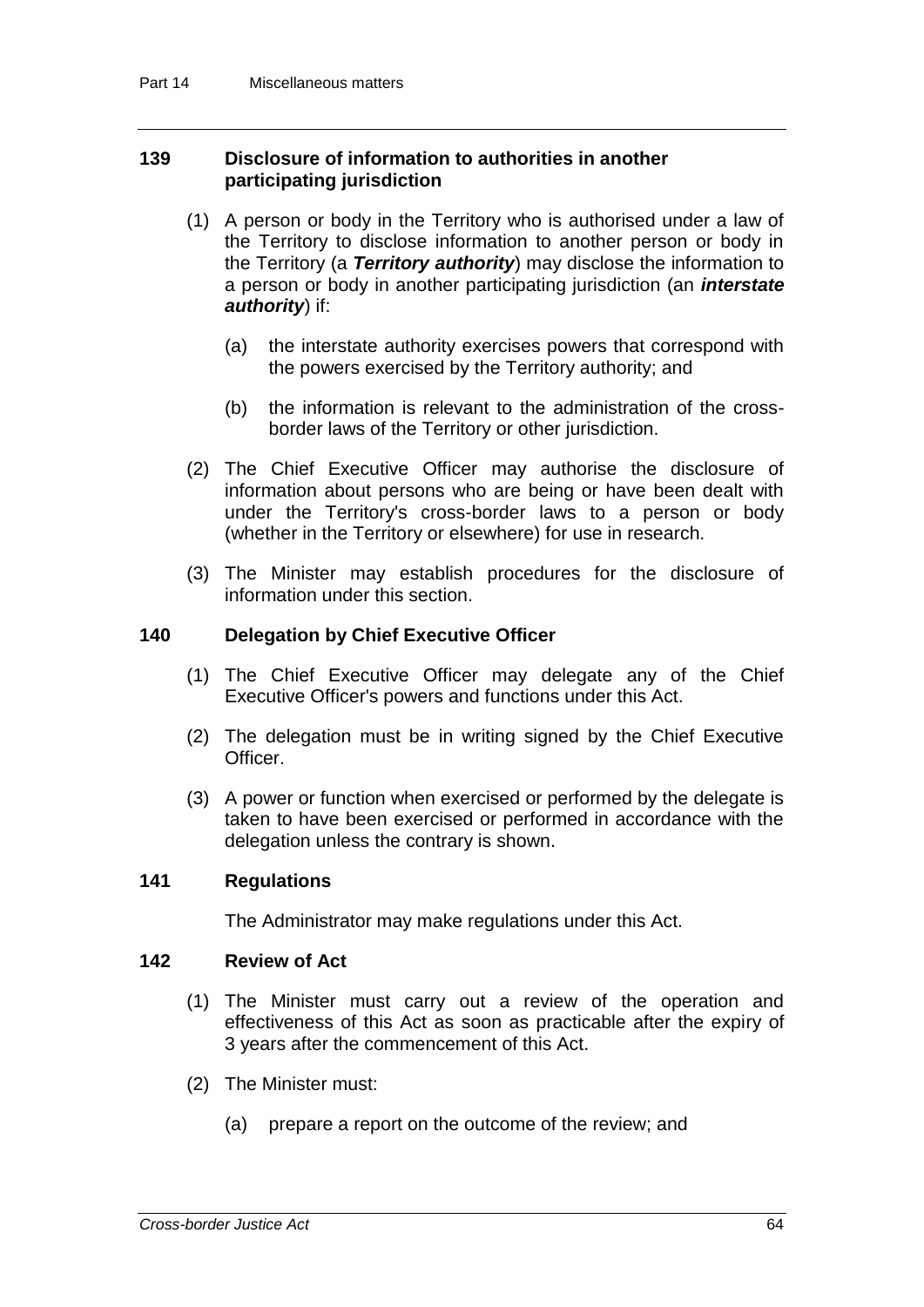### 139 Disclosure of information to authorities in another participating jurisdiction

(1) A person or body in the Territory who is authorised under a law of the Territory to disclose information to another person or body in the Territory (a ***Territory authority***) may disclose the information to a person or body in another participating jurisdiction (an ***interstate authority***) if:

(a) the interstate authority exercises powers that correspond with the powers exercised by the Territory authority; and

(b) the information is relevant to the administration of the cross-border laws of the Territory or other jurisdiction.

(2) The Chief Executive Officer may authorise the disclosure of information about persons who are being or have been dealt with under the Territory's cross-border laws to a person or body (whether in the Territory or elsewhere) for use in research.

(3) The Minister may establish procedures for the disclosure of information under this section.

### 140 Delegation by Chief Executive Officer

(1) The Chief Executive Officer may delegate any of the Chief Executive Officer's powers and functions under this Act.

(2) The delegation must be in writing signed by the Chief Executive Officer.

(3) A power or function when exercised or performed by the delegate is taken to have been exercised or performed in accordance with the delegation unless the contrary is shown.

### 141 Regulations

The Administrator may make regulations under this Act.

### 142 Review of Act

(1) The Minister must carry out a review of the operation and effectiveness of this Act as soon as practicable after the expiry of 3 years after the commencement of this Act.

(2) The Minister must:

(a) prepare a report on the outcome of the review; and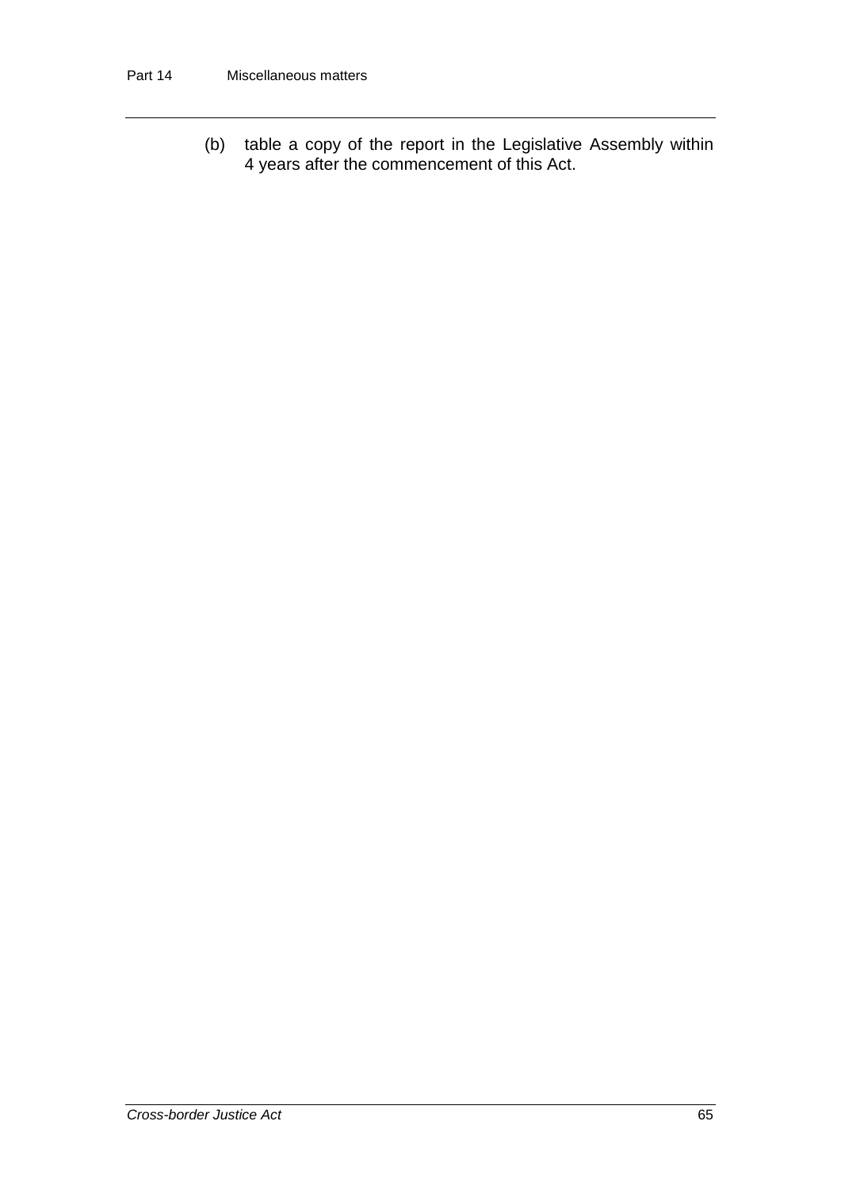(b) table a copy of the report in the Legislative Assembly within 4 years after the commencement of this Act.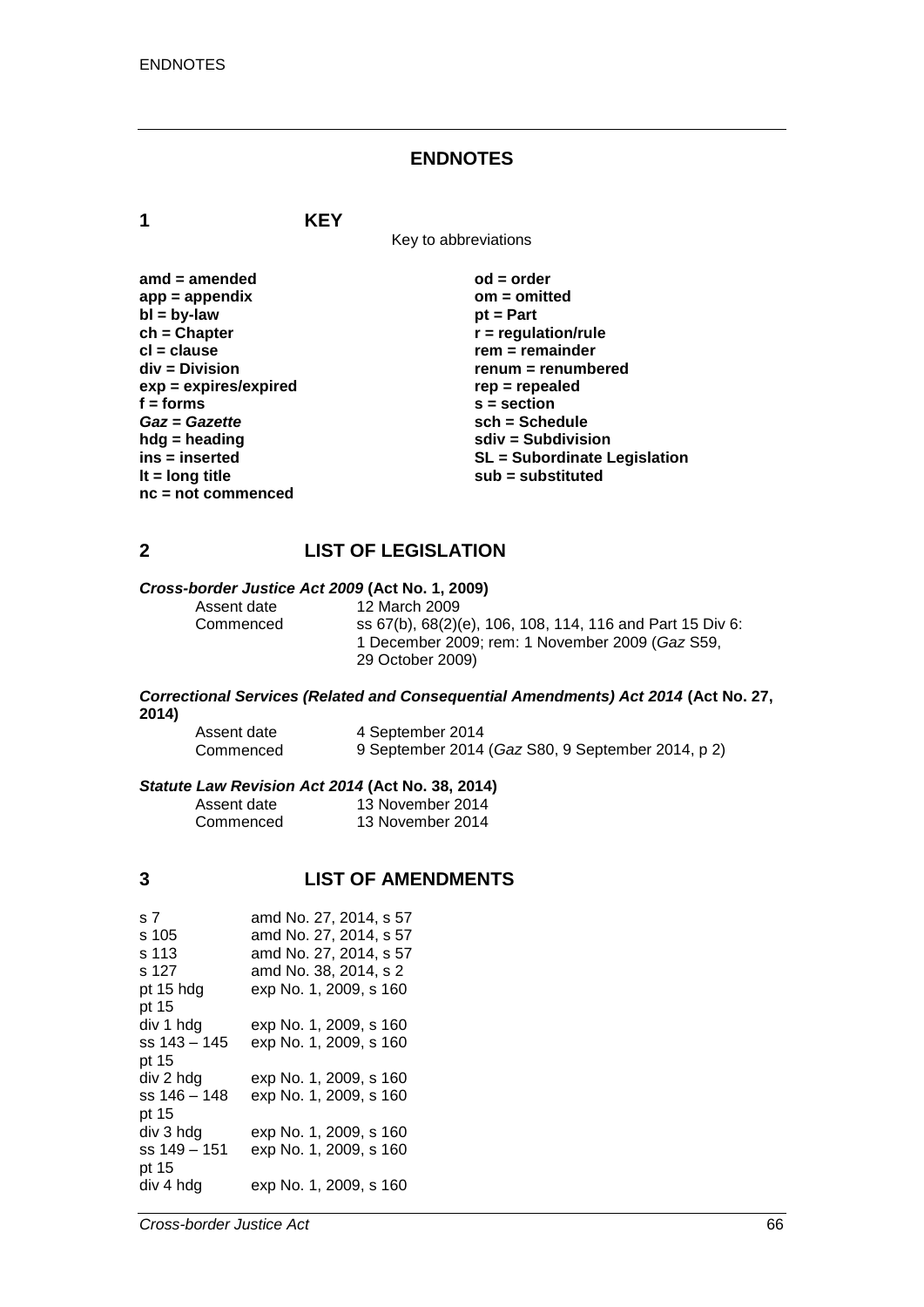# ENDNOTES

## 1 KEY

Key to abbreviations

| | |
|---|---|
| **amd = amended** | **od = order** |
| **app = appendix** | **om = omitted** |
| **bl = by-law** | **pt = Part** |
| **ch = Chapter** | **r = regulation/rule** |
| **cl = clause** | **rem = remainder** |
| **div = Division** | **renum = renumbered** |
| **exp = expires/expired** | **rep = repealed** |
| **f = forms** | **s = section** |
| ***Gaz = Gazette*** | **sch = Schedule** |
| **hdg = heading** | **sdiv = Subdivision** |
| **ins = inserted** | **SL = Subordinate Legislation** |
| **lt = long title** | **sub = substituted** |
| **nc = not commenced** | |

## 2 LIST OF LEGISLATION

***Cross-border Justice Act 2009*** **(Act No. 1, 2009)**

| | |
|---|---|
| Assent date | 12 March 2009 |
| Commenced | ss 67(b), 68(2)(e), 106, 108, 114, 116 and Part 15 Div 6: 1 December 2009; rem: 1 November 2009 (*Gaz* S59, 29 October 2009) |

***Correctional Services (Related and Consequential Amendments) Act 2014*** **(Act No. 27, 2014)**

| | |
|---|---|
| Assent date | 4 September 2014 |
| Commenced | 9 September 2014 (*Gaz* S80, 9 September 2014, p 2) |

***Statute Law Revision Act 2014*** **(Act No. 38, 2014)**

| | |
|---|---|
| Assent date | 13 November 2014 |
| Commenced | 13 November 2014 |

## 3 LIST OF AMENDMENTS

| | |
|---|---|
| s 7 | amd No. 27, 2014, s 57 |
| s 105 | amd No. 27, 2014, s 57 |
| s 113 | amd No. 27, 2014, s 57 |
| s 127 | amd No. 38, 2014, s 2 |
| pt 15 hdg | exp No. 1, 2009, s 160 |
| pt 15 | |
| div 1 hdg | exp No. 1, 2009, s 160 |
| ss 143 – 145 | exp No. 1, 2009, s 160 |
| pt 15 | |
| div 2 hdg | exp No. 1, 2009, s 160 |
| ss 146 – 148 | exp No. 1, 2009, s 160 |
| pt 15 | |
| div 3 hdg | exp No. 1, 2009, s 160 |
| ss 149 – 151 | exp No. 1, 2009, s 160 |
| pt 15 | |
| div 4 hdg | exp No. 1, 2009, s 160 |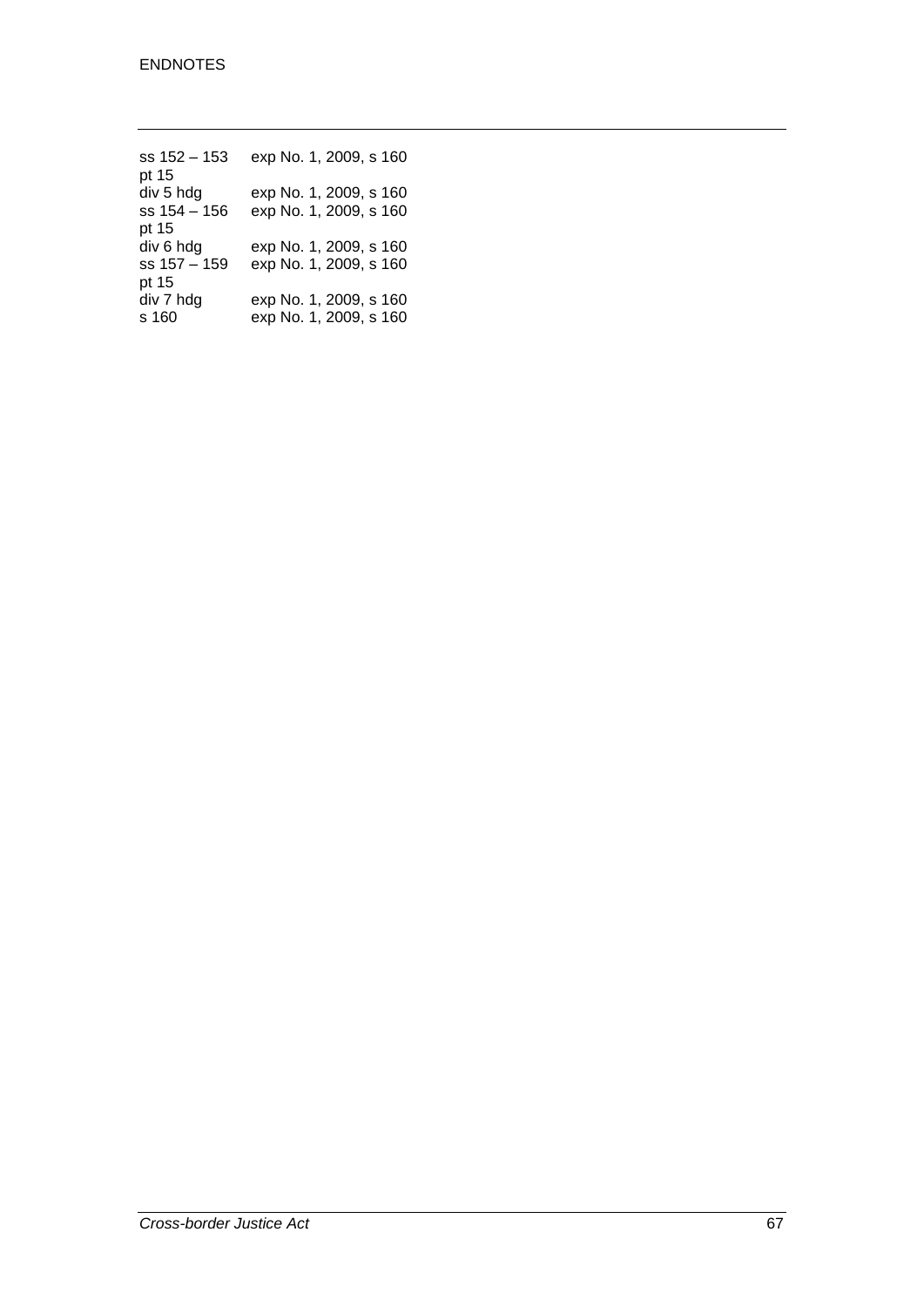| | |
|---|---|
| ss 152 – 153 | exp No. 1, 2009, s 160 |
| pt 15 div 5 hdg | exp No. 1, 2009, s 160 |
| ss 154 – 156 | exp No. 1, 2009, s 160 |
| pt 15 div 6 hdg | exp No. 1, 2009, s 160 |
| ss 157 – 159 | exp No. 1, 2009, s 160 |
| pt 15 div 7 hdg | exp No. 1, 2009, s 160 |
| s 160 | exp No. 1, 2009, s 160 |